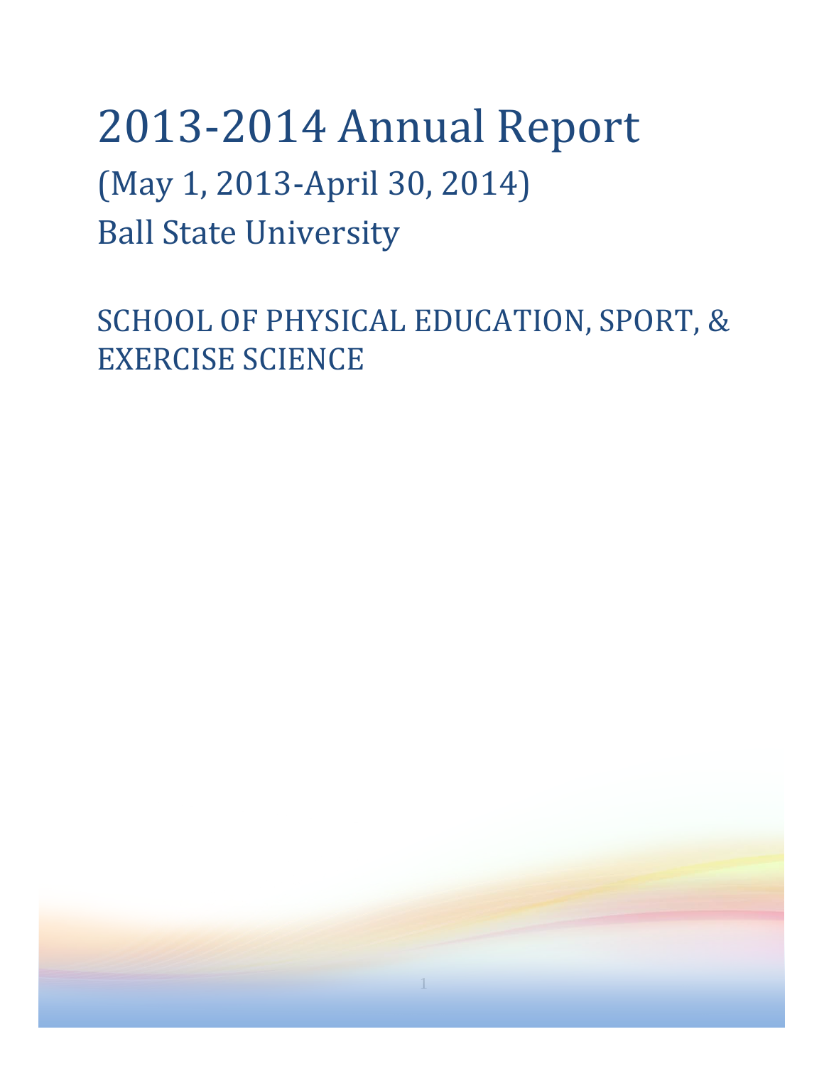# 2013-2014 Annual Report

## (May 1, 2013-April 30, 2014)

## Ball State University

## SCHOOL OF PHYSICAL EDUCATION, SPORT, & EXERCISE SCIENCE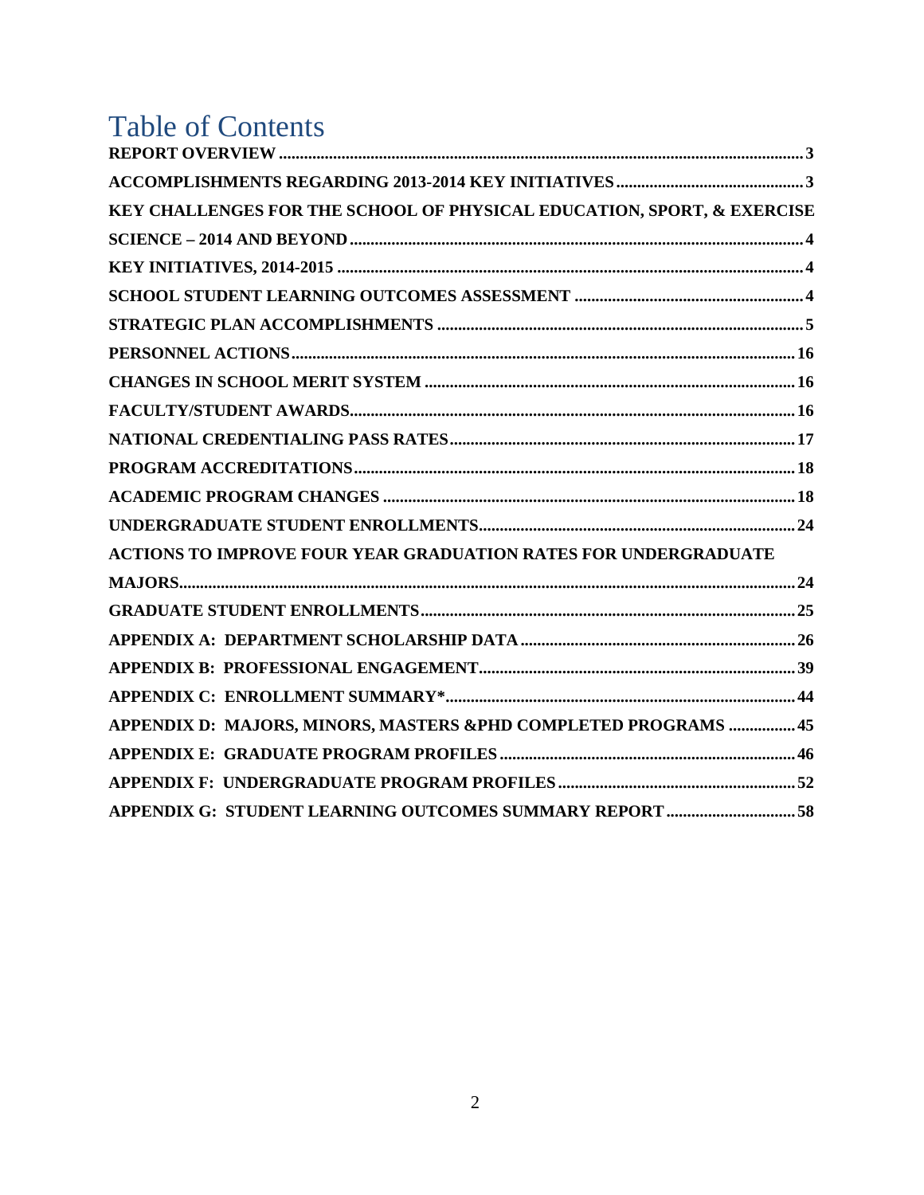# Table of Contents

**REPORT OVERVIEW** .......... 3

**ACCOMPLISHMENTS REGARDING 2013-2014 KEY INITIATIVES** .......... 3

**KEY CHALLENGES FOR THE SCHOOL OF PHYSICAL EDUCATION, SPORT, & EXERCISE SCIENCE – 2014 AND BEYOND** .......... 4

**KEY INITIATIVES, 2014-2015** .......... 4

**SCHOOL STUDENT LEARNING OUTCOMES ASSESSMENT** .......... 4

**STRATEGIC PLAN ACCOMPLISHMENTS** .......... 5

**PERSONNEL ACTIONS** .......... 16

**CHANGES IN SCHOOL MERIT SYSTEM** .......... 16

**FACULTY/STUDENT AWARDS** .......... 16

**NATIONAL CREDENTIALING PASS RATES** .......... 17

**PROGRAM ACCREDITATIONS** .......... 18

**ACADEMIC PROGRAM CHANGES** .......... 18

**UNDERGRADUATE STUDENT ENROLLMENTS** .......... 24

**ACTIONS TO IMPROVE FOUR YEAR GRADUATION RATES FOR UNDERGRADUATE MAJORS** .......... 24

**GRADUATE STUDENT ENROLLMENTS** .......... 25

**APPENDIX A: DEPARTMENT SCHOLARSHIP DATA** .......... 26

**APPENDIX B: PROFESSIONAL ENGAGEMENT** .......... 39

**APPENDIX C: ENROLLMENT SUMMARY*** .......... 44

**APPENDIX D: MAJORS, MINORS, MASTERS &PHD COMPLETED PROGRAMS** .......... 45

**APPENDIX E: GRADUATE PROGRAM PROFILES** .......... 46

**APPENDIX F: UNDERGRADUATE PROGRAM PROFILES** .......... 52

**APPENDIX G: STUDENT LEARNING OUTCOMES SUMMARY REPORT** .......... 58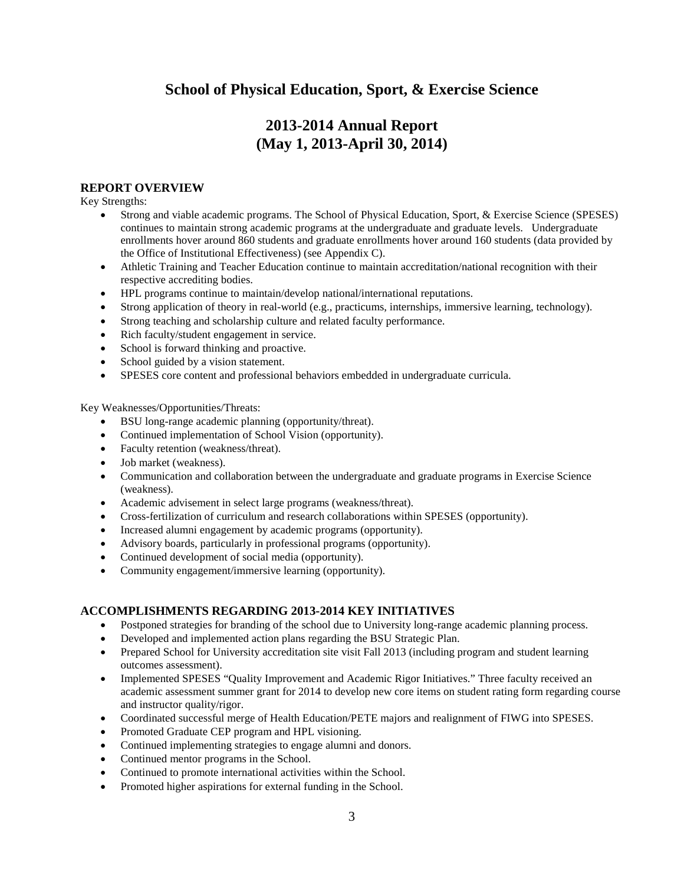# School of Physical Education, Sport, & Exercise Science

# 2013-2014 Annual Report
# (May 1, 2013-April 30, 2014)

## REPORT OVERVIEW

Key Strengths:

- Strong and viable academic programs. The School of Physical Education, Sport, & Exercise Science (SPESES) continues to maintain strong academic programs at the undergraduate and graduate levels. Undergraduate enrollments hover around 860 students and graduate enrollments hover around 160 students (data provided by the Office of Institutional Effectiveness) (see Appendix C).
- Athletic Training and Teacher Education continue to maintain accreditation/national recognition with their respective accrediting bodies.
- HPL programs continue to maintain/develop national/international reputations.
- Strong application of theory in real-world (e.g., practicums, internships, immersive learning, technology).
- Strong teaching and scholarship culture and related faculty performance.
- Rich faculty/student engagement in service.
- School is forward thinking and proactive.
- School guided by a vision statement.
- SPESES core content and professional behaviors embedded in undergraduate curricula.

Key Weaknesses/Opportunities/Threats:

- BSU long-range academic planning (opportunity/threat).
- Continued implementation of School Vision (opportunity).
- Faculty retention (weakness/threat).
- Job market (weakness).
- Communication and collaboration between the undergraduate and graduate programs in Exercise Science (weakness).
- Academic advisement in select large programs (weakness/threat).
- Cross-fertilization of curriculum and research collaborations within SPESES (opportunity).
- Increased alumni engagement by academic programs (opportunity).
- Advisory boards, particularly in professional programs (opportunity).
- Continued development of social media (opportunity).
- Community engagement/immersive learning (opportunity).

## ACCOMPLISHMENTS REGARDING 2013-2014 KEY INITIATIVES

- Postponed strategies for branding of the school due to University long-range academic planning process.
- Developed and implemented action plans regarding the BSU Strategic Plan.
- Prepared School for University accreditation site visit Fall 2013 (including program and student learning outcomes assessment).
- Implemented SPESES "Quality Improvement and Academic Rigor Initiatives." Three faculty received an academic assessment summer grant for 2014 to develop new core items on student rating form regarding course and instructor quality/rigor.
- Coordinated successful merge of Health Education/PETE majors and realignment of FIWG into SPESES.
- Promoted Graduate CEP program and HPL visioning.
- Continued implementing strategies to engage alumni and donors.
- Continued mentor programs in the School.
- Continued to promote international activities within the School.
- Promoted higher aspirations for external funding in the School.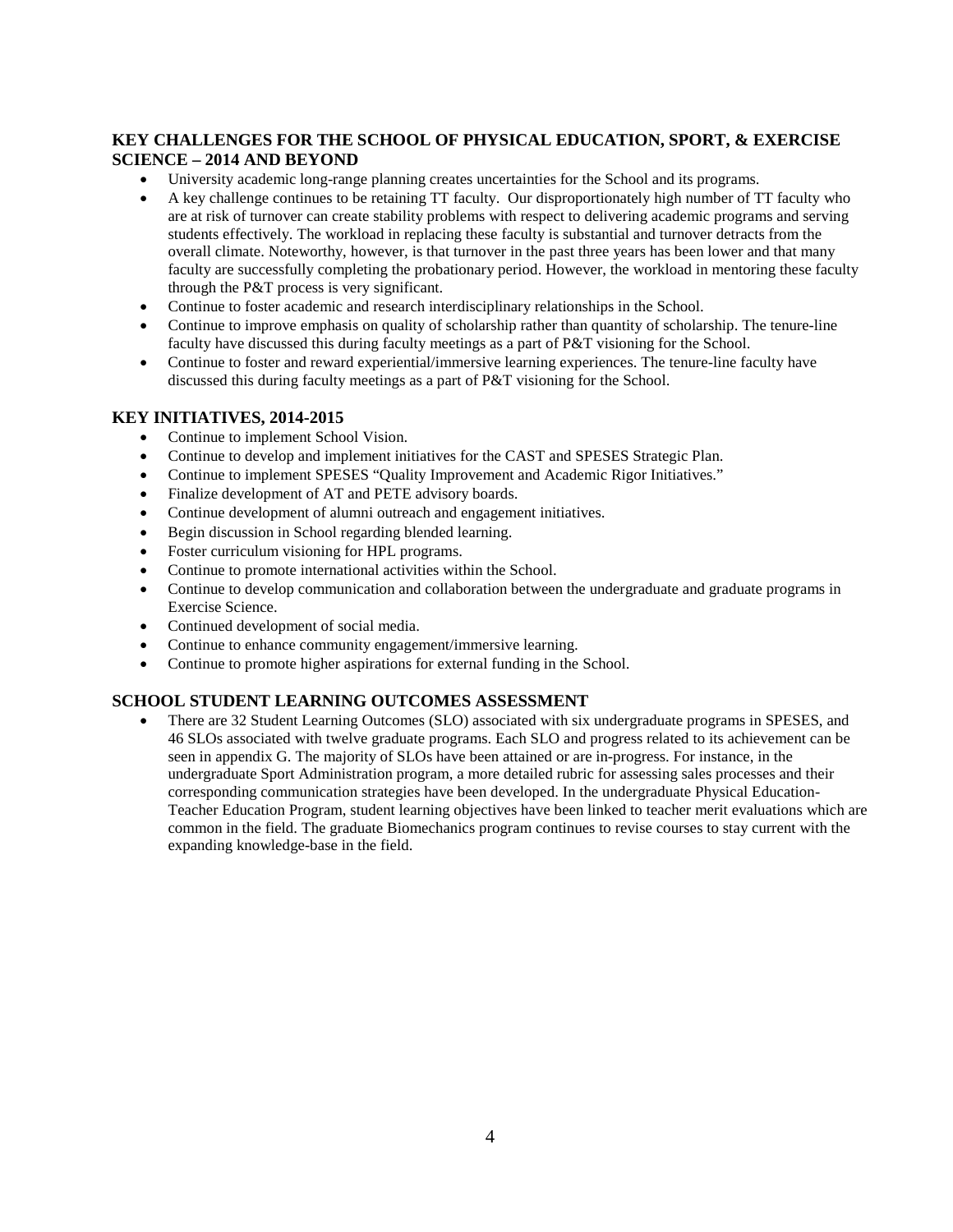## KEY CHALLENGES FOR THE SCHOOL OF PHYSICAL EDUCATION, SPORT, & EXERCISE SCIENCE – 2014 AND BEYOND

- University academic long-range planning creates uncertainties for the School and its programs.
- A key challenge continues to be retaining TT faculty. Our disproportionately high number of TT faculty who are at risk of turnover can create stability problems with respect to delivering academic programs and serving students effectively. The workload in replacing these faculty is substantial and turnover detracts from the overall climate. Noteworthy, however, is that turnover in the past three years has been lower and that many faculty are successfully completing the probationary period. However, the workload in mentoring these faculty through the P&T process is very significant.
- Continue to foster academic and research interdisciplinary relationships in the School.
- Continue to improve emphasis on quality of scholarship rather than quantity of scholarship. The tenure-line faculty have discussed this during faculty meetings as a part of P&T visioning for the School.
- Continue to foster and reward experiential/immersive learning experiences. The tenure-line faculty have discussed this during faculty meetings as a part of P&T visioning for the School.

## KEY INITIATIVES, 2014-2015

- Continue to implement School Vision.
- Continue to develop and implement initiatives for the CAST and SPESES Strategic Plan.
- Continue to implement SPESES "Quality Improvement and Academic Rigor Initiatives."
- Finalize development of AT and PETE advisory boards.
- Continue development of alumni outreach and engagement initiatives.
- Begin discussion in School regarding blended learning.
- Foster curriculum visioning for HPL programs.
- Continue to promote international activities within the School.
- Continue to develop communication and collaboration between the undergraduate and graduate programs in Exercise Science.
- Continued development of social media.
- Continue to enhance community engagement/immersive learning.
- Continue to promote higher aspirations for external funding in the School.

## SCHOOL STUDENT LEARNING OUTCOMES ASSESSMENT

- There are 32 Student Learning Outcomes (SLO) associated with six undergraduate programs in SPESES, and 46 SLOs associated with twelve graduate programs. Each SLO and progress related to its achievement can be seen in appendix G. The majority of SLOs have been attained or are in-progress. For instance, in the undergraduate Sport Administration program, a more detailed rubric for assessing sales processes and their corresponding communication strategies have been developed. In the undergraduate Physical Education-Teacher Education Program, student learning objectives have been linked to teacher merit evaluations which are common in the field. The graduate Biomechanics program continues to revise courses to stay current with the expanding knowledge-base in the field.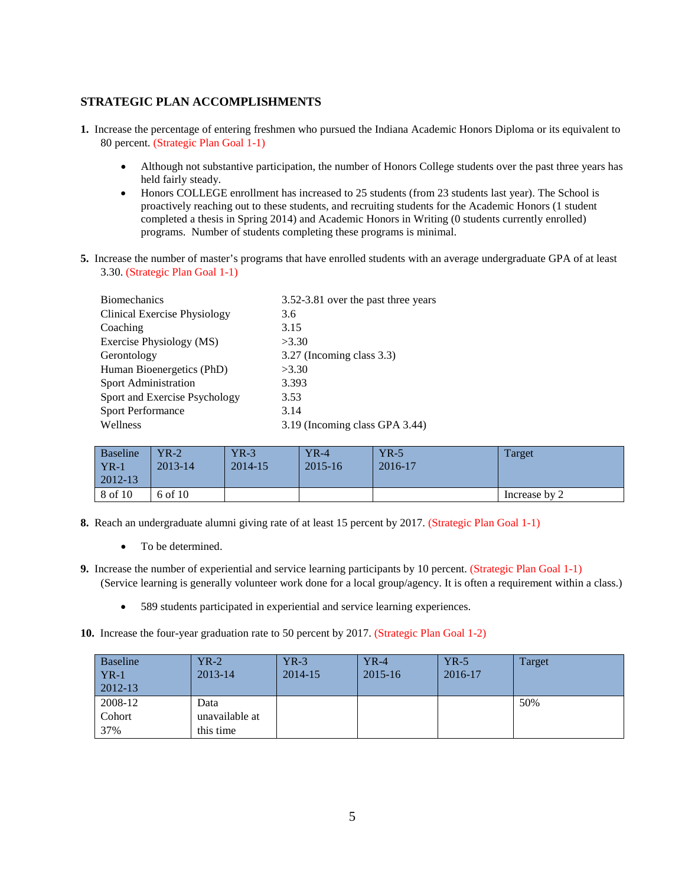### STRATEGIC PLAN ACCOMPLISHMENTS

**1.** Increase the percentage of entering freshmen who pursued the Indiana Academic Honors Diploma or its equivalent to 80 percent. (Strategic Plan Goal 1-1)

- Although not substantive participation, the number of Honors College students over the past three years has held fairly steady.
- Honors COLLEGE enrollment has increased to 25 students (from 23 students last year). The School is proactively reaching out to these students, and recruiting students for the Academic Honors (1 student completed a thesis in Spring 2014) and Academic Honors in Writing (0 students currently enrolled) programs. Number of students completing these programs is minimal.

**5.** Increase the number of master's programs that have enrolled students with an average undergraduate GPA of at least 3.30. (Strategic Plan Goal 1-1)

| | |
|---|---|
| Biomechanics | 3.52-3.81 over the past three years |
| Clinical Exercise Physiology | 3.6 |
| Coaching | 3.15 |
| Exercise Physiology (MS) | >3.30 |
| Gerontology | 3.27 (Incoming class 3.3) |
| Human Bioenergetics (PhD) | >3.30 |
| Sport Administration | 3.393 |
| Sport and Exercise Psychology | 3.53 |
| Sport Performance | 3.14 |
| Wellness | 3.19 (Incoming class GPA 3.44) |

| Baseline YR-1 2012-13 | YR-2 2013-14 | YR-3 2014-15 | YR-4 2015-16 | YR-5 2016-17 | Target |
|---|---|---|---|---|---|
| 8 of 10 | 6 of 10 | | | | Increase by 2 |

**8.** Reach an undergraduate alumni giving rate of at least 15 percent by 2017. (Strategic Plan Goal 1-1)

- To be determined.

**9.** Increase the number of experiential and service learning participants by 10 percent. (Strategic Plan Goal 1-1) (Service learning is generally volunteer work done for a local group/agency. It is often a requirement within a class.)

- 589 students participated in experiential and service learning experiences.

**10.** Increase the four-year graduation rate to 50 percent by 2017. (Strategic Plan Goal 1-2)

| Baseline YR-1 2012-13 | YR-2 2013-14 | YR-3 2014-15 | YR-4 2015-16 | YR-5 2016-17 | Target |
|---|---|---|---|---|---|
| 2008-12 Cohort 37% | Data unavailable at this time | | | | 50% |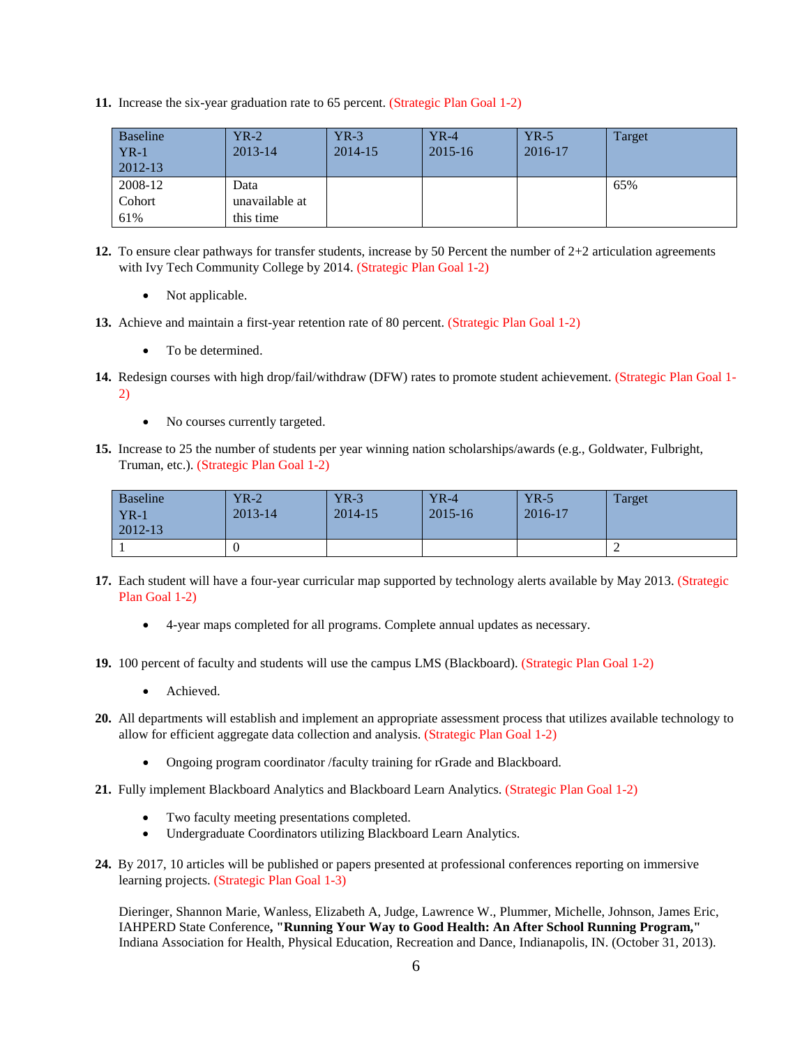**11.** Increase the six-year graduation rate to 65 percent. (Strategic Plan Goal 1-2)

| Baseline YR-1 2012-13 | YR-2 2013-14 | YR-3 2014-15 | YR-4 2015-16 | YR-5 2016-17 | Target |
|---|---|---|---|---|---|
| 2008-12 Cohort 61% | Data unavailable at this time | | | | 65% |

**12.** To ensure clear pathways for transfer students, increase by 50 Percent the number of 2+2 articulation agreements with Ivy Tech Community College by 2014. (Strategic Plan Goal 1-2)

- Not applicable.

**13.** Achieve and maintain a first-year retention rate of 80 percent. (Strategic Plan Goal 1-2)

- To be determined.

**14.** Redesign courses with high drop/fail/withdraw (DFW) rates to promote student achievement. (Strategic Plan Goal 1-2)

- No courses currently targeted.

**15.** Increase to 25 the number of students per year winning nation scholarships/awards (e.g., Goldwater, Fulbright, Truman, etc.). (Strategic Plan Goal 1-2)

| Baseline YR-1 2012-13 | YR-2 2013-14 | YR-3 2014-15 | YR-4 2015-16 | YR-5 2016-17 | Target |
|---|---|---|---|---|---|
| 1 | 0 | | | | 2 |

**17.** Each student will have a four-year curricular map supported by technology alerts available by May 2013. (Strategic Plan Goal 1-2)

- 4-year maps completed for all programs. Complete annual updates as necessary.

**19.** 100 percent of faculty and students will use the campus LMS (Blackboard). (Strategic Plan Goal 1-2)

- Achieved.

**20.** All departments will establish and implement an appropriate assessment process that utilizes available technology to allow for efficient aggregate data collection and analysis. (Strategic Plan Goal 1-2)

- Ongoing program coordinator /faculty training for rGrade and Blackboard.

**21.** Fully implement Blackboard Analytics and Blackboard Learn Analytics. (Strategic Plan Goal 1-2)

- Two faculty meeting presentations completed.
- Undergraduate Coordinators utilizing Blackboard Learn Analytics.

**24.** By 2017, 10 articles will be published or papers presented at professional conferences reporting on immersive learning projects. (Strategic Plan Goal 1-3)

Dieringer, Shannon Marie, Wanless, Elizabeth A, Judge, Lawrence W., Plummer, Michelle, Johnson, James Eric, IAHPERD State Conference**, "Running Your Way to Good Health: An After School Running Program,"** Indiana Association for Health, Physical Education, Recreation and Dance, Indianapolis, IN. (October 31, 2013).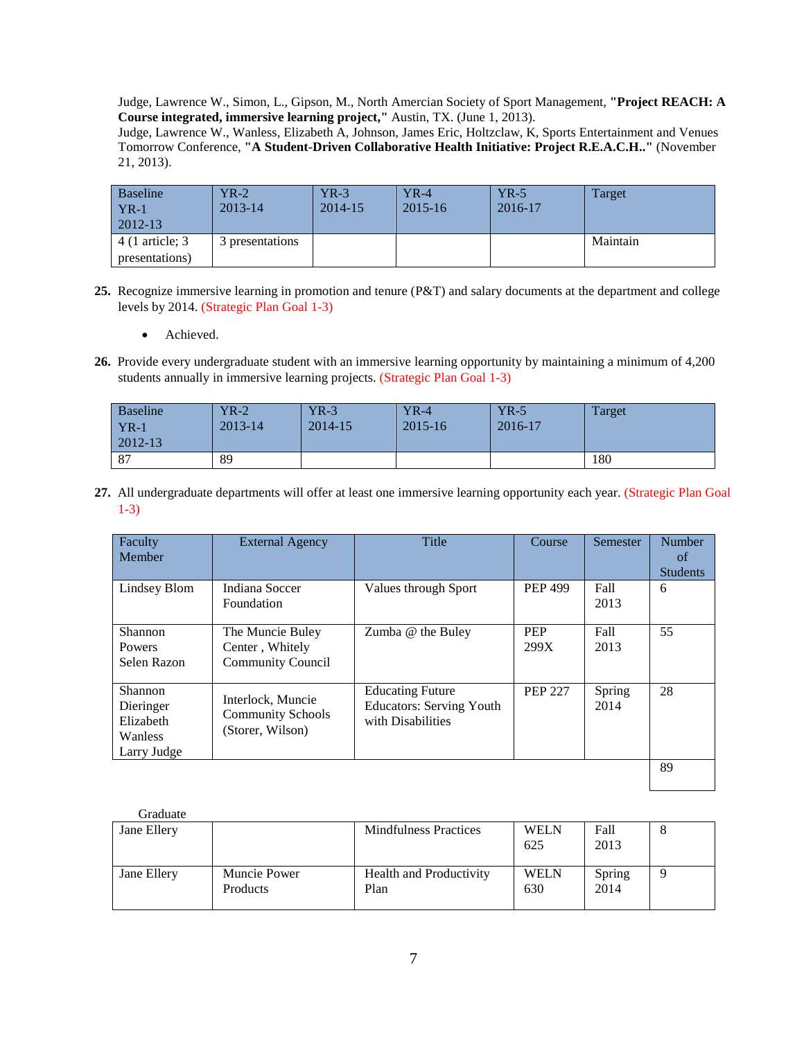Judge, Lawrence W., Simon, L., Gipson, M., North Amercian Society of Sport Management, **"Project REACH: A Course integrated, immersive learning project,"** Austin, TX. (June 1, 2013).
Judge, Lawrence W., Wanless, Elizabeth A, Johnson, James Eric, Holtzclaw, K, Sports Entertainment and Venues Tomorrow Conference, **"A Student-Driven Collaborative Health Initiative: Project R.E.A.C.H.."** (November 21, 2013).

| Baseline YR-1 2012-13 | YR-2 2013-14 | YR-3 2014-15 | YR-4 2015-16 | YR-5 2016-17 | Target |
|---|---|---|---|---|---|
| 4 (1 article; 3 presentations) | 3 presentations | | | | Maintain |

**25.** Recognize immersive learning in promotion and tenure (P&T) and salary documents at the department and college levels by 2014. (Strategic Plan Goal 1-3)

- Achieved.

**26.** Provide every undergraduate student with an immersive learning opportunity by maintaining a minimum of 4,200 students annually in immersive learning projects. (Strategic Plan Goal 1-3)

| Baseline YR-1 2012-13 | YR-2 2013-14 | YR-3 2014-15 | YR-4 2015-16 | YR-5 2016-17 | Target |
|---|---|---|---|---|---|
| 87 | 89 | | | | 180 |

**27.** All undergraduate departments will offer at least one immersive learning opportunity each year. (Strategic Plan Goal 1-3)

| Faculty Member | External Agency | Title | Course | Semester | Number of Students |
|---|---|---|---|---|---|
| Lindsey Blom | Indiana Soccer Foundation | Values through Sport | PEP 499 | Fall 2013 | 6 |
| Shannon Powers Selen Razon | The Muncie Buley Center , Whitely Community Council | Zumba @ the Buley | PEP 299X | Fall 2013 | 55 |
| Shannon Dieringer Elizabeth Wanless Larry Judge | Interlock, Muncie Community Schools (Storer, Wilson) | Educating Future Educators: Serving Youth with Disabilities | PEP 227 | Spring 2014 | 28 |
| | | | | | 89 |

Graduate

| | | | | | |
|---|---|---|---|---|---|
| Jane Ellery | | Mindfulness Practices | WELN 625 | Fall 2013 | 8 |
| Jane Ellery | Muncie Power Products | Health and Productivity Plan | WELN 630 | Spring 2014 | 9 |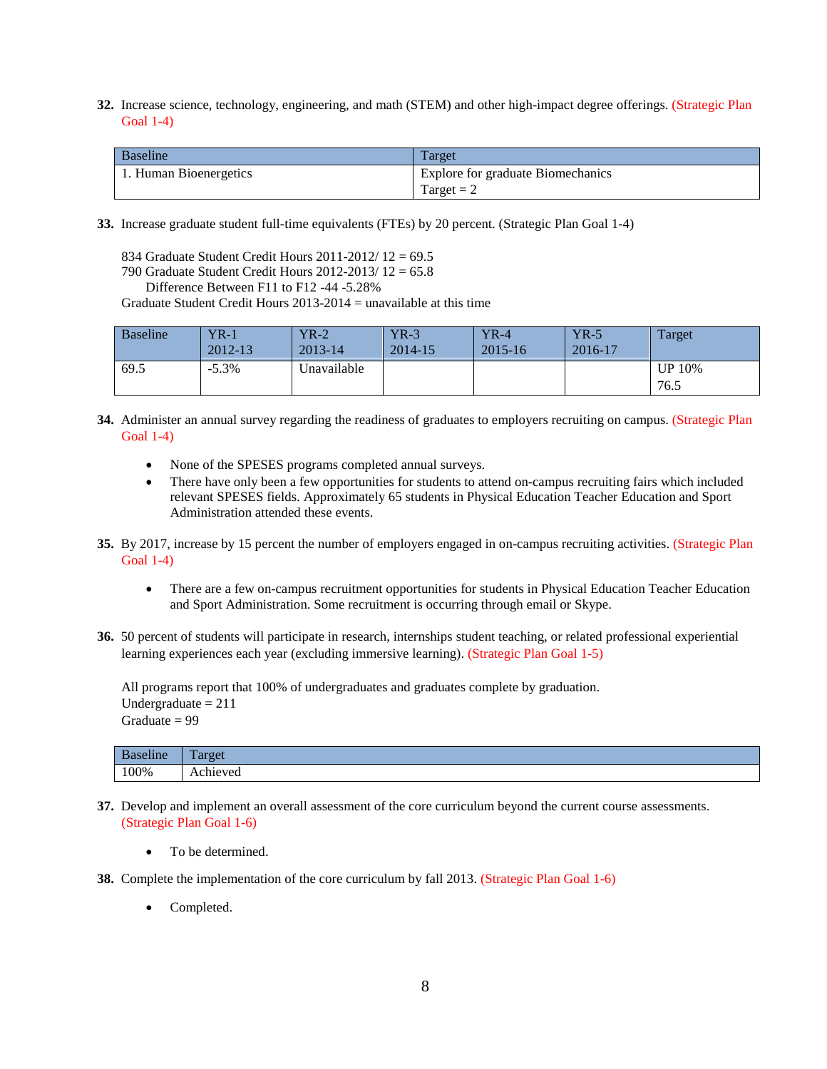32. Increase science, technology, engineering, and math (STEM) and other high-impact degree offerings. (Strategic Plan Goal 1-4)

| Baseline | Target |
|---|---|
| 1. Human Bioenergetics | Explore for graduate Biomechanics<br>Target = 2 |

33. Increase graduate student full-time equivalents (FTEs) by 20 percent. (Strategic Plan Goal 1-4)

834 Graduate Student Credit Hours 2011-2012/ 12 = 69.5
790 Graduate Student Credit Hours 2012-2013/ 12 = 65.8
    Difference Between F11 to F12 -44 -5.28%
Graduate Student Credit Hours 2013-2014 = unavailable at this time

| Baseline | YR-1<br>2012-13 | YR-2<br>2013-14 | YR-3<br>2014-15 | YR-4<br>2015-16 | YR-5<br>2016-17 | Target |
|---|---|---|---|---|---|---|
| 69.5 | -5.3% | Unavailable | | | | UP 10%<br>76.5 |

34. Administer an annual survey regarding the readiness of graduates to employers recruiting on campus. (Strategic Plan Goal 1-4)

- None of the SPESES programs completed annual surveys.
- There have only been a few opportunities for students to attend on-campus recruiting fairs which included relevant SPESES fields. Approximately 65 students in Physical Education Teacher Education and Sport Administration attended these events.

35. By 2017, increase by 15 percent the number of employers engaged in on-campus recruiting activities. (Strategic Plan Goal 1-4)

- There are a few on-campus recruitment opportunities for students in Physical Education Teacher Education and Sport Administration. Some recruitment is occurring through email or Skype.

36. 50 percent of students will participate in research, internships student teaching, or related professional experiential learning experiences each year (excluding immersive learning). (Strategic Plan Goal 1-5)

All programs report that 100% of undergraduates and graduates complete by graduation.
Undergraduate = 211
Graduate = 99

| Baseline | Target |
|---|---|
| 100% | Achieved |

37. Develop and implement an overall assessment of the core curriculum beyond the current course assessments. (Strategic Plan Goal 1-6)

- To be determined.

38. Complete the implementation of the core curriculum by fall 2013. (Strategic Plan Goal 1-6)

- Completed.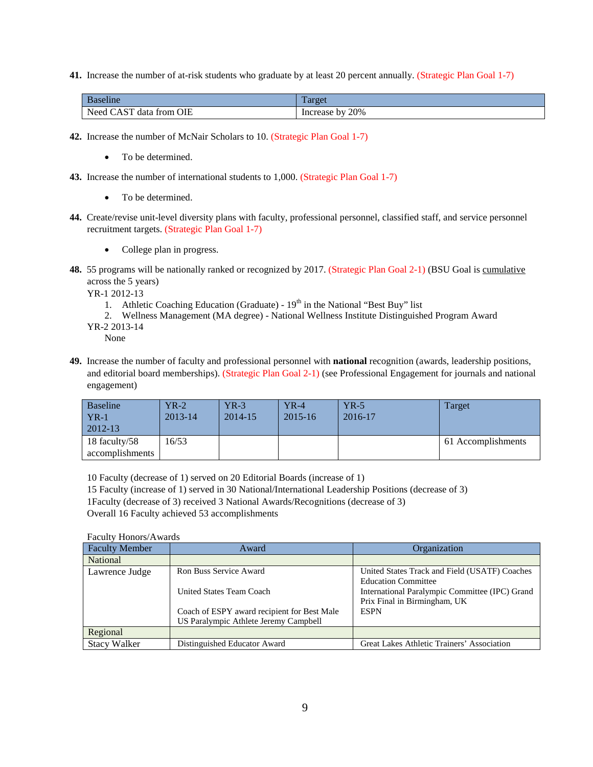**41.** Increase the number of at-risk students who graduate by at least 20 percent annually. (Strategic Plan Goal 1-7)

| Baseline | Target |
|---|---|
| Need CAST data from OIE | Increase by 20% |

**42.** Increase the number of McNair Scholars to 10. (Strategic Plan Goal 1-7)

- To be determined.

**43.** Increase the number of international students to 1,000. (Strategic Plan Goal 1-7)

- To be determined.

**44.** Create/revise unit-level diversity plans with faculty, professional personnel, classified staff, and service personnel recruitment targets. (Strategic Plan Goal 1-7)

- College plan in progress.

**48.** 55 programs will be nationally ranked or recognized by 2017. (Strategic Plan Goal 2-1) (BSU Goal is cumulative across the 5 years)

YR-1 2012-13

1. Athletic Coaching Education (Graduate) - 19th in the National "Best Buy" list
2. Wellness Management (MA degree) - National Wellness Institute Distinguished Program Award

YR-2 2013-14

None

**49.** Increase the number of faculty and professional personnel with **national** recognition (awards, leadership positions, and editorial board memberships). (Strategic Plan Goal 2-1) (see Professional Engagement for journals and national engagement)

| Baseline YR-1 2012-13 | YR-2 2013-14 | YR-3 2014-15 | YR-4 2015-16 | YR-5 2016-17 | Target |
|---|---|---|---|---|---|
| 18 faculty/58 accomplishments | 16/53 | | | | 61 Accomplishments |

10 Faculty (decrease of 1) served on 20 Editorial Boards (increase of 1)
15 Faculty (increase of 1) served in 30 National/International Leadership Positions (decrease of 3)
1Faculty (decrease of 3) received 3 National Awards/Recognitions (decrease of 3)
Overall 16 Faculty achieved 53 accomplishments

Faculty Honors/Awards

| Faculty Member | Award | Organization |
|---|---|---|
| National | | |
| Lawrence Judge | Ron Buss Service Award<br><br>United States Team Coach<br><br>Coach of ESPY award recipient for Best Male US Paralympic Athlete Jeremy Campbell | United States Track and Field (USATF) Coaches Education Committee<br>International Paralympic Committee (IPC) Grand Prix Final in Birmingham, UK<br>ESPN |
| Regional | | |
| Stacy Walker | Distinguished Educator Award | Great Lakes Athletic Trainers' Association |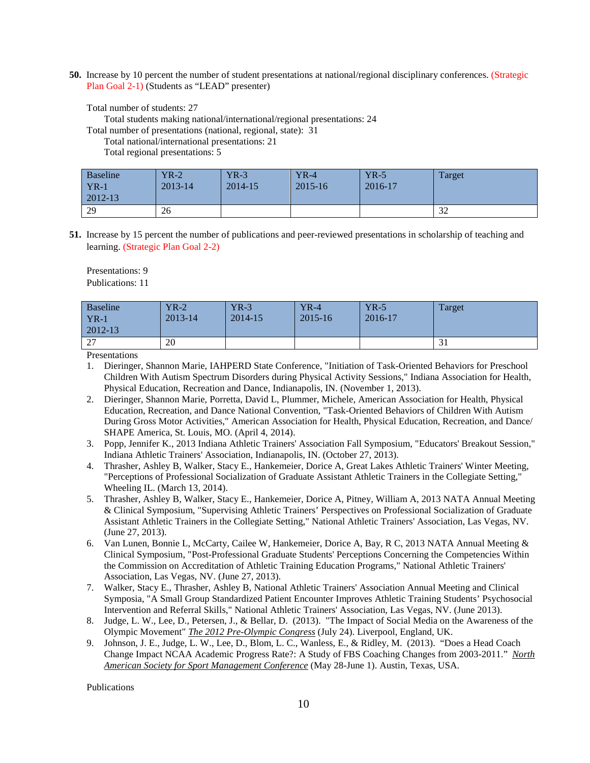**50.** Increase by 10 percent the number of student presentations at national/regional disciplinary conferences. (Strategic Plan Goal 2-1) (Students as "LEAD" presenter)

Total number of students: 27
  Total students making national/international/regional presentations: 24
Total number of presentations (national, regional, state): 31
  Total national/international presentations: 21
  Total regional presentations: 5

| Baseline YR-1 2012-13 | YR-2 2013-14 | YR-3 2014-15 | YR-4 2015-16 | YR-5 2016-17 | Target |
|---|---|---|---|---|---|
| 29 | 26 | | | | 32 |

**51.** Increase by 15 percent the number of publications and peer-reviewed presentations in scholarship of teaching and learning. (Strategic Plan Goal 2-2)

Presentations: 9
Publications: 11

| Baseline YR-1 2012-13 | YR-2 2013-14 | YR-3 2014-15 | YR-4 2015-16 | YR-5 2016-17 | Target |
|---|---|---|---|---|---|
| 27 | 20 | | | | 31 |

Presentations

1. Dieringer, Shannon Marie, IAHPERD State Conference, "Initiation of Task-Oriented Behaviors for Preschool Children With Autism Spectrum Disorders during Physical Activity Sessions," Indiana Association for Health, Physical Education, Recreation and Dance, Indianapolis, IN. (November 1, 2013).
2. Dieringer, Shannon Marie, Porretta, David L, Plummer, Michele, American Association for Health, Physical Education, Recreation, and Dance National Convention, "Task-Oriented Behaviors of Children With Autism During Gross Motor Activities," American Association for Health, Physical Education, Recreation, and Dance/ SHAPE America, St. Louis, MO. (April 4, 2014).
3. Popp, Jennifer K., 2013 Indiana Athletic Trainers' Association Fall Symposium, "Educators' Breakout Session," Indiana Athletic Trainers' Association, Indianapolis, IN. (October 27, 2013).
4. Thrasher, Ashley B, Walker, Stacy E., Hankemeier, Dorice A, Great Lakes Athletic Trainers' Winter Meeting, "Perceptions of Professional Socialization of Graduate Assistant Athletic Trainers in the Collegiate Setting," Wheeling IL. (March 13, 2014).
5. Thrasher, Ashley B, Walker, Stacy E., Hankemeier, Dorice A, Pitney, William A, 2013 NATA Annual Meeting & Clinical Symposium, "Supervising Athletic Trainers' Perspectives on Professional Socialization of Graduate Assistant Athletic Trainers in the Collegiate Setting," National Athletic Trainers' Association, Las Vegas, NV. (June 27, 2013).
6. Van Lunen, Bonnie L, McCarty, Cailee W, Hankemeier, Dorice A, Bay, R C, 2013 NATA Annual Meeting & Clinical Symposium, "Post-Professional Graduate Students' Perceptions Concerning the Competencies Within the Commission on Accreditation of Athletic Training Education Programs," National Athletic Trainers' Association, Las Vegas, NV. (June 27, 2013).
7. Walker, Stacy E., Thrasher, Ashley B, National Athletic Trainers' Association Annual Meeting and Clinical Symposia, "A Small Group Standardized Patient Encounter Improves Athletic Training Students' Psychosocial Intervention and Referral Skills," National Athletic Trainers' Association, Las Vegas, NV. (June 2013).
8. Judge, L. W., Lee, D., Petersen, J., & Bellar, D. (2013). "The Impact of Social Media on the Awareness of the Olympic Movement" *The 2012 Pre-Olympic Congress* (July 24). Liverpool, England, UK.
9. Johnson, J. E., Judge, L. W., Lee, D., Blom, L. C., Wanless, E., & Ridley, M. (2013). "Does a Head Coach Change Impact NCAA Academic Progress Rate?: A Study of FBS Coaching Changes from 2003-2011." *North American Society for Sport Management Conference* (May 28-June 1). Austin, Texas, USA.

Publications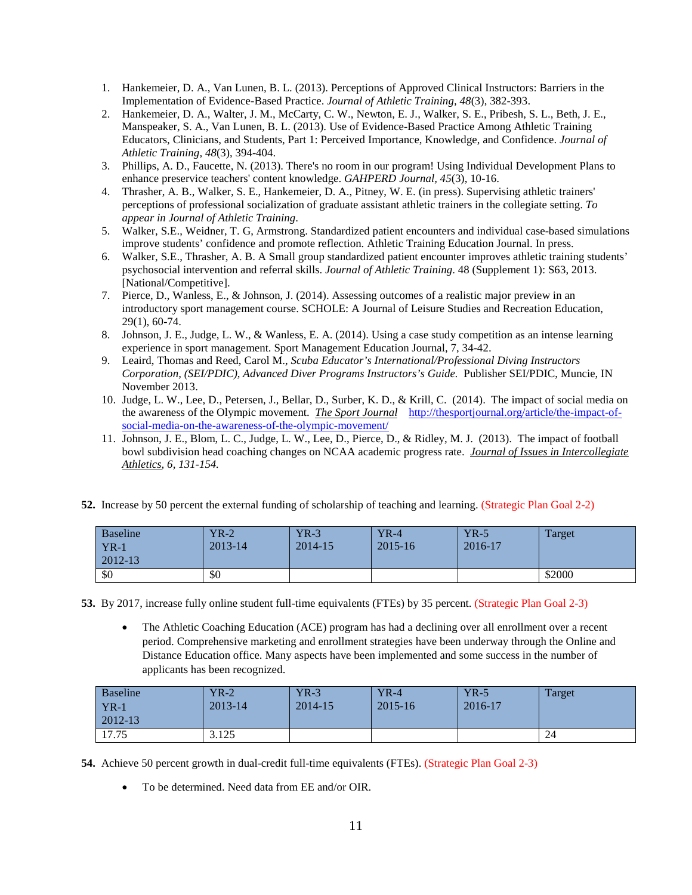1. Hankemeier, D. A., Van Lunen, B. L. (2013). Perceptions of Approved Clinical Instructors: Barriers in the Implementation of Evidence-Based Practice. *Journal of Athletic Training, 48*(3), 382-393.
2. Hankemeier, D. A., Walter, J. M., McCarty, C. W., Newton, E. J., Walker, S. E., Pribesh, S. L., Beth, J. E., Manspeaker, S. A., Van Lunen, B. L. (2013). Use of Evidence-Based Practice Among Athletic Training Educators, Clinicians, and Students, Part 1: Perceived Importance, Knowledge, and Confidence. *Journal of Athletic Training, 48*(3), 394-404.
3. Phillips, A. D., Faucette, N. (2013). There's no room in our program! Using Individual Development Plans to enhance preservice teachers' content knowledge. *GAHPERD Journal, 45*(3), 10-16.
4. Thrasher, A. B., Walker, S. E., Hankemeier, D. A., Pitney, W. E. (in press). Supervising athletic trainers' perceptions of professional socialization of graduate assistant athletic trainers in the collegiate setting. *To appear in Journal of Athletic Training*.
5. Walker, S.E., Weidner, T. G, Armstrong. Standardized patient encounters and individual case-based simulations improve students' confidence and promote reflection. Athletic Training Education Journal. In press.
6. Walker, S.E., Thrasher, A. B. A Small group standardized patient encounter improves athletic training students' psychosocial intervention and referral skills. *Journal of Athletic Training*. 48 (Supplement 1): S63, 2013. [National/Competitive].
7. Pierce, D., Wanless, E., & Johnson, J. (2014). Assessing outcomes of a realistic major preview in an introductory sport management course. SCHOLE: A Journal of Leisure Studies and Recreation Education, 29(1), 60-74.
8. Johnson, J. E., Judge, L. W., & Wanless, E. A. (2014). Using a case study competition as an intense learning experience in sport management. Sport Management Education Journal, 7, 34-42.
9. Leaird, Thomas and Reed, Carol M., *Scuba Educator's International/Professional Diving Instructors Corporation, (SEI/PDIC), Advanced Diver Programs Instructors's Guide.* Publisher SEI/PDIC, Muncie, IN November 2013.
10. Judge, L. W., Lee, D., Petersen, J., Bellar, D., Surber, K. D., & Krill, C. (2014). The impact of social media on the awareness of the Olympic movement. ***The Sport Journal*** http://thesportjournal.org/article/the-impact-of-social-media-on-the-awareness-of-the-olympic-movement/
11. Johnson, J. E., Blom, L. C., Judge, L. W., Lee, D., Pierce, D., & Ridley, M. J. (2013). The impact of football bowl subdivision head coaching changes on NCAA academic progress rate. *Journal of Issues in Intercollegiate Athletics, 6, 131-154.*

**52.** Increase by 50 percent the external funding of scholarship of teaching and learning. (Strategic Plan Goal 2-2)

| Baseline YR-1 2012-13 | YR-2 2013-14 | YR-3 2014-15 | YR-4 2015-16 | YR-5 2016-17 | Target |
|---|---|---|---|---|---|
| $0 | $0 | | | | $2000 |

**53.** By 2017, increase fully online student full-time equivalents (FTEs) by 35 percent. (Strategic Plan Goal 2-3)

- The Athletic Coaching Education (ACE) program has had a declining over all enrollment over a recent period. Comprehensive marketing and enrollment strategies have been underway through the Online and Distance Education office. Many aspects have been implemented and some success in the number of applicants has been recognized.

| Baseline YR-1 2012-13 | YR-2 2013-14 | YR-3 2014-15 | YR-4 2015-16 | YR-5 2016-17 | Target |
|---|---|---|---|---|---|
| 17.75 | 3.125 | | | | 24 |

**54.** Achieve 50 percent growth in dual-credit full-time equivalents (FTEs). (Strategic Plan Goal 2-3)

- To be determined. Need data from EE and/or OIR.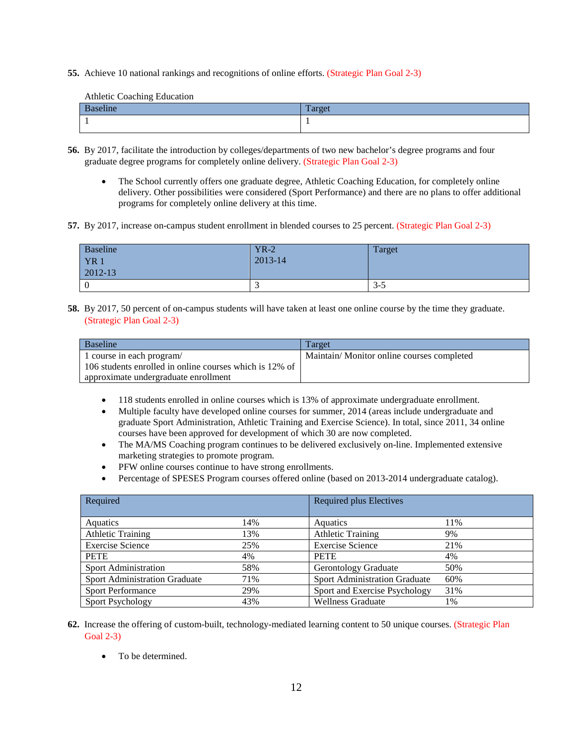**55.** Achieve 10 national rankings and recognitions of online efforts. (Strategic Plan Goal 2-3)

Athletic Coaching Education

| Baseline | Target |
|---|---|
| 1 | 1 |

**56.** By 2017, facilitate the introduction by colleges/departments of two new bachelor's degree programs and four graduate degree programs for completely online delivery. (Strategic Plan Goal 2-3)

- The School currently offers one graduate degree, Athletic Coaching Education, for completely online delivery. Other possibilities were considered (Sport Performance) and there are no plans to offer additional programs for completely online delivery at this time.

**57.** By 2017, increase on-campus student enrollment in blended courses to 25 percent. (Strategic Plan Goal 2-3)

| Baseline YR 1 2012-13 | YR-2 2013-14 | Target |
|---|---|---|
| 0 | 3 | 3-5 |

**58.** By 2017, 50 percent of on-campus students will have taken at least one online course by the time they graduate. (Strategic Plan Goal 2-3)

| Baseline | Target |
|---|---|
| 1 course in each program/ 106 students enrolled in online courses which is 12% of approximate undergraduate enrollment | Maintain/ Monitor online courses completed |

- 118 students enrolled in online courses which is 13% of approximate undergraduate enrollment.
- Multiple faculty have developed online courses for summer, 2014 (areas include undergraduate and graduate Sport Administration, Athletic Training and Exercise Science). In total, since 2011, 34 online courses have been approved for development of which 30 are now completed.
- The MA/MS Coaching program continues to be delivered exclusively on-line. Implemented extensive marketing strategies to promote program.
- PFW online courses continue to have strong enrollments.
- Percentage of SPESES Program courses offered online (based on 2013-2014 undergraduate catalog).

| Required | | Required plus Electives | |
|---|---|---|---|
| Aquatics | 14% | Aquatics | 11% |
| Athletic Training | 13% | Athletic Training | 9% |
| Exercise Science | 25% | Exercise Science | 21% |
| PETE | 4% | PETE | 4% |
| Sport Administration | 58% | Gerontology Graduate | 50% |
| Sport Administration Graduate | 71% | Sport Administration Graduate | 60% |
| Sport Performance | 29% | Sport and Exercise Psychology | 31% |
| Sport Psychology | 43% | Wellness Graduate | 1% |

**62.** Increase the offering of custom-built, technology-mediated learning content to 50 unique courses. (Strategic Plan Goal 2-3)

- To be determined.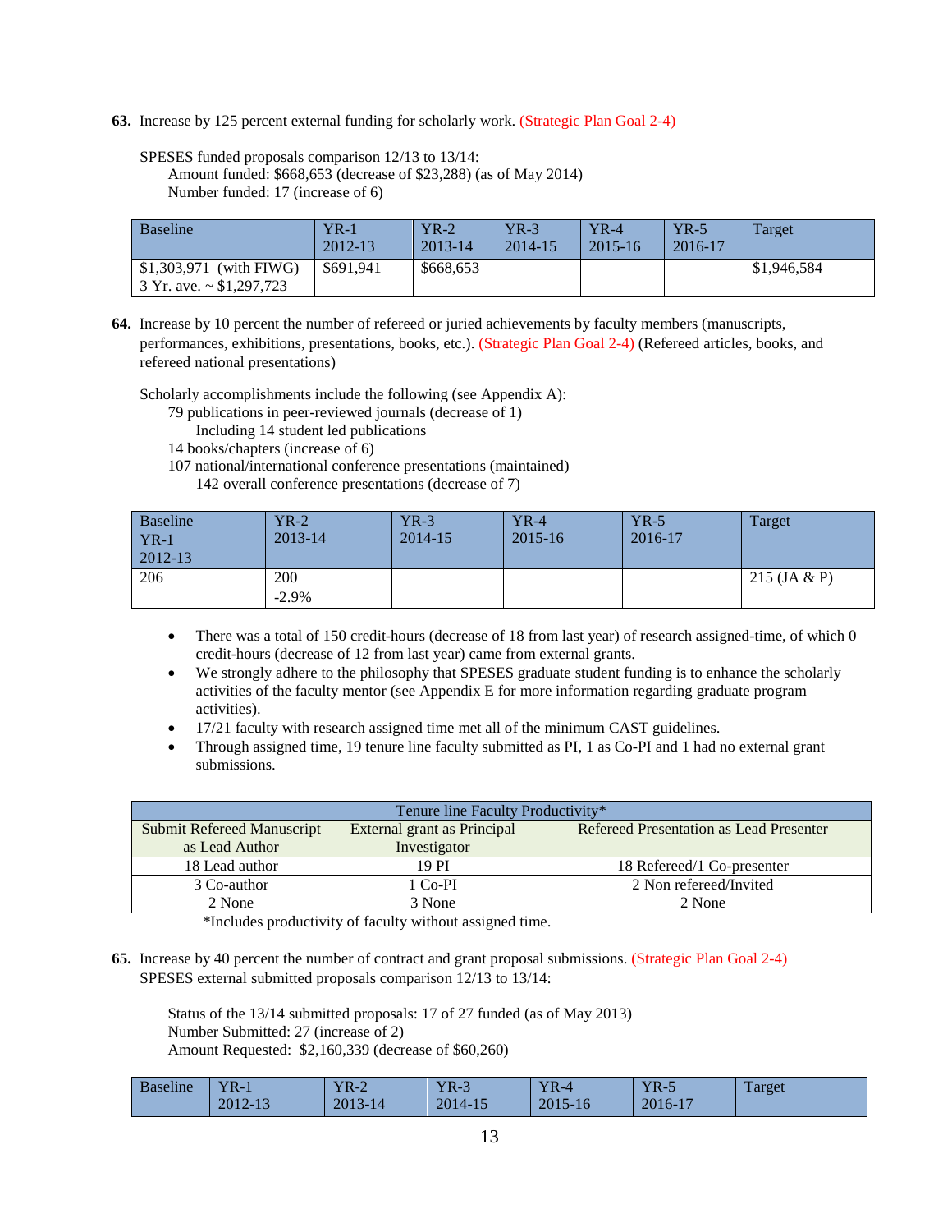**63.** Increase by 125 percent external funding for scholarly work. (Strategic Plan Goal 2-4)

SPESES funded proposals comparison 12/13 to 13/14:
  Amount funded: $668,653 (decrease of $23,288) (as of May 2014)
  Number funded: 17 (increase of 6)

| Baseline | YR-1 2012-13 | YR-2 2013-14 | YR-3 2014-15 | YR-4 2015-16 | YR-5 2016-17 | Target |
|---|---|---|---|---|---|---|
| $1,303,971 (with FIWG) 3 Yr. ave. ~ $1,297,723 | $691,941 | $668,653 | | | | $1,946,584 |

**64.** Increase by 10 percent the number of refereed or juried achievements by faculty members (manuscripts, performances, exhibitions, presentations, books, etc.). (Strategic Plan Goal 2-4) (Refereed articles, books, and refereed national presentations)

Scholarly accomplishments include the following (see Appendix A):
  79 publications in peer-reviewed journals (decrease of 1)
    Including 14 student led publications
  14 books/chapters (increase of 6)
  107 national/international conference presentations (maintained)
    142 overall conference presentations (decrease of 7)

| Baseline YR-1 2012-13 | YR-2 2013-14 | YR-3 2014-15 | YR-4 2015-16 | YR-5 2016-17 | Target |
|---|---|---|---|---|---|
| 206 | 200 -2.9% | | | | 215 (JA & P) |

- There was a total of 150 credit-hours (decrease of 18 from last year) of research assigned-time, of which 0 credit-hours (decrease of 12 from last year) came from external grants.
- We strongly adhere to the philosophy that SPESES graduate student funding is to enhance the scholarly activities of the faculty mentor (see Appendix E for more information regarding graduate program activities).
- 17/21 faculty with research assigned time met all of the minimum CAST guidelines.
- Through assigned time, 19 tenure line faculty submitted as PI, 1 as Co-PI and 1 had no external grant submissions.

| Tenure line Faculty Productivity* | | |
|---|---|---|
| Submit Refereed Manuscript as Lead Author | External grant as Principal Investigator | Refereed Presentation as Lead Presenter |
| 18 Lead author | 19 PI | 18 Refereed/1 Co-presenter |
| 3 Co-author | 1 Co-PI | 2 Non refereed/Invited |
| 2 None | 3 None | 2 None |

*Includes productivity of faculty without assigned time.

**65.** Increase by 40 percent the number of contract and grant proposal submissions. (Strategic Plan Goal 2-4)
SPESES external submitted proposals comparison 12/13 to 13/14:

  Status of the 13/14 submitted proposals: 17 of 27 funded (as of May 2013)
  Number Submitted: 27 (increase of 2)
  Amount Requested: $2,160,339 (decrease of $60,260)

| Baseline | YR-1 2012-13 | YR-2 2013-14 | YR-3 2014-15 | YR-4 2015-16 | YR-5 2016-17 | Target |
|---|---|---|---|---|---|---|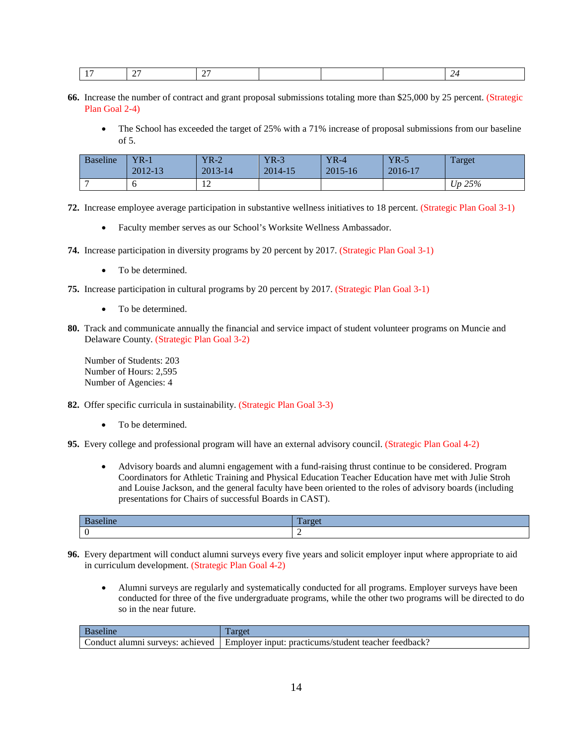| 17 | 27 | 27 | | | | *24* |
|---|---|---|---|---|---|---|

**66.** Increase the number of contract and grant proposal submissions totaling more than $25,000 by 25 percent. (Strategic Plan Goal 2-4)

- The School has exceeded the target of 25% with a 71% increase of proposal submissions from our baseline of 5.

| Baseline | YR-1 2012-13 | YR-2 2013-14 | YR-3 2014-15 | YR-4 2015-16 | YR-5 2016-17 | Target |
|---|---|---|---|---|---|---|
| 7 | 6 | 12 | | | | *Up 25%* |

**72.** Increase employee average participation in substantive wellness initiatives to 18 percent. (Strategic Plan Goal 3-1)

- Faculty member serves as our School's Worksite Wellness Ambassador.

**74.** Increase participation in diversity programs by 20 percent by 2017. (Strategic Plan Goal 3-1)

- To be determined.

**75.** Increase participation in cultural programs by 20 percent by 2017. (Strategic Plan Goal 3-1)

- To be determined.

**80.** Track and communicate annually the financial and service impact of student volunteer programs on Muncie and Delaware County. (Strategic Plan Goal 3-2)

Number of Students: 203
Number of Hours: 2,595
Number of Agencies: 4

**82.** Offer specific curricula in sustainability. (Strategic Plan Goal 3-3)

- To be determined.

**95.** Every college and professional program will have an external advisory council. (Strategic Plan Goal 4-2)

- Advisory boards and alumni engagement with a fund-raising thrust continue to be considered. Program Coordinators for Athletic Training and Physical Education Teacher Education have met with Julie Stroh and Louise Jackson, and the general faculty have been oriented to the roles of advisory boards (including presentations for Chairs of successful Boards in CAST).

| Baseline | Target |
|---|---|
| 0 | 2 |

**96.** Every department will conduct alumni surveys every five years and solicit employer input where appropriate to aid in curriculum development. (Strategic Plan Goal 4-2)

- Alumni surveys are regularly and systematically conducted for all programs. Employer surveys have been conducted for three of the five undergraduate programs, while the other two programs will be directed to do so in the near future.

| Baseline | Target |
|---|---|
| Conduct alumni surveys: achieved | Employer input: practicums/student teacher feedback? |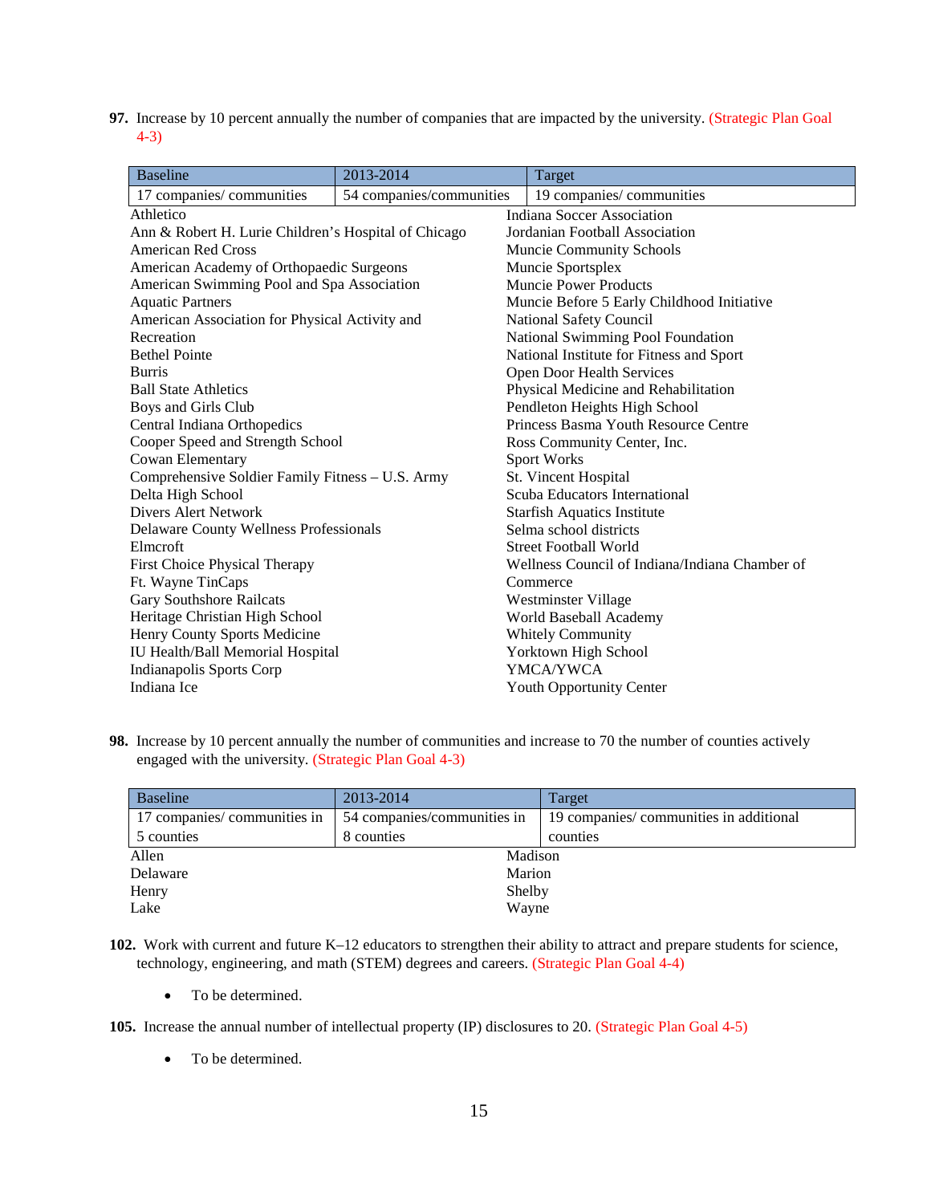**97.** Increase by 10 percent annually the number of companies that are impacted by the university. (Strategic Plan Goal 4-3)

| Baseline | 2013-2014 | Target |
|---|---|---|
| 17 companies/ communities | 54 companies/communities | 19 companies/ communities |

Athletico
Ann & Robert H. Lurie Children's Hospital of Chicago
American Red Cross
American Academy of Orthopaedic Surgeons
American Swimming Pool and Spa Association
Aquatic Partners
American Association for Physical Activity and Recreation
Bethel Pointe
Burris
Ball State Athletics
Boys and Girls Club
Central Indiana Orthopedics
Cooper Speed and Strength School
Cowan Elementary
Comprehensive Soldier Family Fitness – U.S. Army
Delta High School
Divers Alert Network
Delaware County Wellness Professionals
Elmcroft
First Choice Physical Therapy
Ft. Wayne TinCaps
Gary Southshore Railcats
Heritage Christian High School
Henry County Sports Medicine
IU Health/Ball Memorial Hospital
Indianapolis Sports Corp
Indiana Ice
Indiana Soccer Association
Jordanian Football Association
Muncie Community Schools
Muncie Sportsplex
Muncie Power Products
Muncie Before 5 Early Childhood Initiative
National Safety Council
National Swimming Pool Foundation
National Institute for Fitness and Sport
Open Door Health Services
Physical Medicine and Rehabilitation
Pendleton Heights High School
Princess Basma Youth Resource Centre
Ross Community Center, Inc.
Sport Works
St. Vincent Hospital
Scuba Educators International
Starfish Aquatics Institute
Selma school districts
Street Football World
Wellness Council of Indiana/Indiana Chamber of Commerce
Westminster Village
World Baseball Academy
Whitely Community
Yorktown High School
YMCA/YWCA
Youth Opportunity Center

**98.** Increase by 10 percent annually the number of communities and increase to 70 the number of counties actively engaged with the university. (Strategic Plan Goal 4-3)

| Baseline | 2013-2014 | Target |
|---|---|---|
| 17 companies/ communities in 5 counties | 54 companies/communities in 8 counties | 19 companies/ communities in additional counties |

Allen
Delaware
Henry
Lake
Madison
Marion
Shelby
Wayne

**102.** Work with current and future K–12 educators to strengthen their ability to attract and prepare students for science, technology, engineering, and math (STEM) degrees and careers. (Strategic Plan Goal 4-4)

- To be determined.

**105.** Increase the annual number of intellectual property (IP) disclosures to 20. (Strategic Plan Goal 4-5)

- To be determined.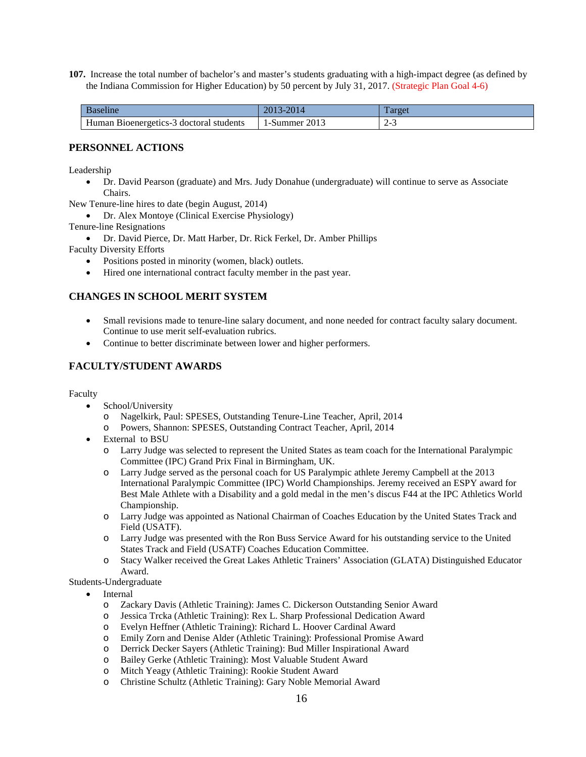**107.** Increase the total number of bachelor's and master's students graduating with a high-impact degree (as defined by the Indiana Commission for Higher Education) by 50 percent by July 31, 2017. (Strategic Plan Goal 4-6)

| Baseline | 2013-2014 | Target |
|---|---|---|
| Human Bioenergetics-3 doctoral students | 1-Summer 2013 | 2-3 |

## PERSONNEL ACTIONS

Leadership

- Dr. David Pearson (graduate) and Mrs. Judy Donahue (undergraduate) will continue to serve as Associate Chairs.

New Tenure-line hires to date (begin August, 2014)

- Dr. Alex Montoye (Clinical Exercise Physiology)

Tenure-line Resignations

- Dr. David Pierce, Dr. Matt Harber, Dr. Rick Ferkel, Dr. Amber Phillips

Faculty Diversity Efforts

- Positions posted in minority (women, black) outlets.
- Hired one international contract faculty member in the past year.

## CHANGES IN SCHOOL MERIT SYSTEM

- Small revisions made to tenure-line salary document, and none needed for contract faculty salary document. Continue to use merit self-evaluation rubrics.
- Continue to better discriminate between lower and higher performers.

## FACULTY/STUDENT AWARDS

Faculty

- School/University
  - Nagelkirk, Paul: SPESES, Outstanding Tenure-Line Teacher, April, 2014
  - Powers, Shannon: SPESES, Outstanding Contract Teacher, April, 2014
- External to BSU
  - Larry Judge was selected to represent the United States as team coach for the International Paralympic Committee (IPC) Grand Prix Final in Birmingham, UK.
  - Larry Judge served as the personal coach for US Paralympic athlete Jeremy Campbell at the 2013 International Paralympic Committee (IPC) World Championships. Jeremy received an ESPY award for Best Male Athlete with a Disability and a gold medal in the men's discus F44 at the IPC Athletics World Championship.
  - Larry Judge was appointed as National Chairman of Coaches Education by the United States Track and Field (USATF).
  - Larry Judge was presented with the Ron Buss Service Award for his outstanding service to the United States Track and Field (USATF) Coaches Education Committee.
  - Stacy Walker received the Great Lakes Athletic Trainers' Association (GLATA) Distinguished Educator Award.

Students-Undergraduate

- Internal
  - Zackary Davis (Athletic Training): James C. Dickerson Outstanding Senior Award
  - Jessica Trcka (Athletic Training): Rex L. Sharp Professional Dedication Award
  - Evelyn Heffner (Athletic Training): Richard L. Hoover Cardinal Award
  - Emily Zorn and Denise Alder (Athletic Training): Professional Promise Award
  - Derrick Decker Sayers (Athletic Training): Bud Miller Inspirational Award
  - Bailey Gerke (Athletic Training): Most Valuable Student Award
  - Mitch Yeagy (Athletic Training): Rookie Student Award
  - Christine Schultz (Athletic Training): Gary Noble Memorial Award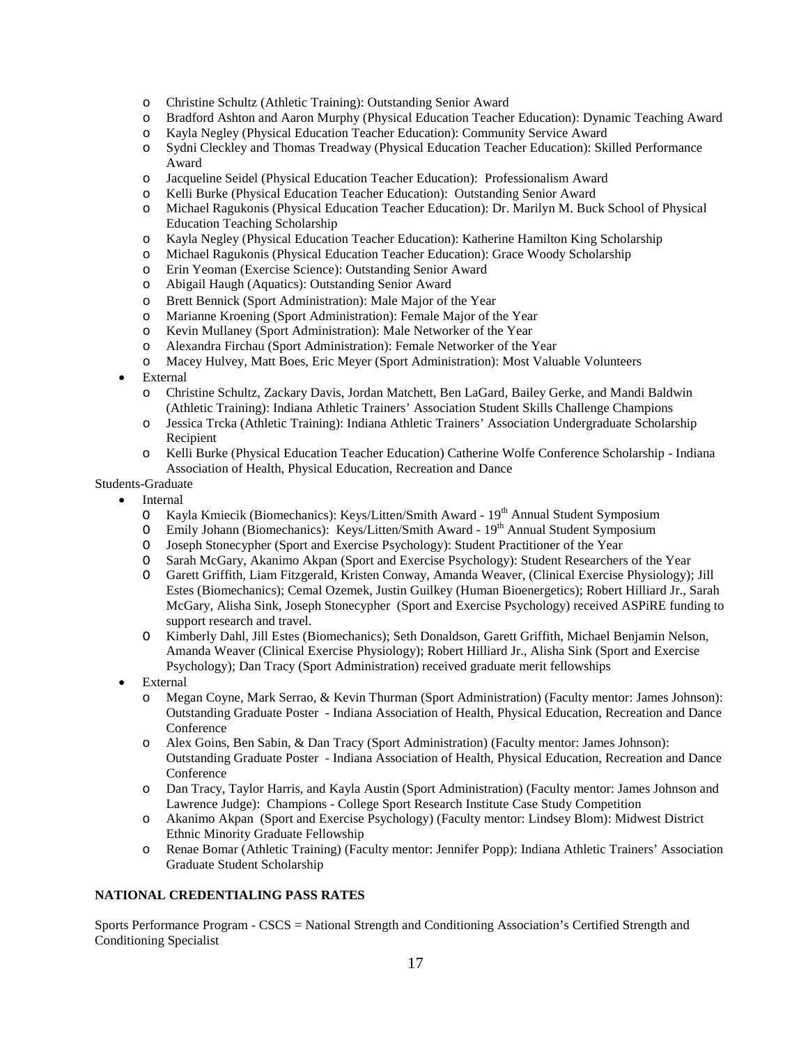- Christine Schultz (Athletic Training): Outstanding Senior Award
    - Bradford Ashton and Aaron Murphy (Physical Education Teacher Education): Dynamic Teaching Award
    - Kayla Negley (Physical Education Teacher Education): Community Service Award
    - Sydni Cleckley and Thomas Treadway (Physical Education Teacher Education): Skilled Performance Award
    - Jacqueline Seidel (Physical Education Teacher Education): Professionalism Award
    - Kelli Burke (Physical Education Teacher Education): Outstanding Senior Award
    - Michael Ragukonis (Physical Education Teacher Education): Dr. Marilyn M. Buck School of Physical Education Teaching Scholarship
    - Kayla Negley (Physical Education Teacher Education): Katherine Hamilton King Scholarship
    - Michael Ragukonis (Physical Education Teacher Education): Grace Woody Scholarship
    - Erin Yeoman (Exercise Science): Outstanding Senior Award
    - Abigail Haugh (Aquatics): Outstanding Senior Award
    - Brett Bennick (Sport Administration): Male Major of the Year
    - Marianne Kroening (Sport Administration): Female Major of the Year
    - Kevin Mullaney (Sport Administration): Male Networker of the Year
    - Alexandra Firchau (Sport Administration): Female Networker of the Year
    - Macey Hulvey, Matt Boes, Eric Meyer (Sport Administration): Most Valuable Volunteers
- External
    - Christine Schultz, Zackary Davis, Jordan Matchett, Ben LaGard, Bailey Gerke, and Mandi Baldwin (Athletic Training): Indiana Athletic Trainers' Association Student Skills Challenge Champions
    - Jessica Trcka (Athletic Training): Indiana Athletic Trainers' Association Undergraduate Scholarship Recipient
    - Kelli Burke (Physical Education Teacher Education) Catherine Wolfe Conference Scholarship - Indiana Association of Health, Physical Education, Recreation and Dance

Students-Graduate

- Internal
    - Kayla Kmiecik (Biomechanics): Keys/Litten/Smith Award - 19th Annual Student Symposium
    - Emily Johann (Biomechanics): Keys/Litten/Smith Award - 19th Annual Student Symposium
    - Joseph Stonecypher (Sport and Exercise Psychology): Student Practitioner of the Year
    - Sarah McGary, Akanimo Akpan (Sport and Exercise Psychology): Student Researchers of the Year
    - Garett Griffith, Liam Fitzgerald, Kristen Conway, Amanda Weaver, (Clinical Exercise Physiology); Jill Estes (Biomechanics); Cemal Ozemek, Justin Guilkey (Human Bioenergetics); Robert Hilliard Jr., Sarah McGary, Alisha Sink, Joseph Stonecypher (Sport and Exercise Psychology) received ASPiRE funding to support research and travel.
    - Kimberly Dahl, Jill Estes (Biomechanics); Seth Donaldson, Garett Griffith, Michael Benjamin Nelson, Amanda Weaver (Clinical Exercise Physiology); Robert Hilliard Jr., Alisha Sink (Sport and Exercise Psychology); Dan Tracy (Sport Administration) received graduate merit fellowships
- External
    - Megan Coyne, Mark Serrao, & Kevin Thurman (Sport Administration) (Faculty mentor: James Johnson): Outstanding Graduate Poster - Indiana Association of Health, Physical Education, Recreation and Dance Conference
    - Alex Goins, Ben Sabin, & Dan Tracy (Sport Administration) (Faculty mentor: James Johnson): Outstanding Graduate Poster - Indiana Association of Health, Physical Education, Recreation and Dance Conference
    - Dan Tracy, Taylor Harris, and Kayla Austin (Sport Administration) (Faculty mentor: James Johnson and Lawrence Judge): Champions - College Sport Research Institute Case Study Competition
    - Akanimo Akpan (Sport and Exercise Psychology) (Faculty mentor: Lindsey Blom): Midwest District Ethnic Minority Graduate Fellowship
    - Renae Bomar (Athletic Training) (Faculty mentor: Jennifer Popp): Indiana Athletic Trainers' Association Graduate Student Scholarship

**NATIONAL CREDENTIALING PASS RATES**

Sports Performance Program - CSCS = National Strength and Conditioning Association's Certified Strength and Conditioning Specialist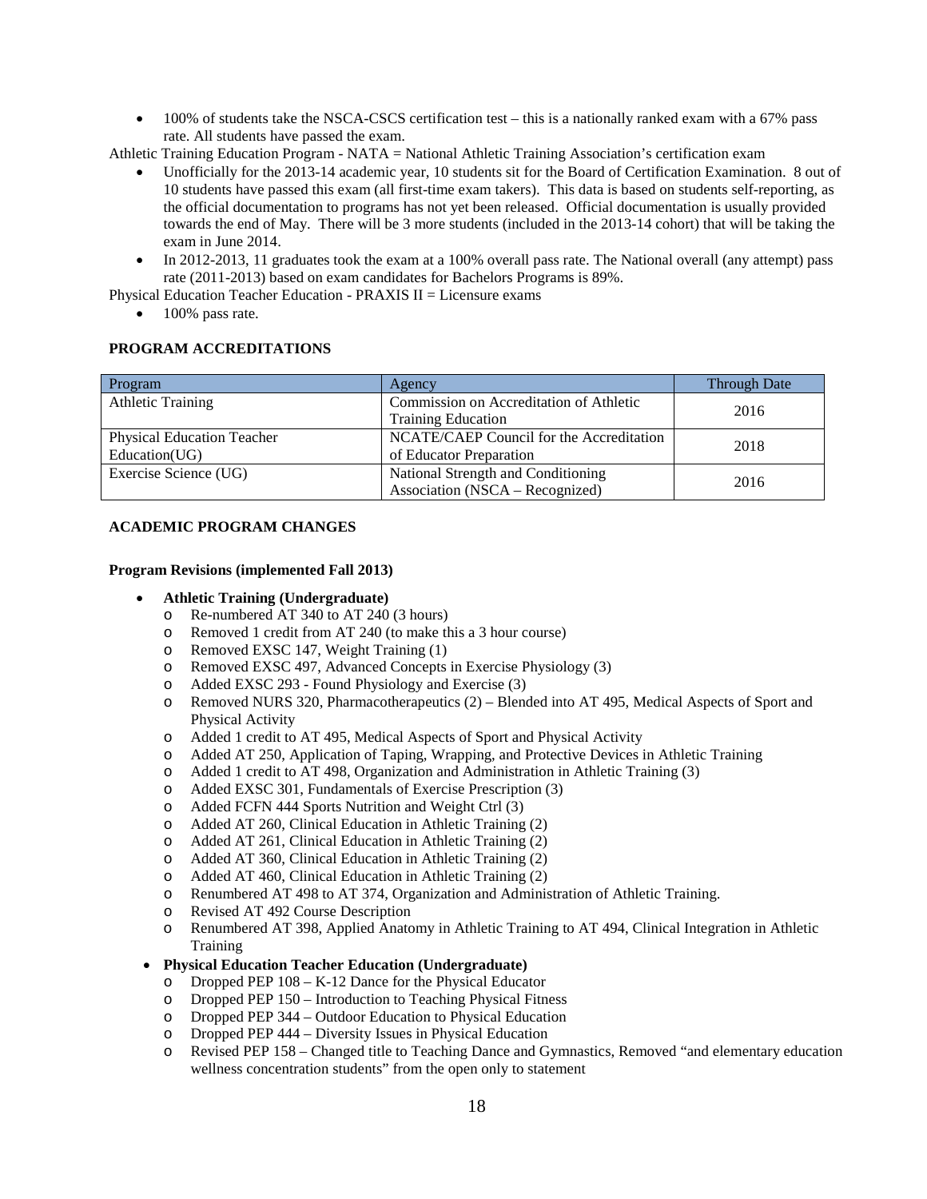- 100% of students take the NSCA-CSCS certification test – this is a nationally ranked exam with a 67% pass rate. All students have passed the exam.

Athletic Training Education Program - NATA = National Athletic Training Association's certification exam

- Unofficially for the 2013-14 academic year, 10 students sit for the Board of Certification Examination. 8 out of 10 students have passed this exam (all first-time exam takers). This data is based on students self-reporting, as the official documentation to programs has not yet been released. Official documentation is usually provided towards the end of May. There will be 3 more students (included in the 2013-14 cohort) that will be taking the exam in June 2014.
- In 2012-2013, 11 graduates took the exam at a 100% overall pass rate. The National overall (any attempt) pass rate (2011-2013) based on exam candidates for Bachelors Programs is 89%.

Physical Education Teacher Education - PRAXIS II = Licensure exams

- 100% pass rate.

**PROGRAM ACCREDITATIONS**

| Program | Agency | Through Date |
|---|---|---|
| Athletic Training | Commission on Accreditation of Athletic Training Education | 2016 |
| Physical Education Teacher Education(UG) | NCATE/CAEP Council for the Accreditation of Educator Preparation | 2018 |
| Exercise Science (UG) | National Strength and Conditioning Association (NSCA – Recognized) | 2016 |

**ACADEMIC PROGRAM CHANGES**

**Program Revisions (implemented Fall 2013)**

- **Athletic Training (Undergraduate)**
  - Re-numbered AT 340 to AT 240 (3 hours)
  - Removed 1 credit from AT 240 (to make this a 3 hour course)
  - Removed EXSC 147, Weight Training (1)
  - Removed EXSC 497, Advanced Concepts in Exercise Physiology (3)
  - Added EXSC 293 - Found Physiology and Exercise (3)
  - Removed NURS 320, Pharmacotherapeutics (2) – Blended into AT 495, Medical Aspects of Sport and Physical Activity
  - Added 1 credit to AT 495, Medical Aspects of Sport and Physical Activity
  - Added AT 250, Application of Taping, Wrapping, and Protective Devices in Athletic Training
  - Added 1 credit to AT 498, Organization and Administration in Athletic Training (3)
  - Added EXSC 301, Fundamentals of Exercise Prescription (3)
  - Added FCFN 444 Sports Nutrition and Weight Ctrl (3)
  - Added AT 260, Clinical Education in Athletic Training (2)
  - Added AT 261, Clinical Education in Athletic Training (2)
  - Added AT 360, Clinical Education in Athletic Training (2)
  - Added AT 460, Clinical Education in Athletic Training (2)
  - Renumbered AT 498 to AT 374, Organization and Administration of Athletic Training.
  - Revised AT 492 Course Description
  - Renumbered AT 398, Applied Anatomy in Athletic Training to AT 494, Clinical Integration in Athletic Training
- **Physical Education Teacher Education (Undergraduate)**
  - Dropped PEP 108 – K-12 Dance for the Physical Educator
  - Dropped PEP 150 – Introduction to Teaching Physical Fitness
  - Dropped PEP 344 – Outdoor Education to Physical Education
  - Dropped PEP 444 – Diversity Issues in Physical Education
  - Revised PEP 158 – Changed title to Teaching Dance and Gymnastics, Removed "and elementary education wellness concentration students" from the open only to statement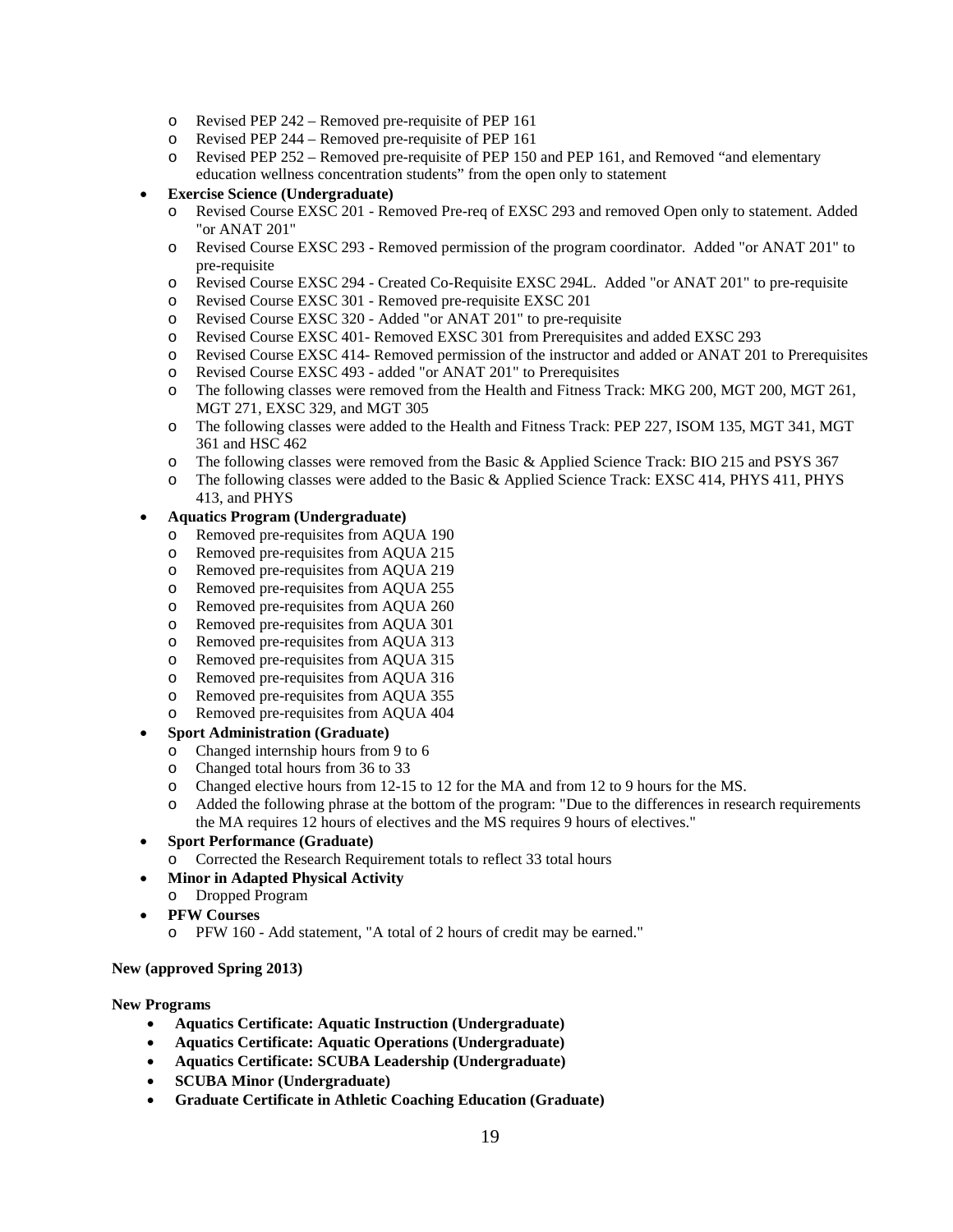- Revised PEP 242 – Removed pre-requisite of PEP 161
  - Revised PEP 244 – Removed pre-requisite of PEP 161
  - Revised PEP 252 – Removed pre-requisite of PEP 150 and PEP 161, and Removed "and elementary education wellness concentration students" from the open only to statement

- **Exercise Science (Undergraduate)**
  - Revised Course EXSC 201 - Removed Pre-req of EXSC 293 and removed Open only to statement. Added "or ANAT 201"
  - Revised Course EXSC 293 - Removed permission of the program coordinator. Added "or ANAT 201" to pre-requisite
  - Revised Course EXSC 294 - Created Co-Requisite EXSC 294L. Added "or ANAT 201" to pre-requisite
  - Revised Course EXSC 301 - Removed pre-requisite EXSC 201
  - Revised Course EXSC 320 - Added "or ANAT 201" to pre-requisite
  - Revised Course EXSC 401- Removed EXSC 301 from Prerequisites and added EXSC 293
  - Revised Course EXSC 414- Removed permission of the instructor and added or ANAT 201 to Prerequisites
  - Revised Course EXSC 493 - added "or ANAT 201" to Prerequisites
  - The following classes were removed from the Health and Fitness Track: MKG 200, MGT 200, MGT 261, MGT 271, EXSC 329, and MGT 305
  - The following classes were added to the Health and Fitness Track: PEP 227, ISOM 135, MGT 341, MGT 361 and HSC 462
  - The following classes were removed from the Basic & Applied Science Track: BIO 215 and PSYS 367
  - The following classes were added to the Basic & Applied Science Track: EXSC 414, PHYS 411, PHYS 413, and PHYS

- **Aquatics Program (Undergraduate)**
  - Removed pre-requisites from AQUA 190
  - Removed pre-requisites from AQUA 215
  - Removed pre-requisites from AQUA 219
  - Removed pre-requisites from AQUA 255
  - Removed pre-requisites from AQUA 260
  - Removed pre-requisites from AQUA 301
  - Removed pre-requisites from AQUA 313
  - Removed pre-requisites from AQUA 315
  - Removed pre-requisites from AQUA 316
  - Removed pre-requisites from AQUA 355
  - Removed pre-requisites from AQUA 404

- **Sport Administration (Graduate)**
  - Changed internship hours from 9 to 6
  - Changed total hours from 36 to 33
  - Changed elective hours from 12-15 to 12 for the MA and from 12 to 9 hours for the MS.
  - Added the following phrase at the bottom of the program: "Due to the differences in research requirements the MA requires 12 hours of electives and the MS requires 9 hours of electives."

- **Sport Performance (Graduate)**
  - Corrected the Research Requirement totals to reflect 33 total hours

- **Minor in Adapted Physical Activity**
  - Dropped Program

- **PFW Courses**
  - PFW 160 - Add statement, "A total of 2 hours of credit may be earned."

**New (approved Spring 2013)**

**New Programs**

- **Aquatics Certificate: Aquatic Instruction (Undergraduate)**
- **Aquatics Certificate: Aquatic Operations (Undergraduate)**
- **Aquatics Certificate: SCUBA Leadership (Undergraduate)**
- **SCUBA Minor (Undergraduate)**
- **Graduate Certificate in Athletic Coaching Education (Graduate)**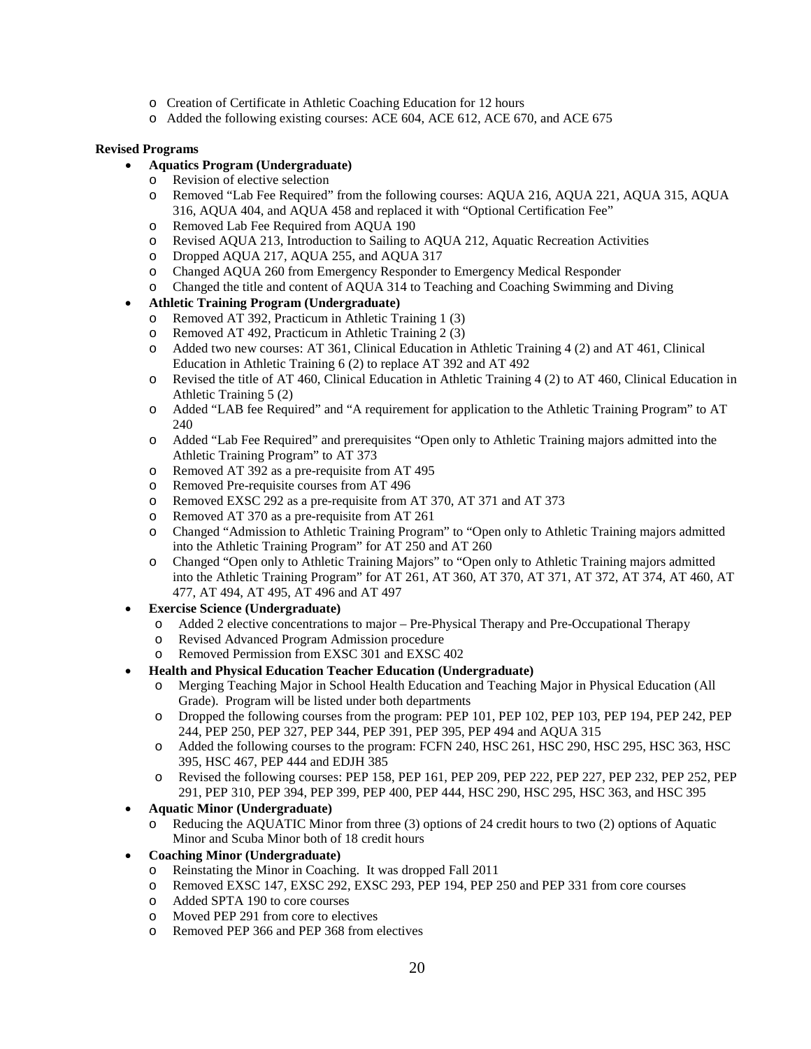- Creation of Certificate in Athletic Coaching Education for 12 hours
- Added the following existing courses: ACE 604, ACE 612, ACE 670, and ACE 675

**Revised Programs**

- **Aquatics Program (Undergraduate)**
  - Revision of elective selection
  - Removed "Lab Fee Required" from the following courses: AQUA 216, AQUA 221, AQUA 315, AQUA 316, AQUA 404, and AQUA 458 and replaced it with "Optional Certification Fee"
  - Removed Lab Fee Required from AQUA 190
  - Revised AQUA 213, Introduction to Sailing to AQUA 212, Aquatic Recreation Activities
  - Dropped AQUA 217, AQUA 255, and AQUA 317
  - Changed AQUA 260 from Emergency Responder to Emergency Medical Responder
  - Changed the title and content of AQUA 314 to Teaching and Coaching Swimming and Diving
- **Athletic Training Program (Undergraduate)**
  - Removed AT 392, Practicum in Athletic Training 1 (3)
  - Removed AT 492, Practicum in Athletic Training 2 (3)
  - Added two new courses: AT 361, Clinical Education in Athletic Training 4 (2) and AT 461, Clinical Education in Athletic Training 6 (2) to replace AT 392 and AT 492
  - Revised the title of AT 460, Clinical Education in Athletic Training 4 (2) to AT 460, Clinical Education in Athletic Training 5 (2)
  - Added "LAB fee Required" and "A requirement for application to the Athletic Training Program" to AT 240
  - Added "Lab Fee Required" and prerequisites "Open only to Athletic Training majors admitted into the Athletic Training Program" to AT 373
  - Removed AT 392 as a pre-requisite from AT 495
  - Removed Pre-requisite courses from AT 496
  - Removed EXSC 292 as a pre-requisite from AT 370, AT 371 and AT 373
  - Removed AT 370 as a pre-requisite from AT 261
  - Changed "Admission to Athletic Training Program" to "Open only to Athletic Training majors admitted into the Athletic Training Program" for AT 250 and AT 260
  - Changed "Open only to Athletic Training Majors" to "Open only to Athletic Training majors admitted into the Athletic Training Program" for AT 261, AT 360, AT 370, AT 371, AT 372, AT 374, AT 460, AT 477, AT 494, AT 495, AT 496 and AT 497
- **Exercise Science (Undergraduate)**
  - Added 2 elective concentrations to major – Pre-Physical Therapy and Pre-Occupational Therapy
  - Revised Advanced Program Admission procedure
  - Removed Permission from EXSC 301 and EXSC 402
- **Health and Physical Education Teacher Education (Undergraduate)**
  - Merging Teaching Major in School Health Education and Teaching Major in Physical Education (All Grade). Program will be listed under both departments
  - Dropped the following courses from the program: PEP 101, PEP 102, PEP 103, PEP 194, PEP 242, PEP 244, PEP 250, PEP 327, PEP 344, PEP 391, PEP 395, PEP 494 and AQUA 315
  - Added the following courses to the program: FCFN 240, HSC 261, HSC 290, HSC 295, HSC 363, HSC 395, HSC 467, PEP 444 and EDJH 385
  - Revised the following courses: PEP 158, PEP 161, PEP 209, PEP 222, PEP 227, PEP 232, PEP 252, PEP 291, PEP 310, PEP 394, PEP 399, PEP 400, PEP 444, HSC 290, HSC 295, HSC 363, and HSC 395
- **Aquatic Minor (Undergraduate)**
  - Reducing the AQUATIC Minor from three (3) options of 24 credit hours to two (2) options of Aquatic Minor and Scuba Minor both of 18 credit hours
- **Coaching Minor (Undergraduate)**
  - Reinstating the Minor in Coaching. It was dropped Fall 2011
  - Removed EXSC 147, EXSC 292, EXSC 293, PEP 194, PEP 250 and PEP 331 from core courses
  - Added SPTA 190 to core courses
  - Moved PEP 291 from core to electives
  - Removed PEP 366 and PEP 368 from electives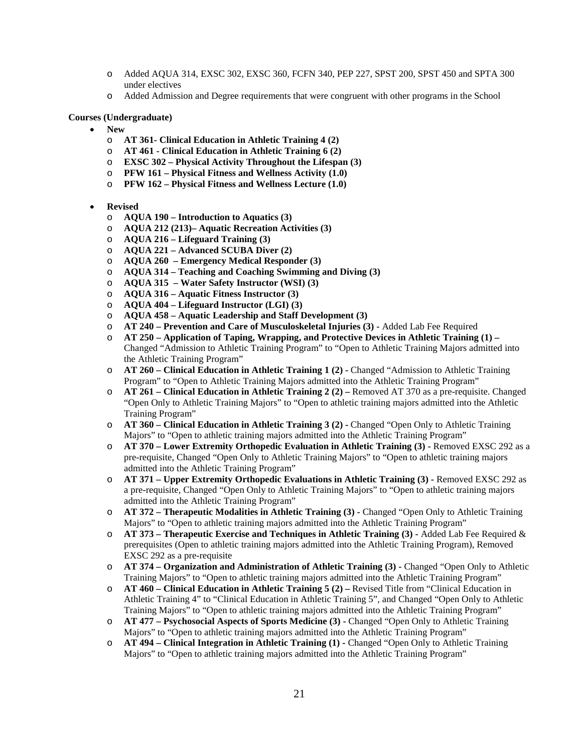- Added AQUA 314, EXSC 302, EXSC 360, FCFN 340, PEP 227, SPST 200, SPST 450 and SPTA 300 under electives
- Added Admission and Degree requirements that were congruent with other programs in the School

**Courses (Undergraduate)**

- **New**
  - **AT 361- Clinical Education in Athletic Training 4 (2)**
  - **AT 461 - Clinical Education in Athletic Training 6 (2)**
  - **EXSC 302 – Physical Activity Throughout the Lifespan (3)**
  - **PFW 161 – Physical Fitness and Wellness Activity (1.0)**
  - **PFW 162 – Physical Fitness and Wellness Lecture (1.0)**

- **Revised**
  - **AQUA 190 – Introduction to Aquatics (3)**
  - **AQUA 212 (213)– Aquatic Recreation Activities (3)**
  - **AQUA 216 – Lifeguard Training (3)**
  - **AQUA 221 – Advanced SCUBA Diver (2)**
  - **AQUA 260 – Emergency Medical Responder (3)**
  - **AQUA 314 – Teaching and Coaching Swimming and Diving (3)**
  - **AQUA 315 – Water Safety Instructor (WSI) (3)**
  - **AQUA 316 – Aquatic Fitness Instructor (3)**
  - **AQUA 404 – Lifeguard Instructor (LGI) (3)**
  - **AQUA 458 – Aquatic Leadership and Staff Development (3)**
  - **AT 240 – Prevention and Care of Musculoskeletal Injuries (3)** - Added Lab Fee Required
  - **AT 250 – Application of Taping, Wrapping, and Protective Devices in Athletic Training (1) –** Changed "Admission to Athletic Training Program" to "Open to Athletic Training Majors admitted into the Athletic Training Program"
  - **AT 260 – Clinical Education in Athletic Training 1 (2) -** Changed "Admission to Athletic Training Program" to "Open to Athletic Training Majors admitted into the Athletic Training Program"
  - **AT 261 – Clinical Education in Athletic Training 2 (2) –** Removed AT 370 as a pre-requisite. Changed "Open Only to Athletic Training Majors" to "Open to athletic training majors admitted into the Athletic Training Program"
  - **AT 360 – Clinical Education in Athletic Training 3 (2) -** Changed "Open Only to Athletic Training Majors" to "Open to athletic training majors admitted into the Athletic Training Program"
  - **AT 370 – Lower Extremity Orthopedic Evaluation in Athletic Training (3) -** Removed EXSC 292 as a pre-requisite, Changed "Open Only to Athletic Training Majors" to "Open to athletic training majors admitted into the Athletic Training Program"
  - **AT 371 – Upper Extremity Orthopedic Evaluations in Athletic Training (3) -** Removed EXSC 292 as a pre-requisite, Changed "Open Only to Athletic Training Majors" to "Open to athletic training majors admitted into the Athletic Training Program"
  - **AT 372 – Therapeutic Modalities in Athletic Training (3) -** Changed "Open Only to Athletic Training Majors" to "Open to athletic training majors admitted into the Athletic Training Program"
  - **AT 373 – Therapeutic Exercise and Techniques in Athletic Training (3) -** Added Lab Fee Required & prerequisites (Open to athletic training majors admitted into the Athletic Training Program), Removed EXSC 292 as a pre-requisite
  - **AT 374 – Organization and Administration of Athletic Training (3) -** Changed "Open Only to Athletic Training Majors" to "Open to athletic training majors admitted into the Athletic Training Program"
  - **AT 460 – Clinical Education in Athletic Training 5 (2) –** Revised Title from "Clinical Education in Athletic Training 4" to "Clinical Education in Athletic Training 5", and Changed "Open Only to Athletic Training Majors" to "Open to athletic training majors admitted into the Athletic Training Program"
  - **AT 477 – Psychosocial Aspects of Sports Medicine (3) -** Changed "Open Only to Athletic Training Majors" to "Open to athletic training majors admitted into the Athletic Training Program"
  - **AT 494 – Clinical Integration in Athletic Training (1) -** Changed "Open Only to Athletic Training Majors" to "Open to athletic training majors admitted into the Athletic Training Program"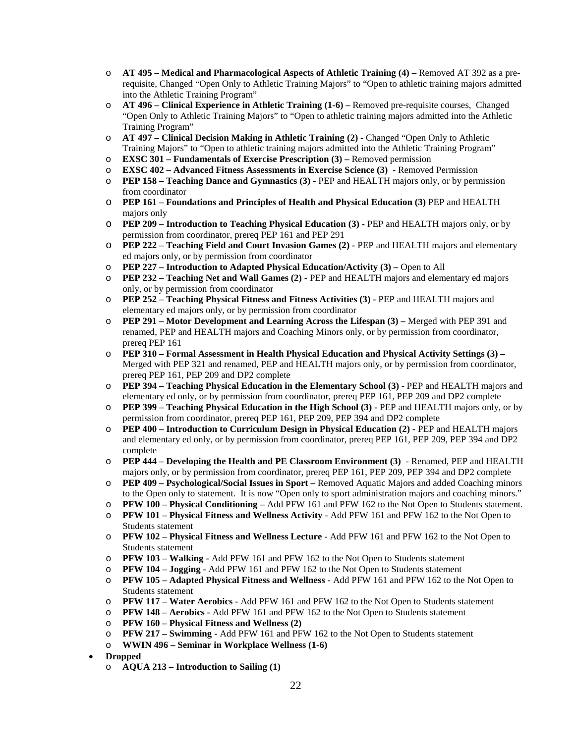- **AT 495 – Medical and Pharmacological Aspects of Athletic Training (4) –** Removed AT 392 as a pre-requisite, Changed "Open Only to Athletic Training Majors" to "Open to athletic training majors admitted into the Athletic Training Program"
  - **AT 496 – Clinical Experience in Athletic Training (1-6) –** Removed pre-requisite courses, Changed "Open Only to Athletic Training Majors" to "Open to athletic training majors admitted into the Athletic Training Program"
  - **AT 497 – Clinical Decision Making in Athletic Training (2) -** Changed "Open Only to Athletic Training Majors" to "Open to athletic training majors admitted into the Athletic Training Program"
  - **EXSC 301 – Fundamentals of Exercise Prescription (3) –** Removed permission
  - **EXSC 402 – Advanced Fitness Assessments in Exercise Science (3) -** Removed Permission
  - **PEP 158 – Teaching Dance and Gymnastics (3) -** PEP and HEALTH majors only, or by permission from coordinator
  - **PEP 161 – Foundations and Principles of Health and Physical Education (3)** PEP and HEALTH majors only
  - **PEP 209 – Introduction to Teaching Physical Education (3) -** PEP and HEALTH majors only, or by permission from coordinator, prereq PEP 161 and PEP 291
  - **PEP 222 – Teaching Field and Court Invasion Games (2)** - PEP and HEALTH majors and elementary ed majors only, or by permission from coordinator
  - **PEP 227 – Introduction to Adapted Physical Education/Activity (3) –** Open to All
  - **PEP 232 – Teaching Net and Wall Games (2) -** PEP and HEALTH majors and elementary ed majors only, or by permission from coordinator
  - **PEP 252 – Teaching Physical Fitness and Fitness Activities (3) -** PEP and HEALTH majors and elementary ed majors only, or by permission from coordinator
  - **PEP 291 – Motor Development and Learning Across the Lifespan (3) –** Merged with PEP 391 and renamed, PEP and HEALTH majors and Coaching Minors only, or by permission from coordinator, prereq PEP 161
  - **PEP 310 – Formal Assessment in Health Physical Education and Physical Activity Settings (3) –** Merged with PEP 321 and renamed, PEP and HEALTH majors only, or by permission from coordinator, prereq PEP 161, PEP 209 and DP2 complete
  - **PEP 394 – Teaching Physical Education in the Elementary School (3) -** PEP and HEALTH majors and elementary ed only, or by permission from coordinator, prereq PEP 161, PEP 209 and DP2 complete
  - **PEP 399 – Teaching Physical Education in the High School (3)** - PEP and HEALTH majors only, or by permission from coordinator, prereq PEP 161, PEP 209, PEP 394 and DP2 complete
  - **PEP 400 – Introduction to Curriculum Design in Physical Education (2)** - PEP and HEALTH majors and elementary ed only, or by permission from coordinator, prereq PEP 161, PEP 209, PEP 394 and DP2 complete
  - **PEP 444 – Developing the Health and PE Classroom Environment (3)** - Renamed, PEP and HEALTH majors only, or by permission from coordinator, prereq PEP 161, PEP 209, PEP 394 and DP2 complete
  - **PEP 409 – Psychological/Social Issues in Sport –** Removed Aquatic Majors and added Coaching minors to the Open only to statement. It is now "Open only to sport administration majors and coaching minors."
  - **PFW 100 – Physical Conditioning –** Add PFW 161 and PFW 162 to the Not Open to Students statement.
  - **PFW 101 – Physical Fitness and Wellness Activity** - Add PFW 161 and PFW 162 to the Not Open to Students statement
  - **PFW 102 – Physical Fitness and Wellness Lecture -** Add PFW 161 and PFW 162 to the Not Open to Students statement
  - **PFW 103 – Walking -** Add PFW 161 and PFW 162 to the Not Open to Students statement
  - **PFW 104 – Jogging** - Add PFW 161 and PFW 162 to the Not Open to Students statement
  - **PFW 105 – Adapted Physical Fitness and Wellness -** Add PFW 161 and PFW 162 to the Not Open to Students statement
  - **PFW 117 – Water Aerobics** - Add PFW 161 and PFW 162 to the Not Open to Students statement
  - **PFW 148 – Aerobics** - Add PFW 161 and PFW 162 to the Not Open to Students statement
  - **PFW 160 – Physical Fitness and Wellness (2)**
  - **PFW 217 – Swimming** - Add PFW 161 and PFW 162 to the Not Open to Students statement
  - **WWIN 496 – Seminar in Workplace Wellness (1-6)**
- **Dropped**
  - **AQUA 213 – Introduction to Sailing (1)**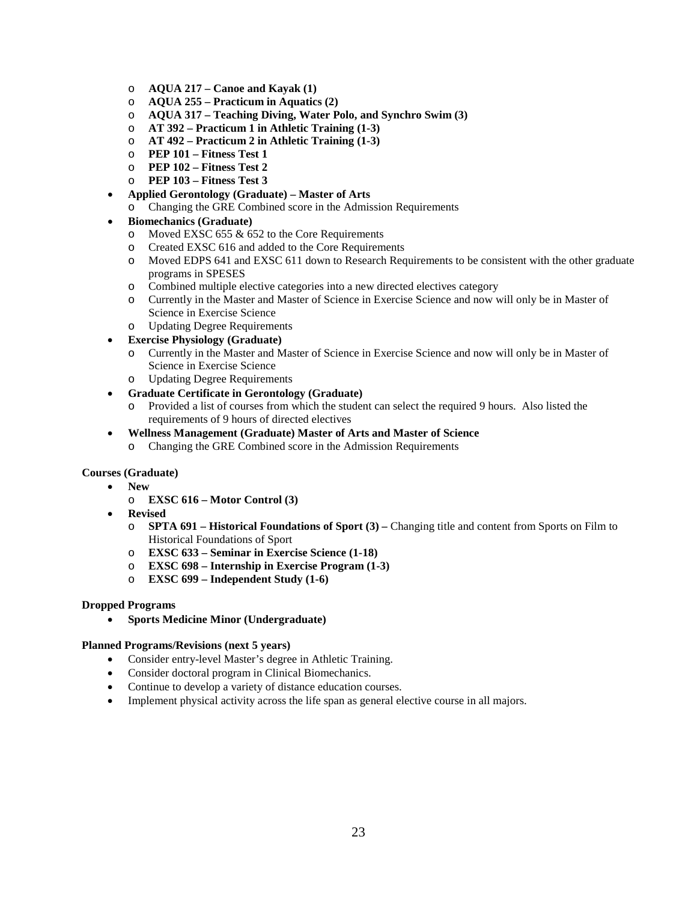- **AQUA 217 – Canoe and Kayak (1)**
  - **AQUA 255 – Practicum in Aquatics (2)**
  - **AQUA 317 – Teaching Diving, Water Polo, and Synchro Swim (3)**
  - **AT 392 – Practicum 1 in Athletic Training (1-3)**
  - **AT 492 – Practicum 2 in Athletic Training (1-3)**
  - **PEP 101 – Fitness Test 1**
  - **PEP 102 – Fitness Test 2**
  - **PEP 103 – Fitness Test 3**
- **Applied Gerontology (Graduate) – Master of Arts**
  - Changing the GRE Combined score in the Admission Requirements
- **Biomechanics (Graduate)**
  - Moved EXSC 655 & 652 to the Core Requirements
  - Created EXSC 616 and added to the Core Requirements
  - Moved EDPS 641 and EXSC 611 down to Research Requirements to be consistent with the other graduate programs in SPESES
  - Combined multiple elective categories into a new directed electives category
  - Currently in the Master and Master of Science in Exercise Science and now will only be in Master of Science in Exercise Science
  - Updating Degree Requirements
- **Exercise Physiology (Graduate)**
  - Currently in the Master and Master of Science in Exercise Science and now will only be in Master of Science in Exercise Science
  - Updating Degree Requirements
- **Graduate Certificate in Gerontology (Graduate)**
  - Provided a list of courses from which the student can select the required 9 hours. Also listed the requirements of 9 hours of directed electives
- **Wellness Management (Graduate) Master of Arts and Master of Science**
  - Changing the GRE Combined score in the Admission Requirements

**Courses (Graduate)**

- **New**
  - **EXSC 616 – Motor Control (3)**
- **Revised**
  - **SPTA 691 – Historical Foundations of Sport (3) –** Changing title and content from Sports on Film to Historical Foundations of Sport
  - **EXSC 633 – Seminar in Exercise Science (1-18)**
  - **EXSC 698 – Internship in Exercise Program (1-3)**
  - **EXSC 699 – Independent Study (1-6)**

**Dropped Programs**

- **Sports Medicine Minor (Undergraduate)**

**Planned Programs/Revisions (next 5 years)**

- Consider entry-level Master's degree in Athletic Training.
- Consider doctoral program in Clinical Biomechanics.
- Continue to develop a variety of distance education courses.
- Implement physical activity across the life span as general elective course in all majors.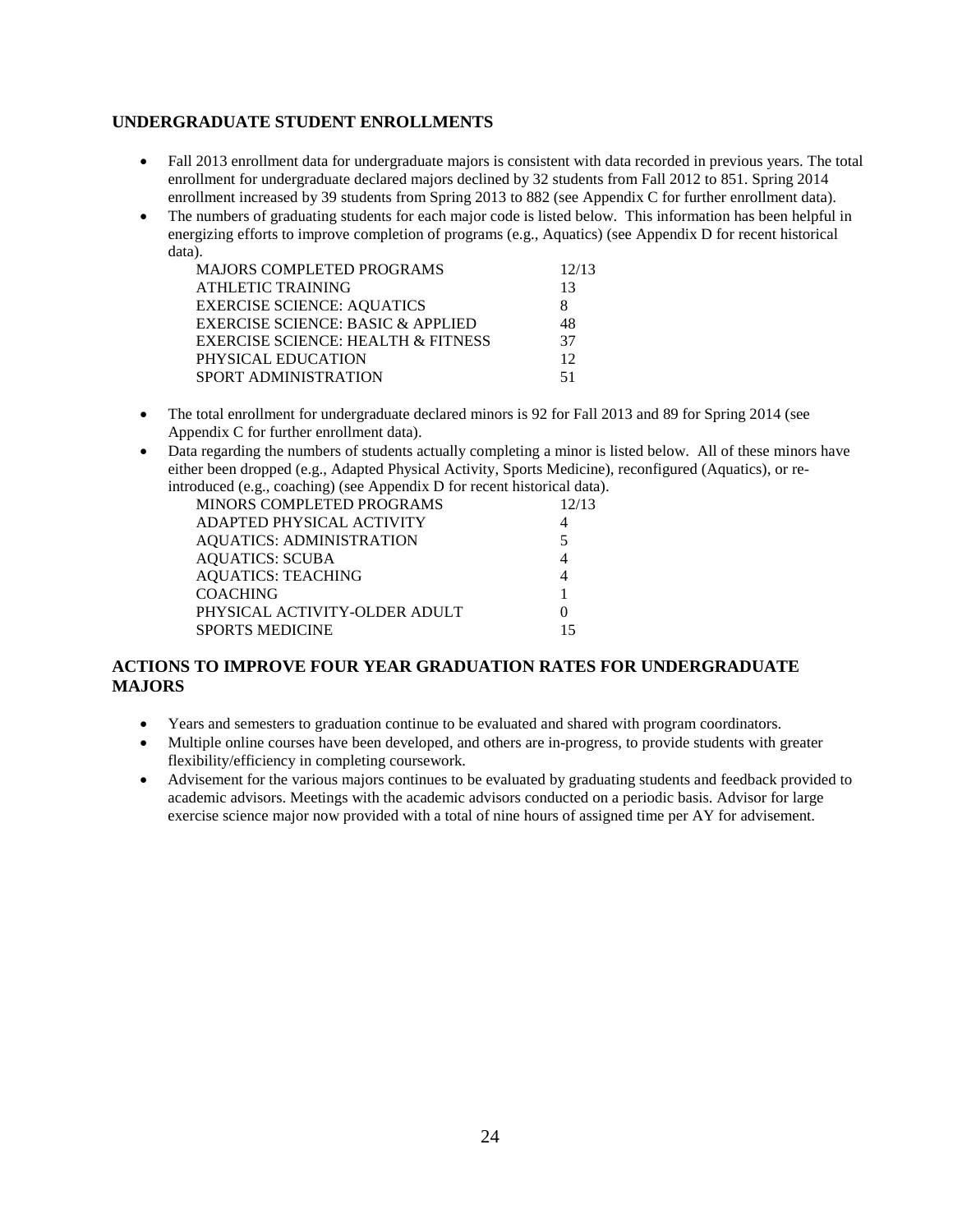## UNDERGRADUATE STUDENT ENROLLMENTS

- Fall 2013 enrollment data for undergraduate majors is consistent with data recorded in previous years. The total enrollment for undergraduate declared majors declined by 32 students from Fall 2012 to 851. Spring 2014 enrollment increased by 39 students from Spring 2013 to 882 (see Appendix C for further enrollment data).
- The numbers of graduating students for each major code is listed below. This information has been helpful in energizing efforts to improve completion of programs (e.g., Aquatics) (see Appendix D for recent historical data).

| MAJORS COMPLETED PROGRAMS | 12/13 |
|---|---|
| ATHLETIC TRAINING | 13 |
| EXERCISE SCIENCE: AQUATICS | 8 |
| EXERCISE SCIENCE: BASIC & APPLIED | 48 |
| EXERCISE SCIENCE: HEALTH & FITNESS | 37 |
| PHYSICAL EDUCATION | 12 |
| SPORT ADMINISTRATION | 51 |

- The total enrollment for undergraduate declared minors is 92 for Fall 2013 and 89 for Spring 2014 (see Appendix C for further enrollment data).
- Data regarding the numbers of students actually completing a minor is listed below. All of these minors have either been dropped (e.g., Adapted Physical Activity, Sports Medicine), reconfigured (Aquatics), or re-introduced (e.g., coaching) (see Appendix D for recent historical data).

| MINORS COMPLETED PROGRAMS | 12/13 |
|---|---|
| ADAPTED PHYSICAL ACTIVITY | 4 |
| AQUATICS: ADMINISTRATION | 5 |
| AQUATICS: SCUBA | 4 |
| AQUATICS: TEACHING | 4 |
| COACHING | 1 |
| PHYSICAL ACTIVITY-OLDER ADULT | 0 |
| SPORTS MEDICINE | 15 |

## ACTIONS TO IMPROVE FOUR YEAR GRADUATION RATES FOR UNDERGRADUATE MAJORS

- Years and semesters to graduation continue to be evaluated and shared with program coordinators.
- Multiple online courses have been developed, and others are in-progress, to provide students with greater flexibility/efficiency in completing coursework.
- Advisement for the various majors continues to be evaluated by graduating students and feedback provided to academic advisors. Meetings with the academic advisors conducted on a periodic basis. Advisor for large exercise science major now provided with a total of nine hours of assigned time per AY for advisement.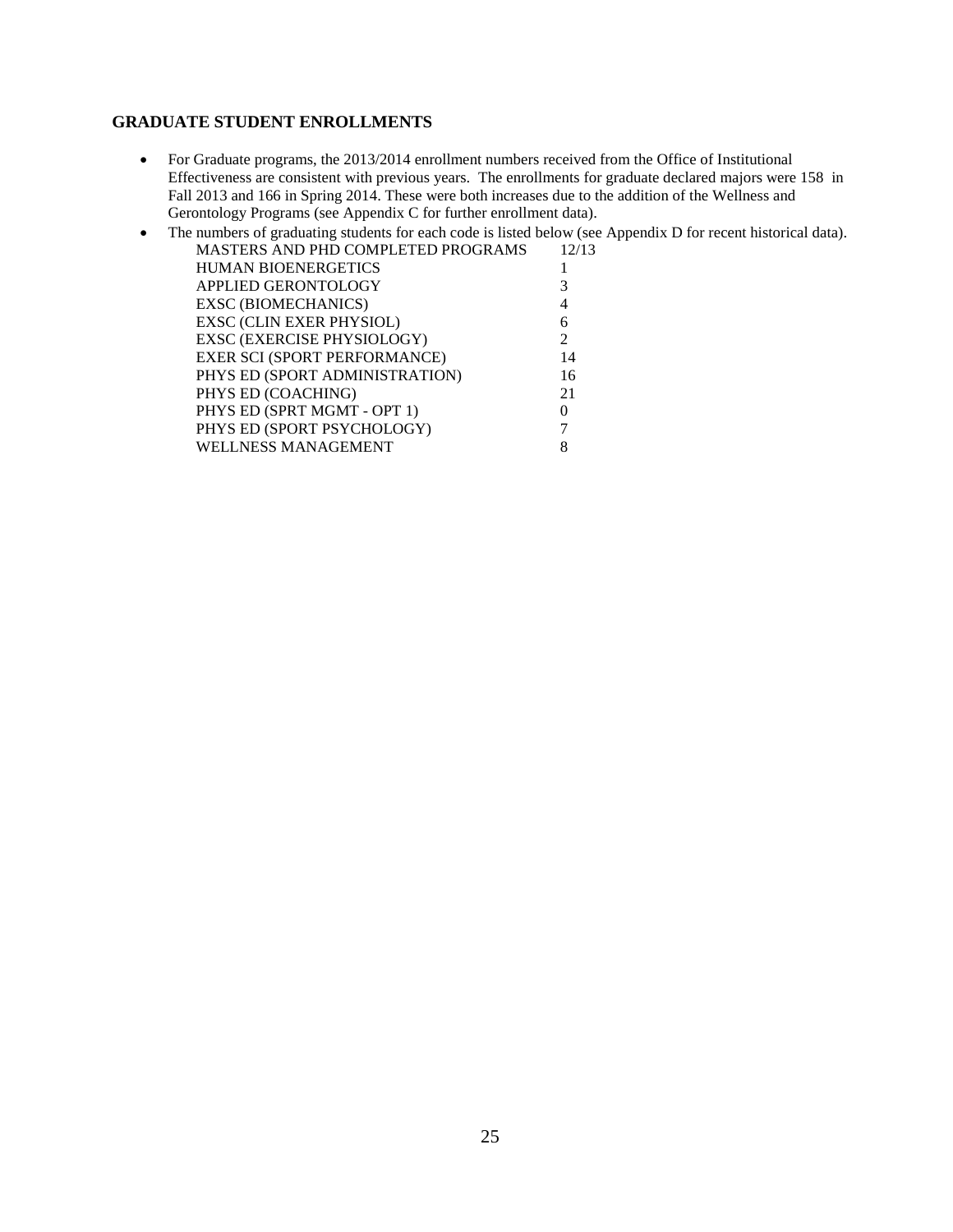## GRADUATE STUDENT ENROLLMENTS

- For Graduate programs, the 2013/2014 enrollment numbers received from the Office of Institutional Effectiveness are consistent with previous years. The enrollments for graduate declared majors were 158 in Fall 2013 and 166 in Spring 2014. These were both increases due to the addition of the Wellness and Gerontology Programs (see Appendix C for further enrollment data).
- The numbers of graduating students for each code is listed below (see Appendix D for recent historical data).

| MASTERS AND PHD COMPLETED PROGRAMS | 12/13 |
|---|---|
| HUMAN BIOENERGETICS | 1 |
| APPLIED GERONTOLOGY | 3 |
| EXSC (BIOMECHANICS) | 4 |
| EXSC (CLIN EXER PHYSIOL) | 6 |
| EXSC (EXERCISE PHYSIOLOGY) | 2 |
| EXER SCI (SPORT PERFORMANCE) | 14 |
| PHYS ED (SPORT ADMINISTRATION) | 16 |
| PHYS ED (COACHING) | 21 |
| PHYS ED (SPRT MGMT - OPT 1) | 0 |
| PHYS ED (SPORT PSYCHOLOGY) | 7 |
| WELLNESS MANAGEMENT | 8 |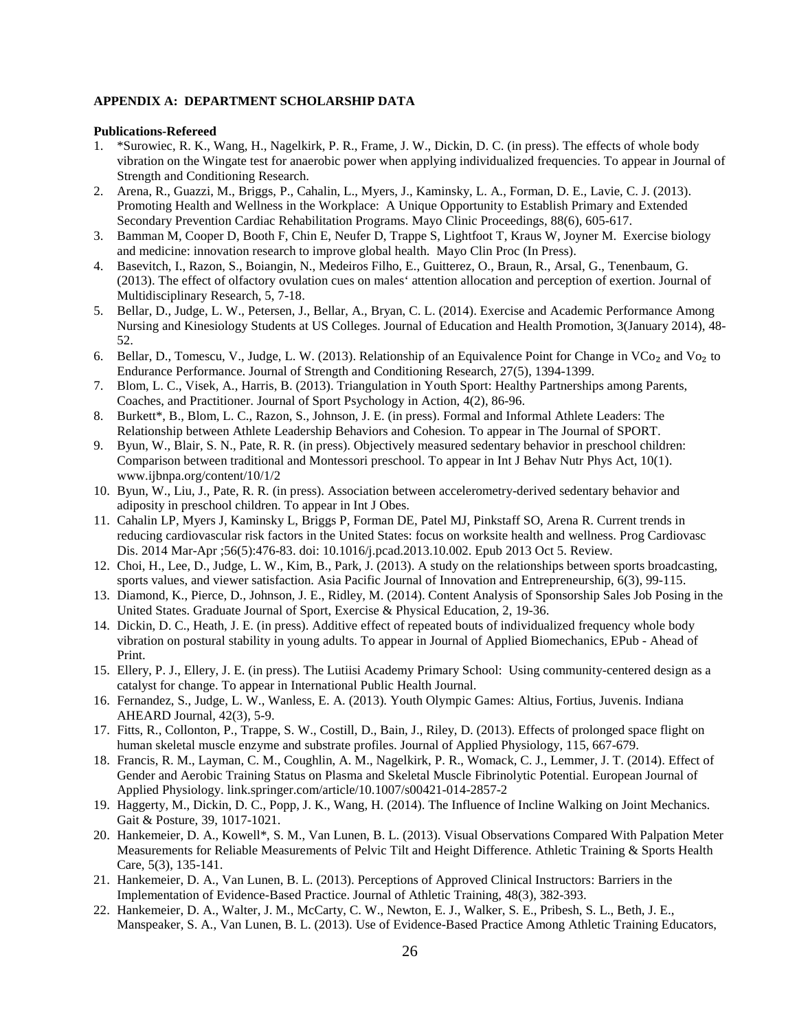**APPENDIX A: DEPARTMENT SCHOLARSHIP DATA**

**Publications-Refereed**

1. *Surowiec, R. K., Wang, H., Nagelkirk, P. R., Frame, J. W., Dickin, D. C. (in press). The effects of whole body vibration on the Wingate test for anaerobic power when applying individualized frequencies. To appear in Journal of Strength and Conditioning Research.
2. Arena, R., Guazzi, M., Briggs, P., Cahalin, L., Myers, J., Kaminsky, L. A., Forman, D. E., Lavie, C. J. (2013). Promoting Health and Wellness in the Workplace: A Unique Opportunity to Establish Primary and Extended Secondary Prevention Cardiac Rehabilitation Programs. Mayo Clinic Proceedings, 88(6), 605-617.
3. Bamman M, Cooper D, Booth F, Chin E, Neufer D, Trappe S, Lightfoot T, Kraus W, Joyner M. Exercise biology and medicine: innovation research to improve global health. Mayo Clin Proc (In Press).
4. Basevitch, I., Razon, S., Boiangin, N., Medeiros Filho, E., Guitterez, O., Braun, R., Arsal, G., Tenenbaum, G. (2013). The effect of olfactory ovulation cues on males' attention allocation and perception of exertion. Journal of Multidisciplinary Research, 5, 7-18.
5. Bellar, D., Judge, L. W., Petersen, J., Bellar, A., Bryan, C. L. (2014). Exercise and Academic Performance Among Nursing and Kinesiology Students at US Colleges. Journal of Education and Health Promotion, 3(January 2014), 48-52.
6. Bellar, D., Tomescu, V., Judge, L. W. (2013). Relationship of an Equivalence Point for Change in $VCo_2$ and $Vo_2$ to Endurance Performance. Journal of Strength and Conditioning Research, 27(5), 1394-1399.
7. Blom, L. C., Visek, A., Harris, B. (2013). Triangulation in Youth Sport: Healthy Partnerships among Parents, Coaches, and Practitioner. Journal of Sport Psychology in Action, 4(2), 86-96.
8. Burkett*, B., Blom, L. C., Razon, S., Johnson, J. E. (in press). Formal and Informal Athlete Leaders: The Relationship between Athlete Leadership Behaviors and Cohesion. To appear in The Journal of SPORT.
9. Byun, W., Blair, S. N., Pate, R. R. (in press). Objectively measured sedentary behavior in preschool children: Comparison between traditional and Montessori preschool. To appear in Int J Behav Nutr Phys Act, 10(1). www.ijbnpa.org/content/10/1/2
10. Byun, W., Liu, J., Pate, R. R. (in press). Association between accelerometry-derived sedentary behavior and adiposity in preschool children. To appear in Int J Obes.
11. Cahalin LP, Myers J, Kaminsky L, Briggs P, Forman DE, Patel MJ, Pinkstaff SO, Arena R. Current trends in reducing cardiovascular risk factors in the United States: focus on worksite health and wellness. Prog Cardiovasc Dis. 2014 Mar-Apr ;56(5):476-83. doi: 10.1016/j.pcad.2013.10.002. Epub 2013 Oct 5. Review.
12. Choi, H., Lee, D., Judge, L. W., Kim, B., Park, J. (2013). A study on the relationships between sports broadcasting, sports values, and viewer satisfaction. Asia Pacific Journal of Innovation and Entrepreneurship, 6(3), 99-115.
13. Diamond, K., Pierce, D., Johnson, J. E., Ridley, M. (2014). Content Analysis of Sponsorship Sales Job Posing in the United States. Graduate Journal of Sport, Exercise & Physical Education, 2, 19-36.
14. Dickin, D. C., Heath, J. E. (in press). Additive effect of repeated bouts of individualized frequency whole body vibration on postural stability in young adults. To appear in Journal of Applied Biomechanics, EPub - Ahead of Print.
15. Ellery, P. J., Ellery, J. E. (in press). The Lutiisi Academy Primary School: Using community-centered design as a catalyst for change. To appear in International Public Health Journal.
16. Fernandez, S., Judge, L. W., Wanless, E. A. (2013). Youth Olympic Games: Altius, Fortius, Juvenis. Indiana AHEARD Journal, 42(3), 5-9.
17. Fitts, R., Collonton, P., Trappe, S. W., Costill, D., Bain, J., Riley, D. (2013). Effects of prolonged space flight on human skeletal muscle enzyme and substrate profiles. Journal of Applied Physiology, 115, 667-679.
18. Francis, R. M., Layman, C. M., Coughlin, A. M., Nagelkirk, P. R., Womack, C. J., Lemmer, J. T. (2014). Effect of Gender and Aerobic Training Status on Plasma and Skeletal Muscle Fibrinolytic Potential. European Journal of Applied Physiology. link.springer.com/article/10.1007/s00421-014-2857-2
19. Haggerty, M., Dickin, D. C., Popp, J. K., Wang, H. (2014). The Influence of Incline Walking on Joint Mechanics. Gait & Posture, 39, 1017-1021.
20. Hankemeier, D. A., Kowell*, S. M., Van Lunen, B. L. (2013). Visual Observations Compared With Palpation Meter Measurements for Reliable Measurements of Pelvic Tilt and Height Difference. Athletic Training & Sports Health Care, 5(3), 135-141.
21. Hankemeier, D. A., Van Lunen, B. L. (2013). Perceptions of Approved Clinical Instructors: Barriers in the Implementation of Evidence-Based Practice. Journal of Athletic Training, 48(3), 382-393.
22. Hankemeier, D. A., Walter, J. M., McCarty, C. W., Newton, E. J., Walker, S. E., Pribesh, S. L., Beth, J. E., Manspeaker, S. A., Van Lunen, B. L. (2013). Use of Evidence-Based Practice Among Athletic Training Educators,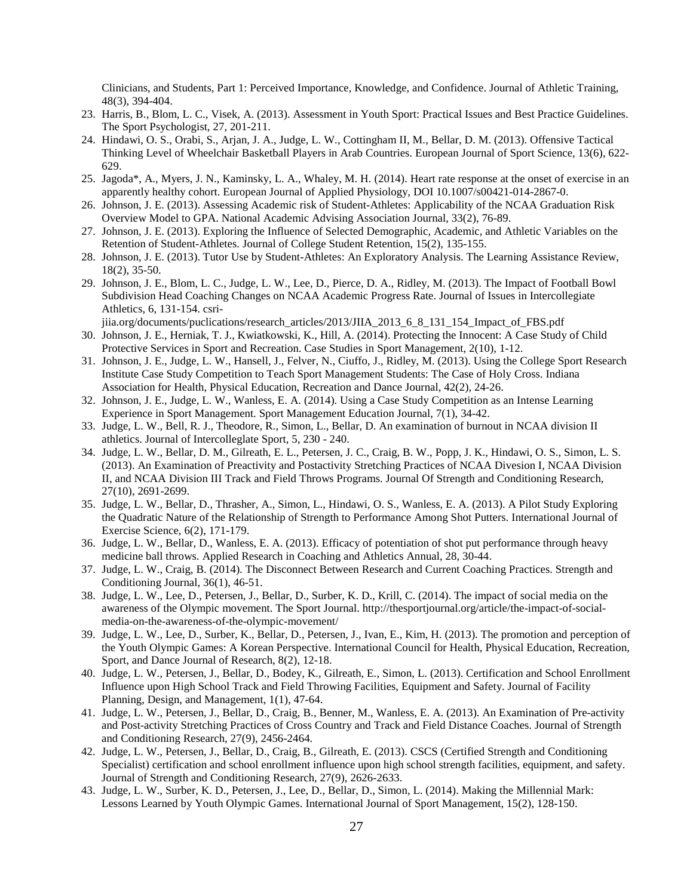Clinicians, and Students, Part 1: Perceived Importance, Knowledge, and Confidence. Journal of Athletic Training, 48(3), 394-404.

23. Harris, B., Blom, L. C., Visek, A. (2013). Assessment in Youth Sport: Practical Issues and Best Practice Guidelines. The Sport Psychologist, 27, 201-211.
24. Hindawi, O. S., Orabi, S., Arjan, J. A., Judge, L. W., Cottingham II, M., Bellar, D. M. (2013). Offensive Tactical Thinking Level of Wheelchair Basketball Players in Arab Countries. European Journal of Sport Science, 13(6), 622-629.
25. Jagoda*, A., Myers, J. N., Kaminsky, L. A., Whaley, M. H. (2014). Heart rate response at the onset of exercise in an apparently healthy cohort. European Journal of Applied Physiology, DOI 10.1007/s00421-014-2867-0.
26. Johnson, J. E. (2013). Assessing Academic risk of Student-Athletes: Applicability of the NCAA Graduation Risk Overview Model to GPA. National Academic Advising Association Journal, 33(2), 76-89.
27. Johnson, J. E. (2013). Exploring the Influence of Selected Demographic, Academic, and Athletic Variables on the Retention of Student-Athletes. Journal of College Student Retention, 15(2), 135-155.
28. Johnson, J. E. (2013). Tutor Use by Student-Athletes: An Exploratory Analysis. The Learning Assistance Review, 18(2), 35-50.
29. Johnson, J. E., Blom, L. C., Judge, L. W., Lee, D., Pierce, D. A., Ridley, M. (2013). The Impact of Football Bowl Subdivision Head Coaching Changes on NCAA Academic Progress Rate. Journal of Issues in Intercollegiate Athletics, 6, 131-154. csri-jiia.org/documents/puclications/research_articles/2013/JIIA_2013_6_8_131_154_Impact_of_FBS.pdf
30. Johnson, J. E., Herniak, T. J., Kwiatkowski, K., Hill, A. (2014). Protecting the Innocent: A Case Study of Child Protective Services in Sport and Recreation. Case Studies in Sport Management, 2(10), 1-12.
31. Johnson, J. E., Judge, L. W., Hansell, J., Felver, N., Ciuffo, J., Ridley, M. (2013). Using the College Sport Research Institute Case Study Competition to Teach Sport Management Students: The Case of Holy Cross. Indiana Association for Health, Physical Education, Recreation and Dance Journal, 42(2), 24-26.
32. Johnson, J. E., Judge, L. W., Wanless, E. A. (2014). Using a Case Study Competition as an Intense Learning Experience in Sport Management. Sport Management Education Journal, 7(1), 34-42.
33. Judge, L. W., Bell, R. J., Theodore, R., Simon, L., Bellar, D. An examination of burnout in NCAA division II athletics. Journal of Intercollegiate Sport, 5, 230 - 240.
34. Judge, L. W., Bellar, D. M., Gilreath, E. L., Petersen, J. C., Craig, B. W., Popp, J. K., Hindawi, O. S., Simon, L. S. (2013). An Examination of Preactivity and Postactivity Stretching Practices of NCAA Divesion I, NCAA Division II, and NCAA Division III Track and Field Throws Programs. Journal Of Strength and Conditioning Research, 27(10), 2691-2699.
35. Judge, L. W., Bellar, D., Thrasher, A., Simon, L., Hindawi, O. S., Wanless, E. A. (2013). A Pilot Study Exploring the Quadratic Nature of the Relationship of Strength to Performance Among Shot Putters. International Journal of Exercise Science, 6(2), 171-179.
36. Judge, L. W., Bellar, D., Wanless, E. A. (2013). Efficacy of potentiation of shot put performance through heavy medicine ball throws. Applied Research in Coaching and Athletics Annual, 28, 30-44.
37. Judge, L. W., Craig, B. (2014). The Disconnect Between Research and Current Coaching Practices. Strength and Conditioning Journal, 36(1), 46-51.
38. Judge, L. W., Lee, D., Petersen, J., Bellar, D., Surber, K. D., Krill, C. (2014). The impact of social media on the awareness of the Olympic movement. The Sport Journal. http://thesportjournal.org/article/the-impact-of-social-media-on-the-awareness-of-the-olympic-movement/
39. Judge, L. W., Lee, D., Surber, K., Bellar, D., Petersen, J., Ivan, E., Kim, H. (2013). The promotion and perception of the Youth Olympic Games: A Korean Perspective. International Council for Health, Physical Education, Recreation, Sport, and Dance Journal of Research, 8(2), 12-18.
40. Judge, L. W., Petersen, J., Bellar, D., Bodey, K., Gilreath, E., Simon, L. (2013). Certification and School Enrollment Influence upon High School Track and Field Throwing Facilities, Equipment and Safety. Journal of Facility Planning, Design, and Management, 1(1), 47-64.
41. Judge, L. W., Petersen, J., Bellar, D., Craig, B., Benner, M., Wanless, E. A. (2013). An Examination of Pre-activity and Post-activity Stretching Practices of Cross Country and Track and Field Distance Coaches. Journal of Strength and Conditioning Research, 27(9), 2456-2464.
42. Judge, L. W., Petersen, J., Bellar, D., Craig, B., Gilreath, E. (2013). CSCS (Certified Strength and Conditioning Specialist) certification and school enrollment influence upon high school strength facilities, equipment, and safety. Journal of Strength and Conditioning Research, 27(9), 2626-2633.
43. Judge, L. W., Surber, K. D., Petersen, J., Lee, D., Bellar, D., Simon, L. (2014). Making the Millennial Mark: Lessons Learned by Youth Olympic Games. International Journal of Sport Management, 15(2), 128-150.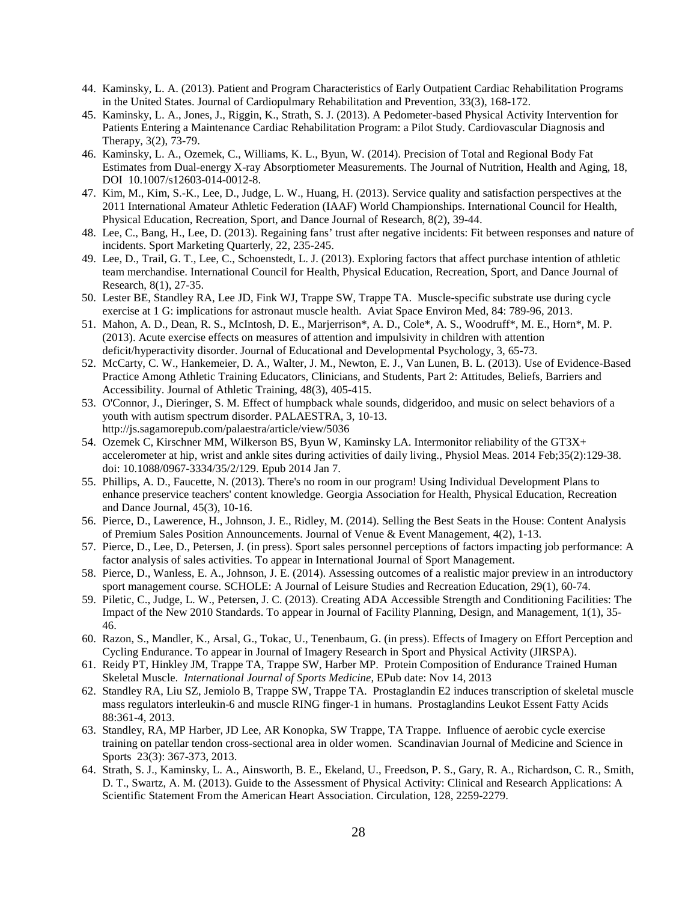44. Kaminsky, L. A. (2013). Patient and Program Characteristics of Early Outpatient Cardiac Rehabilitation Programs in the United States. Journal of Cardiopulmary Rehabilitation and Prevention, 33(3), 168-172.
45. Kaminsky, L. A., Jones, J., Riggin, K., Strath, S. J. (2013). A Pedometer-based Physical Activity Intervention for Patients Entering a Maintenance Cardiac Rehabilitation Program: a Pilot Study. Cardiovascular Diagnosis and Therapy, 3(2), 73-79.
46. Kaminsky, L. A., Ozemek, C., Williams, K. L., Byun, W. (2014). Precision of Total and Regional Body Fat Estimates from Dual-energy X-ray Absorptiometer Measurements. The Journal of Nutrition, Health and Aging, 18, DOI 10.1007/s12603-014-0012-8.
47. Kim, M., Kim, S.-K., Lee, D., Judge, L. W., Huang, H. (2013). Service quality and satisfaction perspectives at the 2011 International Amateur Athletic Federation (IAAF) World Championships. International Council for Health, Physical Education, Recreation, Sport, and Dance Journal of Research, 8(2), 39-44.
48. Lee, C., Bang, H., Lee, D. (2013). Regaining fans' trust after negative incidents: Fit between responses and nature of incidents. Sport Marketing Quarterly, 22, 235-245.
49. Lee, D., Trail, G. T., Lee, C., Schoenstedt, L. J. (2013). Exploring factors that affect purchase intention of athletic team merchandise. International Council for Health, Physical Education, Recreation, Sport, and Dance Journal of Research, 8(1), 27-35.
50. Lester BE, Standley RA, Lee JD, Fink WJ, Trappe SW, Trappe TA. Muscle-specific substrate use during cycle exercise at 1 G: implications for astronaut muscle health. Aviat Space Environ Med, 84: 789-96, 2013.
51. Mahon, A. D., Dean, R. S., McIntosh, D. E., Marjerrison*, A. D., Cole*, A. S., Woodruff*, M. E., Horn*, M. P. (2013). Acute exercise effects on measures of attention and impulsivity in children with attention deficit/hyperactivity disorder. Journal of Educational and Developmental Psychology, 3, 65-73.
52. McCarty, C. W., Hankemeier, D. A., Walter, J. M., Newton, E. J., Van Lunen, B. L. (2013). Use of Evidence-Based Practice Among Athletic Training Educators, Clinicians, and Students, Part 2: Attitudes, Beliefs, Barriers and Accessibility. Journal of Athletic Training, 48(3), 405-415.
53. O'Connor, J., Dieringer, S. M. Effect of humpback whale sounds, didgeridoo, and music on select behaviors of a youth with autism spectrum disorder. PALAESTRA, 3, 10-13. http://js.sagamorepub.com/palaestra/article/view/5036
54. Ozemek C, Kirschner MM, Wilkerson BS, Byun W, Kaminsky LA. Intermonitor reliability of the GT3X+ accelerometer at hip, wrist and ankle sites during activities of daily living., Physiol Meas. 2014 Feb;35(2):129-38. doi: 10.1088/0967-3334/35/2/129. Epub 2014 Jan 7.
55. Phillips, A. D., Faucette, N. (2013). There's no room in our program! Using Individual Development Plans to enhance preservice teachers' content knowledge. Georgia Association for Health, Physical Education, Recreation and Dance Journal, 45(3), 10-16.
56. Pierce, D., Lawerence, H., Johnson, J. E., Ridley, M. (2014). Selling the Best Seats in the House: Content Analysis of Premium Sales Position Announcements. Journal of Venue & Event Management, 4(2), 1-13.
57. Pierce, D., Lee, D., Petersen, J. (in press). Sport sales personnel perceptions of factors impacting job performance: A factor analysis of sales activities. To appear in International Journal of Sport Management.
58. Pierce, D., Wanless, E. A., Johnson, J. E. (2014). Assessing outcomes of a realistic major preview in an introductory sport management course. SCHOLE: A Journal of Leisure Studies and Recreation Education, 29(1), 60-74.
59. Piletic, C., Judge, L. W., Petersen, J. C. (2013). Creating ADA Accessible Strength and Conditioning Facilities: The Impact of the New 2010 Standards. To appear in Journal of Facility Planning, Design, and Management, 1(1), 35-46.
60. Razon, S., Mandler, K., Arsal, G., Tokac, U., Tenenbaum, G. (in press). Effects of Imagery on Effort Perception and Cycling Endurance. To appear in Journal of Imagery Research in Sport and Physical Activity (JIRSPA).
61. Reidy PT, Hinkley JM, Trappe TA, Trappe SW, Harber MP. Protein Composition of Endurance Trained Human Skeletal Muscle. *International Journal of Sports Medicine*, EPub date: Nov 14, 2013
62. Standley RA, Liu SZ, Jemiolo B, Trappe SW, Trappe TA. Prostaglandin E2 induces transcription of skeletal muscle mass regulators interleukin-6 and muscle RING finger-1 in humans. Prostaglandins Leukot Essent Fatty Acids 88:361-4, 2013.
63. Standley, RA, MP Harber, JD Lee, AR Konopka, SW Trappe, TA Trappe. Influence of aerobic cycle exercise training on patellar tendon cross-sectional area in older women. Scandinavian Journal of Medicine and Science in Sports 23(3): 367-373, 2013.
64. Strath, S. J., Kaminsky, L. A., Ainsworth, B. E., Ekeland, U., Freedson, P. S., Gary, R. A., Richardson, C. R., Smith, D. T., Swartz, A. M. (2013). Guide to the Assessment of Physical Activity: Clinical and Research Applications: A Scientific Statement From the American Heart Association. Circulation, 128, 2259-2279.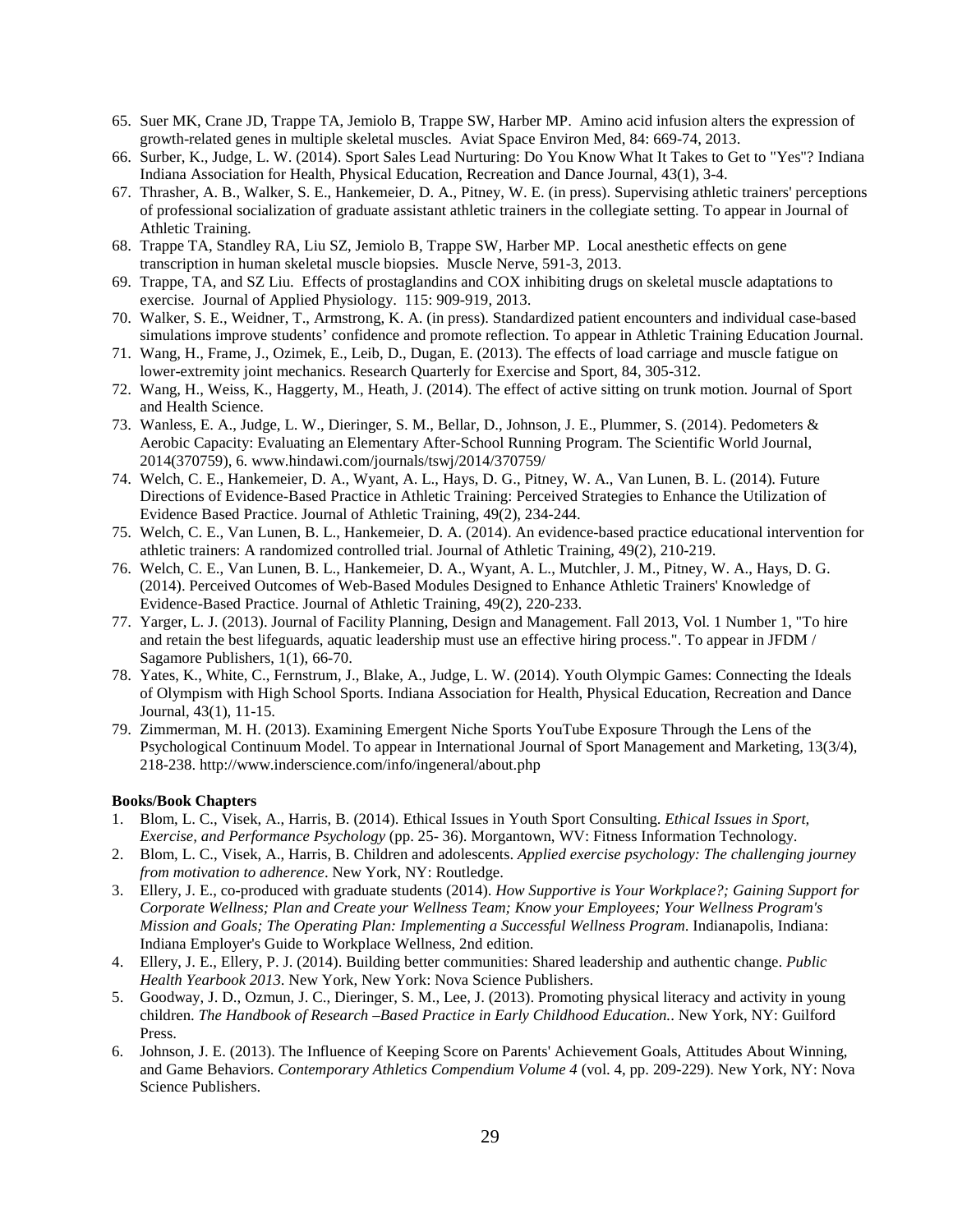65. Suer MK, Crane JD, Trappe TA, Jemiolo B, Trappe SW, Harber MP. Amino acid infusion alters the expression of growth-related genes in multiple skeletal muscles. Aviat Space Environ Med, 84: 669-74, 2013.
66. Surber, K., Judge, L. W. (2014). Sport Sales Lead Nurturing: Do You Know What It Takes to Get to "Yes"? Indiana Indiana Association for Health, Physical Education, Recreation and Dance Journal, 43(1), 3-4.
67. Thrasher, A. B., Walker, S. E., Hankemeier, D. A., Pitney, W. E. (in press). Supervising athletic trainers' perceptions of professional socialization of graduate assistant athletic trainers in the collegiate setting. To appear in Journal of Athletic Training.
68. Trappe TA, Standley RA, Liu SZ, Jemiolo B, Trappe SW, Harber MP. Local anesthetic effects on gene transcription in human skeletal muscle biopsies. Muscle Nerve, 591-3, 2013.
69. Trappe, TA, and SZ Liu. Effects of prostaglandins and COX inhibiting drugs on skeletal muscle adaptations to exercise. Journal of Applied Physiology. 115: 909-919, 2013.
70. Walker, S. E., Weidner, T., Armstrong, K. A. (in press). Standardized patient encounters and individual case-based simulations improve students' confidence and promote reflection. To appear in Athletic Training Education Journal.
71. Wang, H., Frame, J., Ozimek, E., Leib, D., Dugan, E. (2013). The effects of load carriage and muscle fatigue on lower-extremity joint mechanics. Research Quarterly for Exercise and Sport, 84, 305-312.
72. Wang, H., Weiss, K., Haggerty, M., Heath, J. (2014). The effect of active sitting on trunk motion. Journal of Sport and Health Science.
73. Wanless, E. A., Judge, L. W., Dieringer, S. M., Bellar, D., Johnson, J. E., Plummer, S. (2014). Pedometers & Aerobic Capacity: Evaluating an Elementary After-School Running Program. The Scientific World Journal, 2014(370759), 6. www.hindawi.com/journals/tswj/2014/370759/
74. Welch, C. E., Hankemeier, D. A., Wyant, A. L., Hays, D. G., Pitney, W. A., Van Lunen, B. L. (2014). Future Directions of Evidence-Based Practice in Athletic Training: Perceived Strategies to Enhance the Utilization of Evidence Based Practice. Journal of Athletic Training, 49(2), 234-244.
75. Welch, C. E., Van Lunen, B. L., Hankemeier, D. A. (2014). An evidence-based practice educational intervention for athletic trainers: A randomized controlled trial. Journal of Athletic Training, 49(2), 210-219.
76. Welch, C. E., Van Lunen, B. L., Hankemeier, D. A., Wyant, A. L., Mutchler, J. M., Pitney, W. A., Hays, D. G. (2014). Perceived Outcomes of Web-Based Modules Designed to Enhance Athletic Trainers' Knowledge of Evidence-Based Practice. Journal of Athletic Training, 49(2), 220-233.
77. Yarger, L. J. (2013). Journal of Facility Planning, Design and Management. Fall 2013, Vol. 1 Number 1, "To hire and retain the best lifeguards, aquatic leadership must use an effective hiring process.". To appear in JFDM / Sagamore Publishers, 1(1), 66-70.
78. Yates, K., White, C., Fernstrum, J., Blake, A., Judge, L. W. (2014). Youth Olympic Games: Connecting the Ideals of Olympism with High School Sports. Indiana Association for Health, Physical Education, Recreation and Dance Journal, 43(1), 11-15.
79. Zimmerman, M. H. (2013). Examining Emergent Niche Sports YouTube Exposure Through the Lens of the Psychological Continuum Model. To appear in International Journal of Sport Management and Marketing, 13(3/4), 218-238. http://www.inderscience.com/info/ingeneral/about.php

**Books/Book Chapters**

1. Blom, L. C., Visek, A., Harris, B. (2014). Ethical Issues in Youth Sport Consulting. *Ethical Issues in Sport, Exercise, and Performance Psychology* (pp. 25- 36). Morgantown, WV: Fitness Information Technology.
2. Blom, L. C., Visek, A., Harris, B. Children and adolescents. *Applied exercise psychology: The challenging journey from motivation to adherence*. New York, NY: Routledge.
3. Ellery, J. E., co-produced with graduate students (2014). *How Supportive is Your Workplace?; Gaining Support for Corporate Wellness; Plan and Create your Wellness Team; Know your Employees; Your Wellness Program's Mission and Goals; The Operating Plan: Implementing a Successful Wellness Program*. Indianapolis, Indiana: Indiana Employer's Guide to Workplace Wellness, 2nd edition.
4. Ellery, J. E., Ellery, P. J. (2014). Building better communities: Shared leadership and authentic change. *Public Health Yearbook 2013*. New York, New York: Nova Science Publishers.
5. Goodway, J. D., Ozmun, J. C., Dieringer, S. M., Lee, J. (2013). Promoting physical literacy and activity in young children. *The Handbook of Research –Based Practice in Early Childhood Education.*. New York, NY: Guilford Press.
6. Johnson, J. E. (2013). The Influence of Keeping Score on Parents' Achievement Goals, Attitudes About Winning, and Game Behaviors. *Contemporary Athletics Compendium Volume 4* (vol. 4, pp. 209-229). New York, NY: Nova Science Publishers.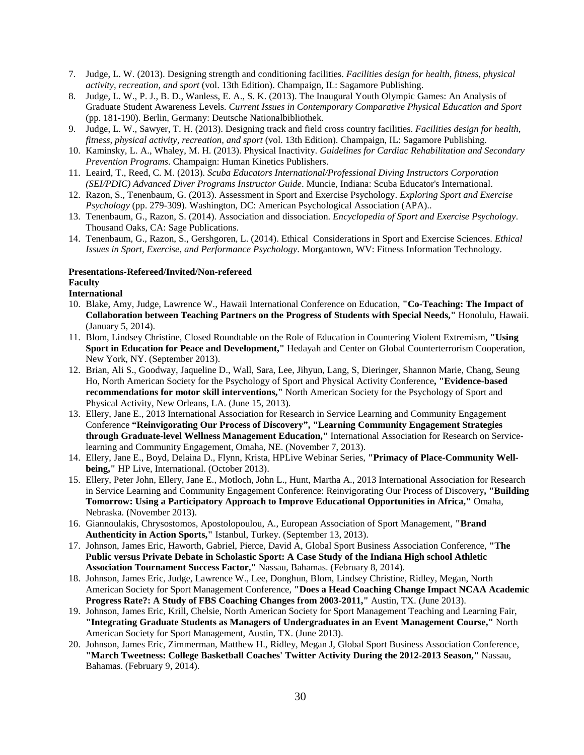7. Judge, L. W. (2013). Designing strength and conditioning facilities. *Facilities design for health, fitness, physical activity, recreation, and sport* (vol. 13th Edition). Champaign, IL: Sagamore Publishing.
8. Judge, L. W., P. J., B. D., Wanless, E. A., S. K. (2013). The Inaugural Youth Olympic Games: An Analysis of Graduate Student Awareness Levels. *Current Issues in Contemporary Comparative Physical Education and Sport* (pp. 181-190). Berlin, Germany: Deutsche Nationalbibliothek.
9. Judge, L. W., Sawyer, T. H. (2013). Designing track and field cross country facilities. *Facilities design for health, fitness, physical activity, recreation, and sport* (vol. 13th Edition). Champaign, IL: Sagamore Publishing.
10. Kaminsky, L. A., Whaley, M. H. (2013). Physical Inactivity. *Guidelines for Cardiac Rehabilitation and Secondary Prevention Programs*. Champaign: Human Kinetics Publishers.
11. Leaird, T., Reed, C. M. (2013). *Scuba Educators International/Professional Diving Instructors Corporation (SEI/PDIC) Advanced Diver Programs Instructor Guide*. Muncie, Indiana: Scuba Educator's International.
12. Razon, S., Tenenbaum, G. (2013). Assessment in Sport and Exercise Psychology. *Exploring Sport and Exercise Psychology* (pp. 279-309). Washington, DC: American Psychological Association (APA)..
13. Tenenbaum, G., Razon, S. (2014). Association and dissociation. *Encyclopedia of Sport and Exercise Psychology*. Thousand Oaks, CA: Sage Publications.
14. Tenenbaum, G., Razon, S., Gershgoren, L. (2014). Ethical Considerations in Sport and Exercise Sciences. *Ethical Issues in Sport, Exercise, and Performance Psychology*. Morgantown, WV: Fitness Information Technology.

**Presentations-Refereed/Invited/Non-refereed**
**Faculty**
**International**

10. Blake, Amy, Judge, Lawrence W., Hawaii International Conference on Education, **"Co-Teaching: The Impact of Collaboration between Teaching Partners on the Progress of Students with Special Needs,"** Honolulu, Hawaii. (January 5, 2014).
11. Blom, Lindsey Christine, Closed Roundtable on the Role of Education in Countering Violent Extremism, **"Using Sport in Education for Peace and Development,"** Hedayah and Center on Global Counterterrorism Cooperation, New York, NY. (September 2013).
12. Brian, Ali S., Goodway, Jaqueline D., Wall, Sara, Lee, Jihyun, Lang, S, Dieringer, Shannon Marie, Chang, Seung Ho, North American Society for the Psychology of Sport and Physical Activity Conference**, "Evidence-based recommendations for motor skill interventions,"** North American Society for the Psychology of Sport and Physical Activity, New Orleans, LA. (June 15, 2013).
13. Ellery, Jane E., 2013 International Association for Research in Service Learning and Community Engagement Conference **"Reinvigorating Our Process of Discovery", "Learning Community Engagement Strategies through Graduate-level Wellness Management Education,"** International Association for Research on Service-learning and Community Engagement, Omaha, NE. (November 7, 2013).
14. Ellery, Jane E., Boyd, Delaina D., Flynn, Krista, HPLive Webinar Series, **"Primacy of Place-Community Well-being,"** HP Live, International. (October 2013).
15. Ellery, Peter John, Ellery, Jane E., Motloch, John L., Hunt, Martha A., 2013 International Association for Research in Service Learning and Community Engagement Conference: Reinvigorating Our Process of Discovery**, "Building Tomorrow: Using a Participatory Approach to Improve Educational Opportunities in Africa,"** Omaha, Nebraska. (November 2013).
16. Giannoulakis, Chrysostomos, Apostolopoulou, A., European Association of Sport Management, **"Brand Authenticity in Action Sports,"** Istanbul, Turkey. (September 13, 2013).
17. Johnson, James Eric, Haworth, Gabriel, Pierce, David A, Global Sport Business Association Conference, **"The Public versus Private Debate in Scholastic Sport: A Case Study of the Indiana High school Athletic Association Tournament Success Factor,"** Nassau, Bahamas. (February 8, 2014).
18. Johnson, James Eric, Judge, Lawrence W., Lee, Donghun, Blom, Lindsey Christine, Ridley, Megan, North American Society for Sport Management Conference, **"Does a Head Coaching Change Impact NCAA Academic Progress Rate?: A Study of FBS Coaching Changes from 2003-2011,"** Austin, TX. (June 2013).
19. Johnson, James Eric, Krill, Chelsie, North American Society for Sport Management Teaching and Learning Fair, **"Integrating Graduate Students as Managers of Undergraduates in an Event Management Course,"** North American Society for Sport Management, Austin, TX. (June 2013).
20. Johnson, James Eric, Zimmerman, Matthew H., Ridley, Megan J, Global Sport Business Association Conference, **"March Tweetness: College Basketball Coaches' Twitter Activity During the 2012-2013 Season,"** Nassau, Bahamas. (February 9, 2014).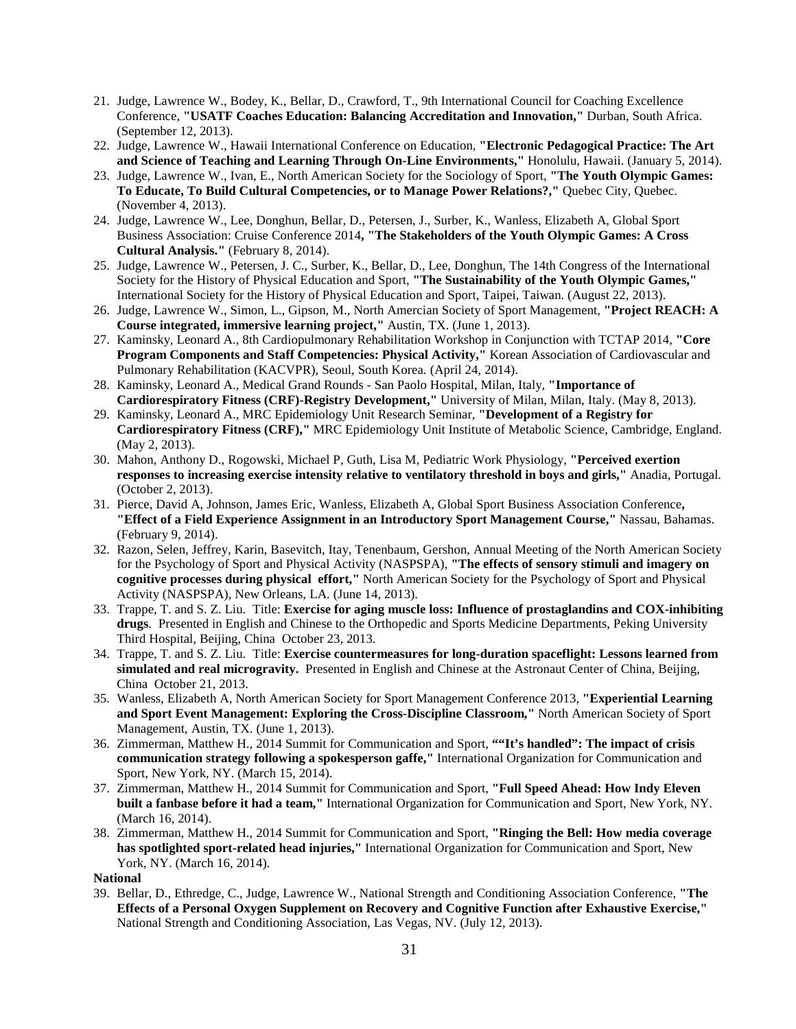21. Judge, Lawrence W., Bodey, K., Bellar, D., Crawford, T., 9th International Council for Coaching Excellence Conference, **"USATF Coaches Education: Balancing Accreditation and Innovation,"** Durban, South Africa. (September 12, 2013).
22. Judge, Lawrence W., Hawaii International Conference on Education, **"Electronic Pedagogical Practice: The Art and Science of Teaching and Learning Through On-Line Environments,"** Honolulu, Hawaii. (January 5, 2014).
23. Judge, Lawrence W., Ivan, E., North American Society for the Sociology of Sport, **"The Youth Olympic Games: To Educate, To Build Cultural Competencies, or to Manage Power Relations?,"** Quebec City, Quebec. (November 4, 2013).
24. Judge, Lawrence W., Lee, Donghun, Bellar, D., Petersen, J., Surber, K., Wanless, Elizabeth A, Global Sport Business Association: Cruise Conference 2014**, "The Stakeholders of the Youth Olympic Games: A Cross Cultural Analysis."** (February 8, 2014).
25. Judge, Lawrence W., Petersen, J. C., Surber, K., Bellar, D., Lee, Donghun, The 14th Congress of the International Society for the History of Physical Education and Sport, **"The Sustainability of the Youth Olympic Games,"** International Society for the History of Physical Education and Sport, Taipei, Taiwan. (August 22, 2013).
26. Judge, Lawrence W., Simon, L., Gipson, M., North Amercian Society of Sport Management, **"Project REACH: A Course integrated, immersive learning project,"** Austin, TX. (June 1, 2013).
27. Kaminsky, Leonard A., 8th Cardiopulmonary Rehabilitation Workshop in Conjunction with TCTAP 2014, **"Core Program Components and Staff Competencies: Physical Activity,"** Korean Association of Cardiovascular and Pulmonary Rehabilitation (KACVPR), Seoul, South Korea. (April 24, 2014).
28. Kaminsky, Leonard A., Medical Grand Rounds - San Paolo Hospital, Milan, Italy, **"Importance of Cardiorespiratory Fitness (CRF)-Registry Development,"** University of Milan, Milan, Italy. (May 8, 2013).
29. Kaminsky, Leonard A., MRC Epidemiology Unit Research Seminar, **"Development of a Registry for Cardiorespiratory Fitness (CRF),"** MRC Epidemiology Unit Institute of Metabolic Science, Cambridge, England. (May 2, 2013).
30. Mahon, Anthony D., Rogowski, Michael P, Guth, Lisa M, Pediatric Work Physiology, **"Perceived exertion responses to increasing exercise intensity relative to ventilatory threshold in boys and girls,"** Anadia, Portugal. (October 2, 2013).
31. Pierce, David A, Johnson, James Eric, Wanless, Elizabeth A, Global Sport Business Association Conference**, "Effect of a Field Experience Assignment in an Introductory Sport Management Course,"** Nassau, Bahamas. (February 9, 2014).
32. Razon, Selen, Jeffrey, Karin, Basevitch, Itay, Tenenbaum, Gershon, Annual Meeting of the North American Society for the Psychology of Sport and Physical Activity (NASPSPA), **"The effects of sensory stimuli and imagery on cognitive processes during physical effort,"** North American Society for the Psychology of Sport and Physical Activity (NASPSPA), New Orleans, LA. (June 14, 2013).
33. Trappe, T. and S. Z. Liu. Title: **Exercise for aging muscle loss: Influence of prostaglandins and COX-inhibiting drugs**. Presented in English and Chinese to the Orthopedic and Sports Medicine Departments, Peking University Third Hospital, Beijing, China October 23, 2013.
34. Trappe, T. and S. Z. Liu. Title: **Exercise countermeasures for long-duration spaceflight: Lessons learned from simulated and real microgravity.** Presented in English and Chinese at the Astronaut Center of China, Beijing, China October 21, 2013.
35. Wanless, Elizabeth A, North American Society for Sport Management Conference 2013, **"Experiential Learning and Sport Event Management: Exploring the Cross-Discipline Classroom,"** North American Society of Sport Management, Austin, TX. (June 1, 2013).
36. Zimmerman, Matthew H., 2014 Summit for Communication and Sport, **""It's handled": The impact of crisis communication strategy following a spokesperson gaffe,"** International Organization for Communication and Sport, New York, NY. (March 15, 2014).
37. Zimmerman, Matthew H., 2014 Summit for Communication and Sport, **"Full Speed Ahead: How Indy Eleven built a fanbase before it had a team,"** International Organization for Communication and Sport, New York, NY. (March 16, 2014).
38. Zimmerman, Matthew H., 2014 Summit for Communication and Sport, **"Ringing the Bell: How media coverage has spotlighted sport-related head injuries,"** International Organization for Communication and Sport, New York, NY. (March 16, 2014).

**National**

39. Bellar, D., Ethredge, C., Judge, Lawrence W., National Strength and Conditioning Association Conference, **"The Effects of a Personal Oxygen Supplement on Recovery and Cognitive Function after Exhaustive Exercise,"** National Strength and Conditioning Association, Las Vegas, NV. (July 12, 2013).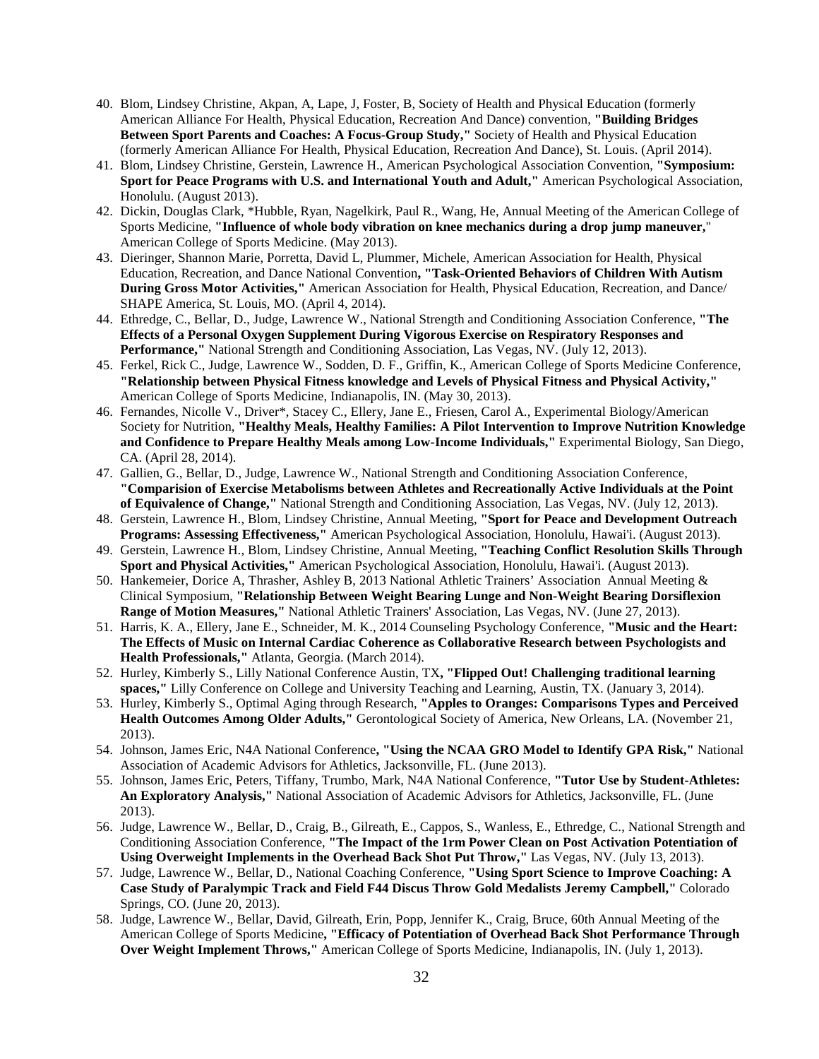40. Blom, Lindsey Christine, Akpan, A, Lape, J, Foster, B, Society of Health and Physical Education (formerly American Alliance For Health, Physical Education, Recreation And Dance) convention, **"Building Bridges Between Sport Parents and Coaches: A Focus-Group Study,"** Society of Health and Physical Education (formerly American Alliance For Health, Physical Education, Recreation And Dance), St. Louis. (April 2014).
41. Blom, Lindsey Christine, Gerstein, Lawrence H., American Psychological Association Convention, **"Symposium: Sport for Peace Programs with U.S. and International Youth and Adult,"** American Psychological Association, Honolulu. (August 2013).
42. Dickin, Douglas Clark, *Hubble, Ryan, Nagelkirk, Paul R., Wang, He, Annual Meeting of the American College of Sports Medicine, **"Influence of whole body vibration on knee mechanics during a drop jump maneuver,"** American College of Sports Medicine. (May 2013).
43. Dieringer, Shannon Marie, Porretta, David L, Plummer, Michele, American Association for Health, Physical Education, Recreation, and Dance National Convention**, "Task-Oriented Behaviors of Children With Autism During Gross Motor Activities,"** American Association for Health, Physical Education, Recreation, and Dance/ SHAPE America, St. Louis, MO. (April 4, 2014).
44. Ethredge, C., Bellar, D., Judge, Lawrence W., National Strength and Conditioning Association Conference, **"The Effects of a Personal Oxygen Supplement During Vigorous Exercise on Respiratory Responses and Performance,"** National Strength and Conditioning Association, Las Vegas, NV. (July 12, 2013).
45. Ferkel, Rick C., Judge, Lawrence W., Sodden, D. F., Griffin, K., American College of Sports Medicine Conference, **"Relationship between Physical Fitness knowledge and Levels of Physical Fitness and Physical Activity,"** American College of Sports Medicine, Indianapolis, IN. (May 30, 2013).
46. Fernandes, Nicolle V., Driver*, Stacey C., Ellery, Jane E., Friesen, Carol A., Experimental Biology/American Society for Nutrition, **"Healthy Meals, Healthy Families: A Pilot Intervention to Improve Nutrition Knowledge and Confidence to Prepare Healthy Meals among Low-Income Individuals,"** Experimental Biology, San Diego, CA. (April 28, 2014).
47. Gallien, G., Bellar, D., Judge, Lawrence W., National Strength and Conditioning Association Conference, **"Comparision of Exercise Metabolisms between Athletes and Recreationally Active Individuals at the Point of Equivalence of Change,"** National Strength and Conditioning Association, Las Vegas, NV. (July 12, 2013).
48. Gerstein, Lawrence H., Blom, Lindsey Christine, Annual Meeting, **"Sport for Peace and Development Outreach Programs: Assessing Effectiveness,"** American Psychological Association, Honolulu, Hawai'i. (August 2013).
49. Gerstein, Lawrence H., Blom, Lindsey Christine, Annual Meeting, **"Teaching Conflict Resolution Skills Through Sport and Physical Activities,"** American Psychological Association, Honolulu, Hawai'i. (August 2013).
50. Hankemeier, Dorice A, Thrasher, Ashley B, 2013 National Athletic Trainers' Association Annual Meeting & Clinical Symposium, **"Relationship Between Weight Bearing Lunge and Non-Weight Bearing Dorsiflexion Range of Motion Measures,"** National Athletic Trainers' Association, Las Vegas, NV. (June 27, 2013).
51. Harris, K. A., Ellery, Jane E., Schneider, M. K., 2014 Counseling Psychology Conference, **"Music and the Heart: The Effects of Music on Internal Cardiac Coherence as Collaborative Research between Psychologists and Health Professionals,"** Atlanta, Georgia. (March 2014).
52. Hurley, Kimberly S., Lilly National Conference Austin, TX**, "Flipped Out! Challenging traditional learning spaces,"** Lilly Conference on College and University Teaching and Learning, Austin, TX. (January 3, 2014).
53. Hurley, Kimberly S., Optimal Aging through Research, **"Apples to Oranges: Comparisons Types and Perceived Health Outcomes Among Older Adults,"** Gerontological Society of America, New Orleans, LA. (November 21, 2013).
54. Johnson, James Eric, N4A National Conference**, "Using the NCAA GRO Model to Identify GPA Risk,"** National Association of Academic Advisors for Athletics, Jacksonville, FL. (June 2013).
55. Johnson, James Eric, Peters, Tiffany, Trumbo, Mark, N4A National Conference, **"Tutor Use by Student-Athletes: An Exploratory Analysis,"** National Association of Academic Advisors for Athletics, Jacksonville, FL. (June 2013).
56. Judge, Lawrence W., Bellar, D., Craig, B., Gilreath, E., Cappos, S., Wanless, E., Ethredge, C., National Strength and Conditioning Association Conference, **"The Impact of the 1rm Power Clean on Post Activation Potentiation of Using Overweight Implements in the Overhead Back Shot Put Throw,"** Las Vegas, NV. (July 13, 2013).
57. Judge, Lawrence W., Bellar, D., National Coaching Conference, **"Using Sport Science to Improve Coaching: A Case Study of Paralympic Track and Field F44 Discus Throw Gold Medalists Jeremy Campbell,"** Colorado Springs, CO. (June 20, 2013).
58. Judge, Lawrence W., Bellar, David, Gilreath, Erin, Popp, Jennifer K., Craig, Bruce, 60th Annual Meeting of the American College of Sports Medicine**, "Efficacy of Potentiation of Overhead Back Shot Performance Through Over Weight Implement Throws,"** American College of Sports Medicine, Indianapolis, IN. (July 1, 2013).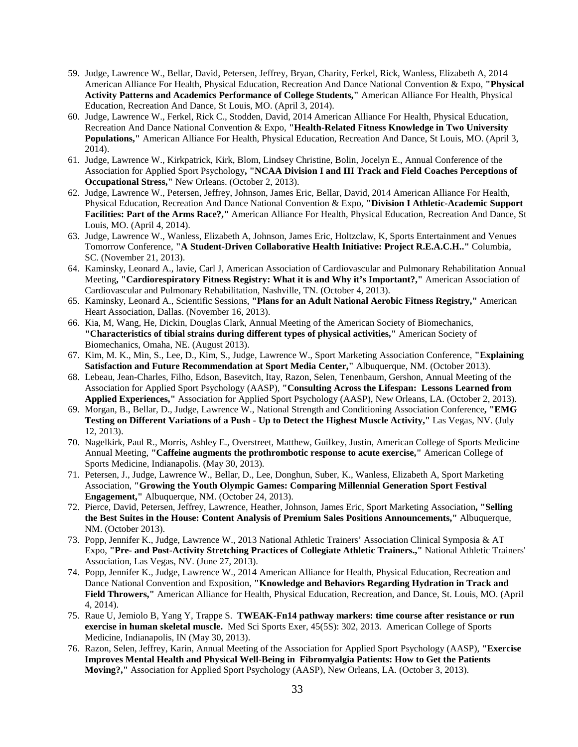59. Judge, Lawrence W., Bellar, David, Petersen, Jeffrey, Bryan, Charity, Ferkel, Rick, Wanless, Elizabeth A, 2014 American Alliance For Health, Physical Education, Recreation And Dance National Convention & Expo, **"Physical Activity Patterns and Academics Performance of College Students,"** American Alliance For Health, Physical Education, Recreation And Dance, St Louis, MO. (April 3, 2014).
60. Judge, Lawrence W., Ferkel, Rick C., Stodden, David, 2014 American Alliance For Health, Physical Education, Recreation And Dance National Convention & Expo, **"Health-Related Fitness Knowledge in Two University Populations,"** American Alliance For Health, Physical Education, Recreation And Dance, St Louis, MO. (April 3, 2014).
61. Judge, Lawrence W., Kirkpatrick, Kirk, Blom, Lindsey Christine, Bolin, Jocelyn E., Annual Conference of the Association for Applied Sport Psychology**, "NCAA Division I and III Track and Field Coaches Perceptions of Occupational Stress,"** New Orleans. (October 2, 2013).
62. Judge, Lawrence W., Petersen, Jeffrey, Johnson, James Eric, Bellar, David, 2014 American Alliance For Health, Physical Education, Recreation And Dance National Convention & Expo, **"Division I Athletic-Academic Support Facilities: Part of the Arms Race?,"** American Alliance For Health, Physical Education, Recreation And Dance, St Louis, MO. (April 4, 2014).
63. Judge, Lawrence W., Wanless, Elizabeth A, Johnson, James Eric, Holtzclaw, K, Sports Entertainment and Venues Tomorrow Conference, **"A Student-Driven Collaborative Health Initiative: Project R.E.A.C.H.."** Columbia, SC. (November 21, 2013).
64. Kaminsky, Leonard A., lavie, Carl J, American Association of Cardiovascular and Pulmonary Rehabilitation Annual Meeting**, "Cardiorespiratory Fitness Registry: What it is and Why it's Important?,"** American Association of Cardiovascular and Pulmonary Rehabilitation, Nashville, TN. (October 4, 2013).
65. Kaminsky, Leonard A., Scientific Sessions, **"Plans for an Adult National Aerobic Fitness Registry,"** American Heart Association, Dallas. (November 16, 2013).
66. Kia, M, Wang, He, Dickin, Douglas Clark, Annual Meeting of the American Society of Biomechanics, **"Characteristics of tibial strains during different types of physical activities,"** American Society of Biomechanics, Omaha, NE. (August 2013).
67. Kim, M. K., Min, S., Lee, D., Kim, S., Judge, Lawrence W., Sport Marketing Association Conference, **"Explaining Satisfaction and Future Recommendation at Sport Media Center,"** Albuquerque, NM. (October 2013).
68. Lebeau, Jean-Charles, Filho, Edson, Basevitch, Itay, Razon, Selen, Tenenbaum, Gershon, Annual Meeting of the Association for Applied Sport Psychology (AASP), **"Consulting Across the Lifespan: Lessons Learned from Applied Experiences,"** Association for Applied Sport Psychology (AASP), New Orleans, LA. (October 2, 2013).
69. Morgan, B., Bellar, D., Judge, Lawrence W., National Strength and Conditioning Association Conference**, "EMG Testing on Different Variations of a Push - Up to Detect the Highest Muscle Activity,"** Las Vegas, NV. (July 12, 2013).
70. Nagelkirk, Paul R., Morris, Ashley E., Overstreet, Matthew, Guilkey, Justin, American College of Sports Medicine Annual Meeting, **"Caffeine augments the prothrombotic response to acute exercise,"** American College of Sports Medicine, Indianapolis. (May 30, 2013).
71. Petersen, J., Judge, Lawrence W., Bellar, D., Lee, Donghun, Suber, K., Wanless, Elizabeth A, Sport Marketing Association, **"Growing the Youth Olympic Games: Comparing Millennial Generation Sport Festival Engagement,"** Albuquerque, NM. (October 24, 2013).
72. Pierce, David, Petersen, Jeffrey, Lawrence, Heather, Johnson, James Eric, Sport Marketing Association**, "Selling the Best Suites in the House: Content Analysis of Premium Sales Positions Announcements,"** Albuquerque, NM. (October 2013).
73. Popp, Jennifer K., Judge, Lawrence W., 2013 National Athletic Trainers' Association Clinical Symposia & AT Expo, **"Pre- and Post-Activity Stretching Practices of Collegiate Athletic Trainers.,"** National Athletic Trainers' Association, Las Vegas, NV. (June 27, 2013).
74. Popp, Jennifer K., Judge, Lawrence W., 2014 American Alliance for Health, Physical Education, Recreation and Dance National Convention and Exposition, **"Knowledge and Behaviors Regarding Hydration in Track and Field Throwers,"** American Alliance for Health, Physical Education, Recreation, and Dance, St. Louis, MO. (April 4, 2014).
75. Raue U, Jemiolo B, Yang Y, Trappe S. **TWEAK-Fn14 pathway markers: time course after resistance or run exercise in human skeletal muscle.** Med Sci Sports Exer, 45(5S): 302, 2013. American College of Sports Medicine, Indianapolis, IN (May 30, 2013).
76. Razon, Selen, Jeffrey, Karin, Annual Meeting of the Association for Applied Sport Psychology (AASP), **"Exercise Improves Mental Health and Physical Well-Being in Fibromyalgia Patients: How to Get the Patients Moving?,"** Association for Applied Sport Psychology (AASP), New Orleans, LA. (October 3, 2013).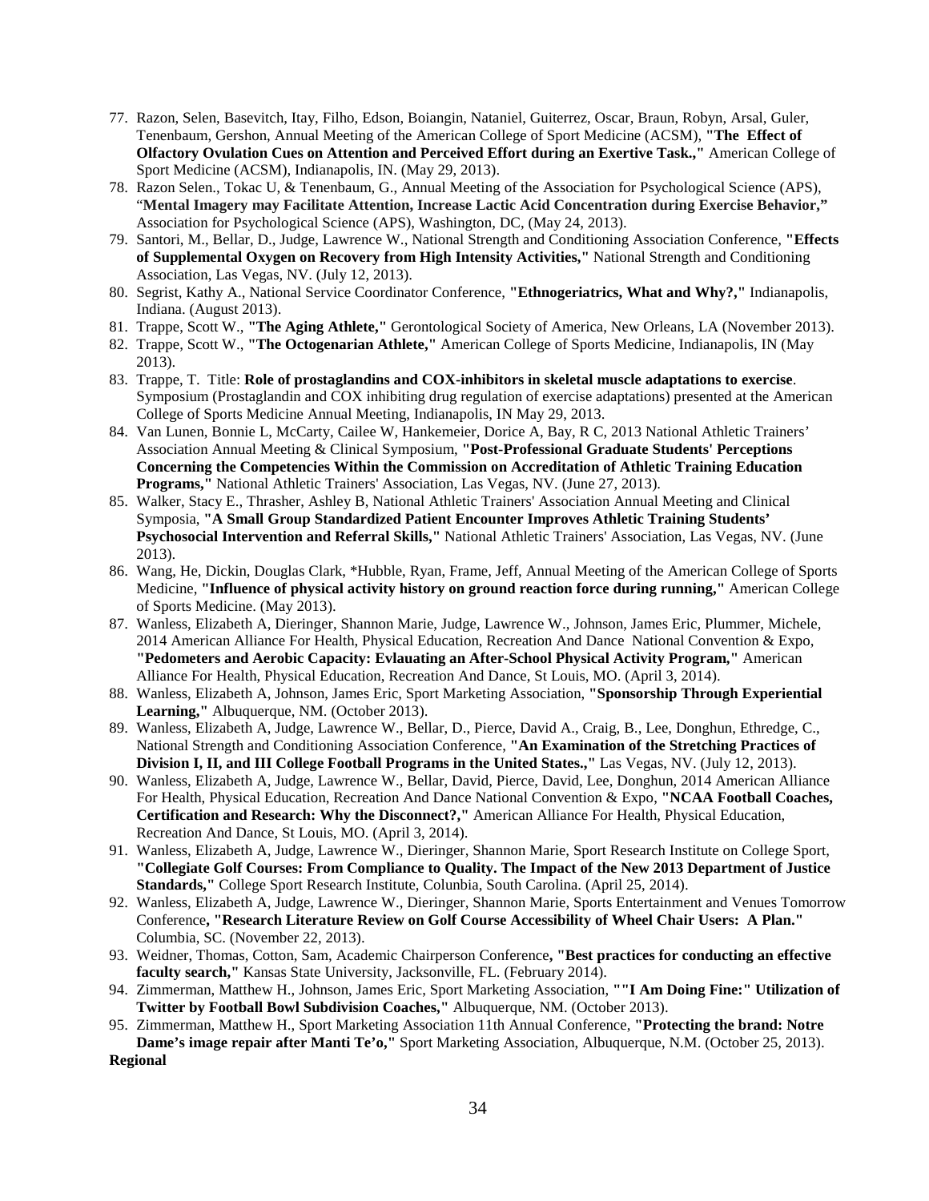77. Razon, Selen, Basevitch, Itay, Filho, Edson, Boiangin, Nataniel, Guiterrez, Oscar, Braun, Robyn, Arsal, Guler, Tenenbaum, Gershon, Annual Meeting of the American College of Sport Medicine (ACSM), **"The Effect of Olfactory Ovulation Cues on Attention and Perceived Effort during an Exertive Task.,"** American College of Sport Medicine (ACSM), Indianapolis, IN. (May 29, 2013).
78. Razon Selen., Tokac U, & Tenenbaum, G., Annual Meeting of the Association for Psychological Science (APS), "**Mental Imagery may Facilitate Attention, Increase Lactic Acid Concentration during Exercise Behavior,"** Association for Psychological Science (APS), Washington, DC, (May 24, 2013).
79. Santori, M., Bellar, D., Judge, Lawrence W., National Strength and Conditioning Association Conference, **"Effects of Supplemental Oxygen on Recovery from High Intensity Activities,"** National Strength and Conditioning Association, Las Vegas, NV. (July 12, 2013).
80. Segrist, Kathy A., National Service Coordinator Conference, **"Ethnogeriatrics, What and Why?,"** Indianapolis, Indiana. (August 2013).
81. Trappe, Scott W., **"The Aging Athlete,"** Gerontological Society of America, New Orleans, LA (November 2013).
82. Trappe, Scott W., **"The Octogenarian Athlete,"** American College of Sports Medicine, Indianapolis, IN (May 2013).
83. Trappe, T. Title: **Role of prostaglandins and COX-inhibitors in skeletal muscle adaptations to exercise**. Symposium (Prostaglandin and COX inhibiting drug regulation of exercise adaptations) presented at the American College of Sports Medicine Annual Meeting, Indianapolis, IN May 29, 2013.
84. Van Lunen, Bonnie L, McCarty, Cailee W, Hankemeier, Dorice A, Bay, R C, 2013 National Athletic Trainers' Association Annual Meeting & Clinical Symposium, **"Post-Professional Graduate Students' Perceptions Concerning the Competencies Within the Commission on Accreditation of Athletic Training Education Programs,"** National Athletic Trainers' Association, Las Vegas, NV. (June 27, 2013).
85. Walker, Stacy E., Thrasher, Ashley B, National Athletic Trainers' Association Annual Meeting and Clinical Symposia, **"A Small Group Standardized Patient Encounter Improves Athletic Training Students' Psychosocial Intervention and Referral Skills,"** National Athletic Trainers' Association, Las Vegas, NV. (June 2013).
86. Wang, He, Dickin, Douglas Clark, *Hubble, Ryan, Frame, Jeff, Annual Meeting of the American College of Sports Medicine, **"Influence of physical activity history on ground reaction force during running,"** American College of Sports Medicine. (May 2013).
87. Wanless, Elizabeth A, Dieringer, Shannon Marie, Judge, Lawrence W., Johnson, James Eric, Plummer, Michele, 2014 American Alliance For Health, Physical Education, Recreation And Dance National Convention & Expo, **"Pedometers and Aerobic Capacity: Evlauating an After-School Physical Activity Program,"** American Alliance For Health, Physical Education, Recreation And Dance, St Louis, MO. (April 3, 2014).
88. Wanless, Elizabeth A, Johnson, James Eric, Sport Marketing Association, **"Sponsorship Through Experiential Learning,"** Albuquerque, NM. (October 2013).
89. Wanless, Elizabeth A, Judge, Lawrence W., Bellar, D., Pierce, David A., Craig, B., Lee, Donghun, Ethredge, C., National Strength and Conditioning Association Conference, **"An Examination of the Stretching Practices of Division I, II, and III College Football Programs in the United States.,"** Las Vegas, NV. (July 12, 2013).
90. Wanless, Elizabeth A, Judge, Lawrence W., Bellar, David, Pierce, David, Lee, Donghun, 2014 American Alliance For Health, Physical Education, Recreation And Dance National Convention & Expo, **"NCAA Football Coaches, Certification and Research: Why the Disconnect?,"** American Alliance For Health, Physical Education, Recreation And Dance, St Louis, MO. (April 3, 2014).
91. Wanless, Elizabeth A, Judge, Lawrence W., Dieringer, Shannon Marie, Sport Research Institute on College Sport, **"Collegiate Golf Courses: From Compliance to Quality. The Impact of the New 2013 Department of Justice Standards,"** College Sport Research Institute, Colunbia, South Carolina. (April 25, 2014).
92. Wanless, Elizabeth A, Judge, Lawrence W., Dieringer, Shannon Marie, Sports Entertainment and Venues Tomorrow Conference**, "Research Literature Review on Golf Course Accessibility of Wheel Chair Users: A Plan."** Columbia, SC. (November 22, 2013).
93. Weidner, Thomas, Cotton, Sam, Academic Chairperson Conference**, "Best practices for conducting an effective faculty search,"** Kansas State University, Jacksonville, FL. (February 2014).
94. Zimmerman, Matthew H., Johnson, James Eric, Sport Marketing Association, **""I Am Doing Fine:" Utilization of Twitter by Football Bowl Subdivision Coaches,"** Albuquerque, NM. (October 2013).
95. Zimmerman, Matthew H., Sport Marketing Association 11th Annual Conference, **"Protecting the brand: Notre Dame's image repair after Manti Te'o,"** Sport Marketing Association, Albuquerque, N.M. (October 25, 2013).

**Regional**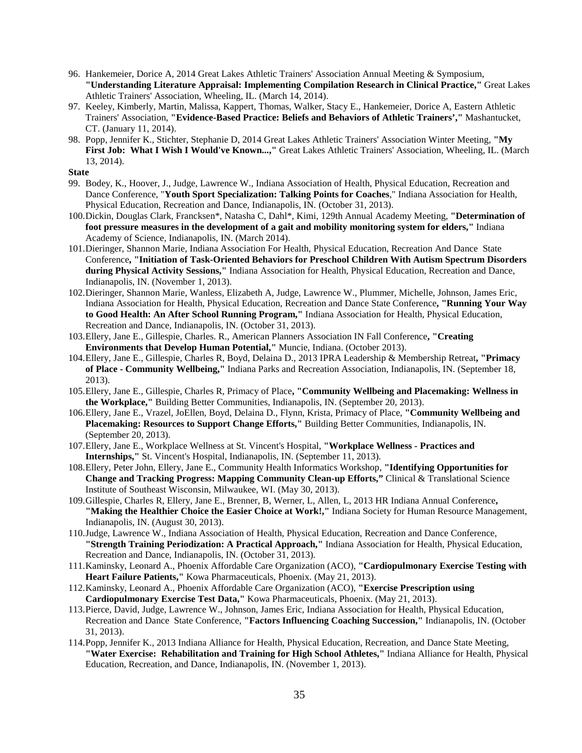96. Hankemeier, Dorice A, 2014 Great Lakes Athletic Trainers' Association Annual Meeting & Symposium, **"Understanding Literature Appraisal: Implementing Compilation Research in Clinical Practice,"** Great Lakes Athletic Trainers' Association, Wheeling, IL. (March 14, 2014).
97. Keeley, Kimberly, Martin, Malissa, Kappert, Thomas, Walker, Stacy E., Hankemeier, Dorice A, Eastern Athletic Trainers' Association, **"Evidence-Based Practice: Beliefs and Behaviors of Athletic Trainers',"** Mashantucket, CT. (January 11, 2014).
98. Popp, Jennifer K., Stichter, Stephanie D, 2014 Great Lakes Athletic Trainers' Association Winter Meeting, **"My First Job: What I Wish I Would've Known...,"** Great Lakes Athletic Trainers' Association, Wheeling, IL. (March 13, 2014).

**State**

99. Bodey, K., Hoover, J., Judge, Lawrence W., Indiana Association of Health, Physical Education, Recreation and Dance Conference, "**Youth Sport Specialization: Talking Points for Coaches**," Indiana Association for Health, Physical Education, Recreation and Dance, Indianapolis, IN. (October 31, 2013).
100. Dickin, Douglas Clark, Francksen*, Natasha C, Dahl*, Kimi, 129th Annual Academy Meeting, **"Determination of foot pressure measures in the development of a gait and mobility monitoring system for elders,"** Indiana Academy of Science, Indianapolis, IN. (March 2014).
101. Dieringer, Shannon Marie, Indiana Association For Health, Physical Education, Recreation And Dance State Conference**, "Initiation of Task-Oriented Behaviors for Preschool Children With Autism Spectrum Disorders during Physical Activity Sessions,"** Indiana Association for Health, Physical Education, Recreation and Dance, Indianapolis, IN. (November 1, 2013).
102. Dieringer, Shannon Marie, Wanless, Elizabeth A, Judge, Lawrence W., Plummer, Michelle, Johnson, James Eric, Indiana Association for Health, Physical Education, Recreation and Dance State Conference**, "Running Your Way to Good Health: An After School Running Program,"** Indiana Association for Health, Physical Education, Recreation and Dance, Indianapolis, IN. (October 31, 2013).
103. Ellery, Jane E., Gillespie, Charles. R., American Planners Association IN Fall Conference**, "Creating Environments that Develop Human Potential,"** Muncie, Indiana. (October 2013).
104. Ellery, Jane E., Gillespie, Charles R, Boyd, Delaina D., 2013 IPRA Leadership & Membership Retreat**, "Primacy of Place - Community Wellbeing,"** Indiana Parks and Recreation Association, Indianapolis, IN. (September 18, 2013).
105. Ellery, Jane E., Gillespie, Charles R, Primacy of Place**, "Community Wellbeing and Placemaking: Wellness in the Workplace,"** Building Better Communities, Indianapolis, IN. (September 20, 2013).
106. Ellery, Jane E., Vrazel, JoEllen, Boyd, Delaina D., Flynn, Krista, Primacy of Place, **"Community Wellbeing and Placemaking: Resources to Support Change Efforts,"** Building Better Communities, Indianapolis, IN. (September 20, 2013).
107. Ellery, Jane E., Workplace Wellness at St. Vincent's Hospital, **"Workplace Wellness - Practices and Internships,"** St. Vincent's Hospital, Indianapolis, IN. (September 11, 2013).
108. Ellery, Peter John, Ellery, Jane E., Community Health Informatics Workshop, **"Identifying Opportunities for Change and Tracking Progress: Mapping Community Clean-up Efforts,"** Clinical & Translational Science Institute of Southeast Wisconsin, Milwaukee, WI. (May 30, 2013).
109. Gillespie, Charles R, Ellery, Jane E., Brenner, B, Werner, L, Allen, L, 2013 HR Indiana Annual Conference**, "Making the Healthier Choice the Easier Choice at Work!,"** Indiana Society for Human Resource Management, Indianapolis, IN. (August 30, 2013).
110. Judge, Lawrence W., Indiana Association of Health, Physical Education, Recreation and Dance Conference, **"Strength Training Periodization: A Practical Approach,"** Indiana Association for Health, Physical Education, Recreation and Dance, Indianapolis, IN. (October 31, 2013).
111. Kaminsky, Leonard A., Phoenix Affordable Care Organization (ACO), **"Cardiopulmonary Exercise Testing with Heart Failure Patients,"** Kowa Pharmaceuticals, Phoenix. (May 21, 2013).
112. Kaminsky, Leonard A., Phoenix Affordable Care Organization (ACO), **"Exercise Prescription using Cardiopulmonary Exercise Test Data,"** Kowa Pharmaceuticals, Phoenix. (May 21, 2013).
113. Pierce, David, Judge, Lawrence W., Johnson, James Eric, Indiana Association for Health, Physical Education, Recreation and Dance State Conference, **"Factors Influencing Coaching Succession,"** Indianapolis, IN. (October 31, 2013).
114. Popp, Jennifer K., 2013 Indiana Alliance for Health, Physical Education, Recreation, and Dance State Meeting, **"Water Exercise: Rehabilitation and Training for High School Athletes,"** Indiana Alliance for Health, Physical Education, Recreation, and Dance, Indianapolis, IN. (November 1, 2013).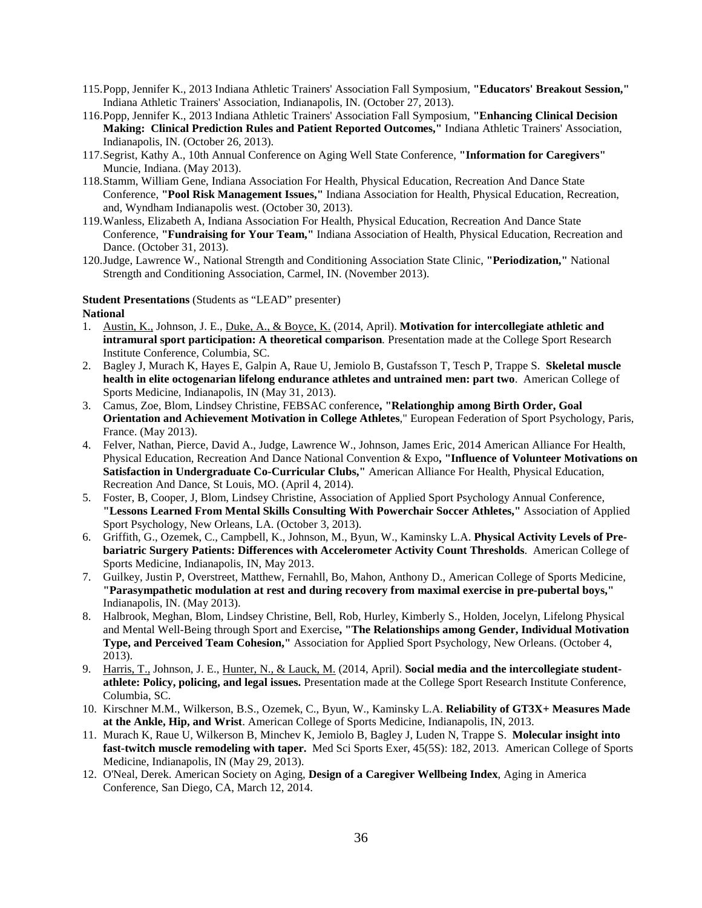115. Popp, Jennifer K., 2013 Indiana Athletic Trainers' Association Fall Symposium, **"Educators' Breakout Session,"** Indiana Athletic Trainers' Association, Indianapolis, IN. (October 27, 2013).
116. Popp, Jennifer K., 2013 Indiana Athletic Trainers' Association Fall Symposium, **"Enhancing Clinical Decision Making: Clinical Prediction Rules and Patient Reported Outcomes,"** Indiana Athletic Trainers' Association, Indianapolis, IN. (October 26, 2013).
117. Segrist, Kathy A., 10th Annual Conference on Aging Well State Conference, **"Information for Caregivers"** Muncie, Indiana. (May 2013).
118. Stamm, William Gene, Indiana Association For Health, Physical Education, Recreation And Dance State Conference, **"Pool Risk Management Issues,"** Indiana Association for Health, Physical Education, Recreation, and, Wyndham Indianapolis west. (October 30, 2013).
119. Wanless, Elizabeth A, Indiana Association For Health, Physical Education, Recreation And Dance State Conference, **"Fundraising for Your Team,"** Indiana Association of Health, Physical Education, Recreation and Dance. (October 31, 2013).
120. Judge, Lawrence W., National Strength and Conditioning Association State Clinic, **"Periodization,"** National Strength and Conditioning Association, Carmel, IN. (November 2013).

**Student Presentations** (Students as "LEAD" presenter)

**National**

1. Austin, K., Johnson, J. E., Duke, A., & Boyce, K. (2014, April). **Motivation for intercollegiate athletic and intramural sport participation: A theoretical comparison**. Presentation made at the College Sport Research Institute Conference, Columbia, SC.
2. Bagley J, Murach K, Hayes E, Galpin A, Raue U, Jemiolo B, Gustafsson T, Tesch P, Trappe S. **Skeletal muscle health in elite octogenarian lifelong endurance athletes and untrained men: part two**. American College of Sports Medicine, Indianapolis, IN (May 31, 2013).
3. Camus, Zoe, Blom, Lindsey Christine, FEBSAC conference**, "Relationghip among Birth Order, Goal Orientation and Achievement Motivation in College Athletes**," European Federation of Sport Psychology, Paris, France. (May 2013).
4. Felver, Nathan, Pierce, David A., Judge, Lawrence W., Johnson, James Eric, 2014 American Alliance For Health, Physical Education, Recreation And Dance National Convention & Expo**, "Influence of Volunteer Motivations on Satisfaction in Undergraduate Co-Curricular Clubs,"** American Alliance For Health, Physical Education, Recreation And Dance, St Louis, MO. (April 4, 2014).
5. Foster, B, Cooper, J, Blom, Lindsey Christine, Association of Applied Sport Psychology Annual Conference, **"Lessons Learned From Mental Skills Consulting With Powerchair Soccer Athletes,"** Association of Applied Sport Psychology, New Orleans, LA. (October 3, 2013).
6. Griffith, G., Ozemek, C., Campbell, K., Johnson, M., Byun, W., Kaminsky L.A. **Physical Activity Levels of Pre-bariatric Surgery Patients: Differences with Accelerometer Activity Count Thresholds**. American College of Sports Medicine, Indianapolis, IN, May 2013.
7. Guilkey, Justin P, Overstreet, Matthew, Fernahll, Bo, Mahon, Anthony D., American College of Sports Medicine, **"Parasympathetic modulation at rest and during recovery from maximal exercise in pre-pubertal boys,"** Indianapolis, IN. (May 2013).
8. Halbrook, Meghan, Blom, Lindsey Christine, Bell, Rob, Hurley, Kimberly S., Holden, Jocelyn, Lifelong Physical and Mental Well-Being through Sport and Exercise**, "The Relationships among Gender, Individual Motivation Type, and Perceived Team Cohesion,"** Association for Applied Sport Psychology, New Orleans. (October 4, 2013).
9. Harris, T., Johnson, J. E., Hunter, N., & Lauck, M. (2014, April). **Social media and the intercollegiate student-athlete: Policy, policing, and legal issues.** Presentation made at the College Sport Research Institute Conference, Columbia, SC.
10. Kirschner M.M., Wilkerson, B.S., Ozemek, C., Byun, W., Kaminsky L.A. **Reliability of GT3X+ Measures Made at the Ankle, Hip, and Wrist**. American College of Sports Medicine, Indianapolis, IN, 2013.
11. Murach K, Raue U, Wilkerson B, Minchev K, Jemiolo B, Bagley J, Luden N, Trappe S. **Molecular insight into fast-twitch muscle remodeling with taper.** Med Sci Sports Exer, 45(5S): 182, 2013. American College of Sports Medicine, Indianapolis, IN (May 29, 2013).
12. O'Neal, Derek. American Society on Aging, **Design of a Caregiver Wellbeing Index**, Aging in America Conference, San Diego, CA, March 12, 2014.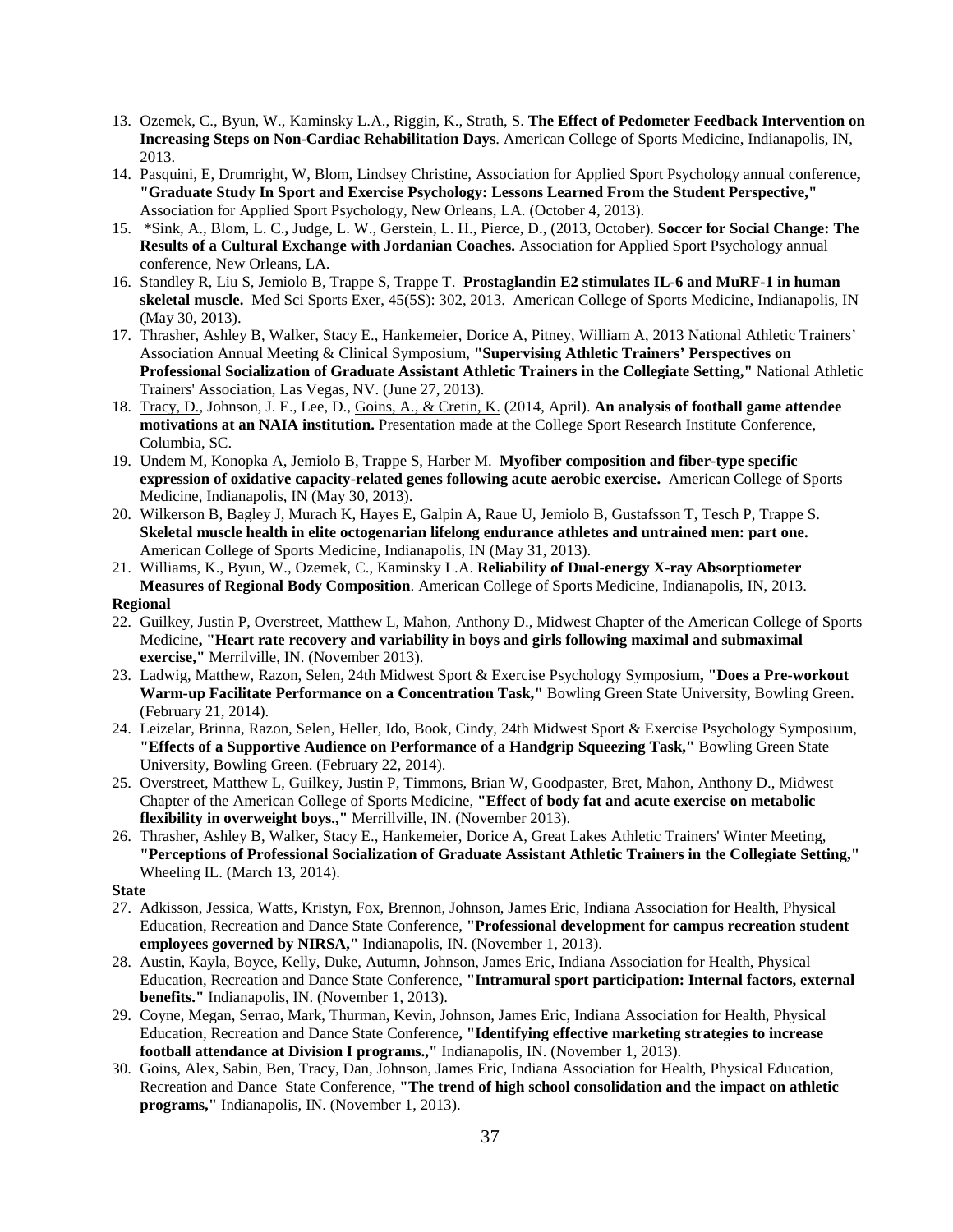13. Ozemek, C., Byun, W., Kaminsky L.A., Riggin, K., Strath, S. **The Effect of Pedometer Feedback Intervention on Increasing Steps on Non-Cardiac Rehabilitation Days**. American College of Sports Medicine, Indianapolis, IN, 2013.
14. Pasquini, E, Drumright, W, Blom, Lindsey Christine, Association for Applied Sport Psychology annual conference**, "Graduate Study In Sport and Exercise Psychology: Lessons Learned From the Student Perspective,"** Association for Applied Sport Psychology, New Orleans, LA. (October 4, 2013).
15. *Sink, A., Blom, L. C.**,** Judge, L. W., Gerstein, L. H., Pierce, D., (2013, October). **Soccer for Social Change: The Results of a Cultural Exchange with Jordanian Coaches.** Association for Applied Sport Psychology annual conference, New Orleans, LA.
16. Standley R, Liu S, Jemiolo B, Trappe S, Trappe T. **Prostaglandin E2 stimulates IL-6 and MuRF-1 in human skeletal muscle.** Med Sci Sports Exer, 45(5S): 302, 2013. American College of Sports Medicine, Indianapolis, IN (May 30, 2013).
17. Thrasher, Ashley B, Walker, Stacy E., Hankemeier, Dorice A, Pitney, William A, 2013 National Athletic Trainers' Association Annual Meeting & Clinical Symposium, **"Supervising Athletic Trainers' Perspectives on Professional Socialization of Graduate Assistant Athletic Trainers in the Collegiate Setting,"** National Athletic Trainers' Association, Las Vegas, NV. (June 27, 2013).
18. Tracy, D., Johnson, J. E., Lee, D., Goins, A., & Cretin, K. (2014, April). **An analysis of football game attendee motivations at an NAIA institution.** Presentation made at the College Sport Research Institute Conference, Columbia, SC.
19. Undem M, Konopka A, Jemiolo B, Trappe S, Harber M. **Myofiber composition and fiber-type specific expression of oxidative capacity-related genes following acute aerobic exercise.** American College of Sports Medicine, Indianapolis, IN (May 30, 2013).
20. Wilkerson B, Bagley J, Murach K, Hayes E, Galpin A, Raue U, Jemiolo B, Gustafsson T, Tesch P, Trappe S. **Skeletal muscle health in elite octogenarian lifelong endurance athletes and untrained men: part one.** American College of Sports Medicine, Indianapolis, IN (May 31, 2013).
21. Williams, K., Byun, W., Ozemek, C., Kaminsky L.A. **Reliability of Dual-energy X-ray Absorptiometer Measures of Regional Body Composition**. American College of Sports Medicine, Indianapolis, IN, 2013.

**Regional**

22. Guilkey, Justin P, Overstreet, Matthew L, Mahon, Anthony D., Midwest Chapter of the American College of Sports Medicine**, "Heart rate recovery and variability in boys and girls following maximal and submaximal exercise,"** Merrilville, IN. (November 2013).
23. Ladwig, Matthew, Razon, Selen, 24th Midwest Sport & Exercise Psychology Symposium**, "Does a Pre-workout Warm-up Facilitate Performance on a Concentration Task,"** Bowling Green State University, Bowling Green. (February 21, 2014).
24. Leizelar, Brinna, Razon, Selen, Heller, Ido, Book, Cindy, 24th Midwest Sport & Exercise Psychology Symposium, **"Effects of a Supportive Audience on Performance of a Handgrip Squeezing Task,"** Bowling Green State University, Bowling Green. (February 22, 2014).
25. Overstreet, Matthew L, Guilkey, Justin P, Timmons, Brian W, Goodpaster, Bret, Mahon, Anthony D., Midwest Chapter of the American College of Sports Medicine, **"Effect of body fat and acute exercise on metabolic flexibility in overweight boys.,"** Merrillville, IN. (November 2013).
26. Thrasher, Ashley B, Walker, Stacy E., Hankemeier, Dorice A, Great Lakes Athletic Trainers' Winter Meeting, **"Perceptions of Professional Socialization of Graduate Assistant Athletic Trainers in the Collegiate Setting,"** Wheeling IL. (March 13, 2014).

**State**

27. Adkisson, Jessica, Watts, Kristyn, Fox, Brennon, Johnson, James Eric, Indiana Association for Health, Physical Education, Recreation and Dance State Conference, **"Professional development for campus recreation student employees governed by NIRSA,"** Indianapolis, IN. (November 1, 2013).
28. Austin, Kayla, Boyce, Kelly, Duke, Autumn, Johnson, James Eric, Indiana Association for Health, Physical Education, Recreation and Dance State Conference, **"Intramural sport participation: Internal factors, external benefits."** Indianapolis, IN. (November 1, 2013).
29. Coyne, Megan, Serrao, Mark, Thurman, Kevin, Johnson, James Eric, Indiana Association for Health, Physical Education, Recreation and Dance State Conference**, "Identifying effective marketing strategies to increase football attendance at Division I programs.,"** Indianapolis, IN. (November 1, 2013).
30. Goins, Alex, Sabin, Ben, Tracy, Dan, Johnson, James Eric, Indiana Association for Health, Physical Education, Recreation and Dance State Conference, **"The trend of high school consolidation and the impact on athletic programs,"** Indianapolis, IN. (November 1, 2013).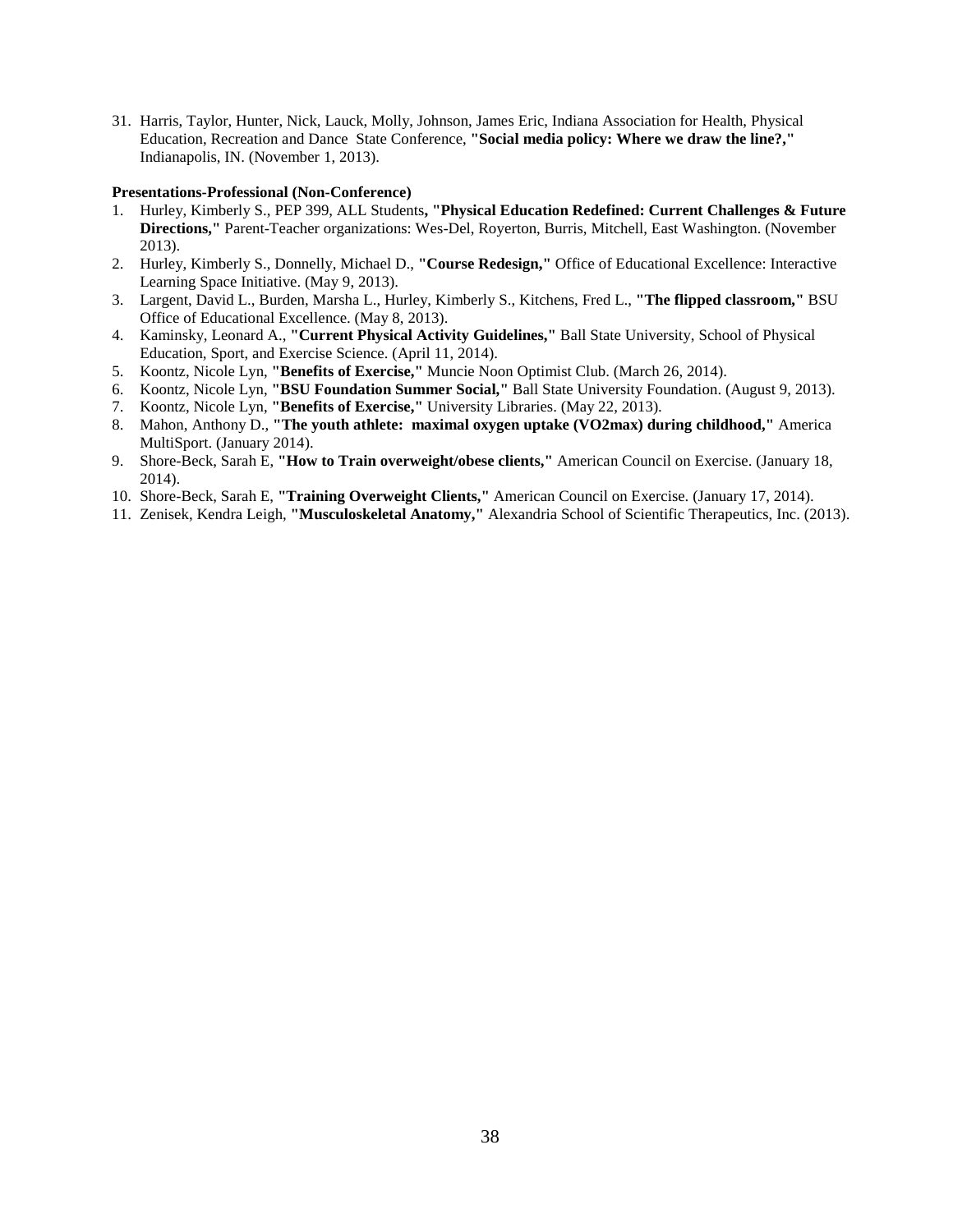31. Harris, Taylor, Hunter, Nick, Lauck, Molly, Johnson, James Eric, Indiana Association for Health, Physical Education, Recreation and Dance State Conference, **"Social media policy: Where we draw the line?,"** Indianapolis, IN. (November 1, 2013).

**Presentations-Professional (Non-Conference)**

1. Hurley, Kimberly S., PEP 399, ALL Students**, "Physical Education Redefined: Current Challenges & Future Directions,"** Parent-Teacher organizations: Wes-Del, Royerton, Burris, Mitchell, East Washington. (November 2013).
2. Hurley, Kimberly S., Donnelly, Michael D., **"Course Redesign,"** Office of Educational Excellence: Interactive Learning Space Initiative. (May 9, 2013).
3. Largent, David L., Burden, Marsha L., Hurley, Kimberly S., Kitchens, Fred L., **"The flipped classroom,"** BSU Office of Educational Excellence. (May 8, 2013).
4. Kaminsky, Leonard A., **"Current Physical Activity Guidelines,"** Ball State University, School of Physical Education, Sport, and Exercise Science. (April 11, 2014).
5. Koontz, Nicole Lyn, **"Benefits of Exercise,"** Muncie Noon Optimist Club. (March 26, 2014).
6. Koontz, Nicole Lyn, **"BSU Foundation Summer Social,"** Ball State University Foundation. (August 9, 2013).
7. Koontz, Nicole Lyn, **"Benefits of Exercise,"** University Libraries. (May 22, 2013).
8. Mahon, Anthony D., **"The youth athlete: maximal oxygen uptake (VO2max) during childhood,"** America MultiSport. (January 2014).
9. Shore-Beck, Sarah E, **"How to Train overweight/obese clients,"** American Council on Exercise. (January 18, 2014).
10. Shore-Beck, Sarah E, **"Training Overweight Clients,"** American Council on Exercise. (January 17, 2014).
11. Zenisek, Kendra Leigh, **"Musculoskeletal Anatomy,"** Alexandria School of Scientific Therapeutics, Inc. (2013).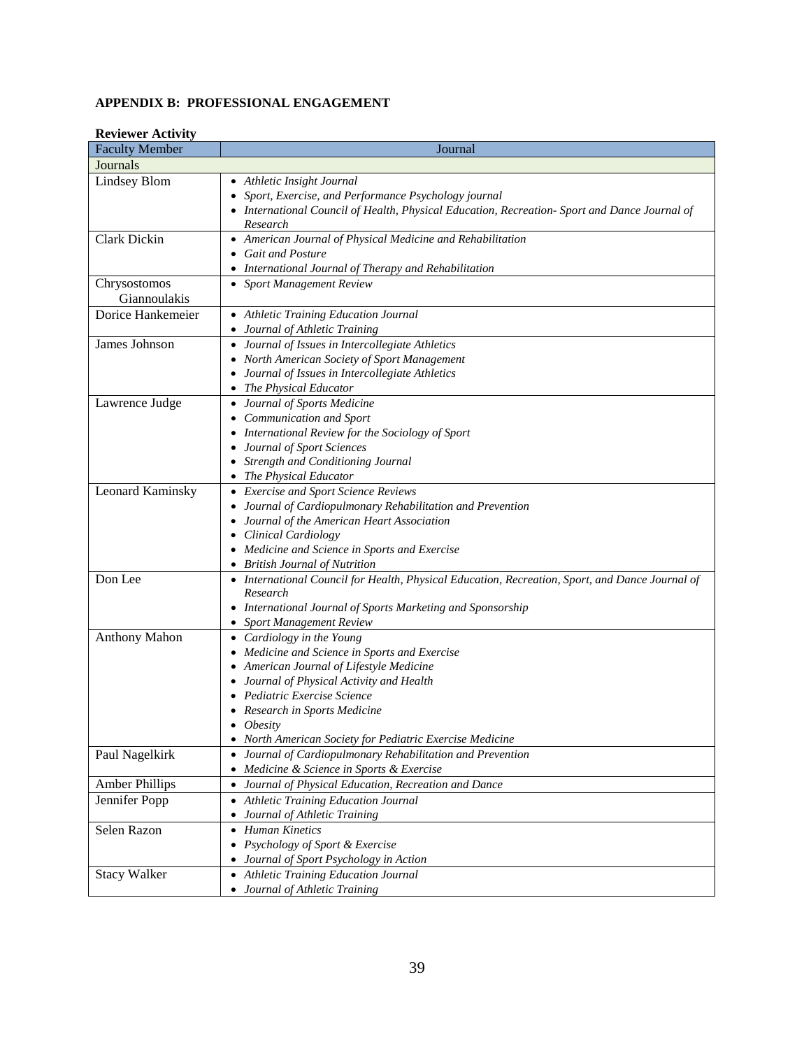### APPENDIX B: PROFESSIONAL ENGAGEMENT

**Reviewer Activity**

| Faculty Member | Journal |
|---|---|
| Journals | |
| Lindsey Blom | • *Athletic Insight Journal*<br>• *Sport, Exercise, and Performance Psychology journal*<br>• *International Council of Health, Physical Education, Recreation- Sport and Dance Journal of Research* |
| Clark Dickin | • *American Journal of Physical Medicine and Rehabilitation*<br>• *Gait and Posture*<br>• *International Journal of Therapy and Rehabilitation* |
| Chrysostomos Giannoulakis | • *Sport Management Review* |
| Dorice Hankemeier | • *Athletic Training Education Journal*<br>• *Journal of Athletic Training* |
| James Johnson | • *Journal of Issues in Intercollegiate Athletics*<br>• *North American Society of Sport Management*<br>• *Journal of Issues in Intercollegiate Athletics*<br>• *The Physical Educator* |
| Lawrence Judge | • *Journal of Sports Medicine*<br>• *Communication and Sport*<br>• *International Review for the Sociology of Sport*<br>• *Journal of Sport Sciences*<br>• *Strength and Conditioning Journal*<br>• *The Physical Educator* |
| Leonard Kaminsky | • *Exercise and Sport Science Reviews*<br>• *Journal of Cardiopulmonary Rehabilitation and Prevention*<br>• *Journal of the American Heart Association*<br>• *Clinical Cardiology*<br>• *Medicine and Science in Sports and Exercise*<br>• *British Journal of Nutrition* |
| Don Lee | • *International Council for Health, Physical Education, Recreation, Sport, and Dance Journal of Research*<br>• *International Journal of Sports Marketing and Sponsorship*<br>• *Sport Management Review* |
| Anthony Mahon | • *Cardiology in the Young*<br>• *Medicine and Science in Sports and Exercise*<br>• *American Journal of Lifestyle Medicine*<br>• *Journal of Physical Activity and Health*<br>• *Pediatric Exercise Science*<br>• *Research in Sports Medicine*<br>• *Obesity*<br>• *North American Society for Pediatric Exercise Medicine* |
| Paul Nagelkirk | • *Journal of Cardiopulmonary Rehabilitation and Prevention*<br>• *Medicine & Science in Sports & Exercise* |
| Amber Phillips | • *Journal of Physical Education, Recreation and Dance* |
| Jennifer Popp | • *Athletic Training Education Journal*<br>• *Journal of Athletic Training* |
| Selen Razon | • *Human Kinetics*<br>• *Psychology of Sport & Exercise*<br>• *Journal of Sport Psychology in Action* |
| Stacy Walker | • *Athletic Training Education Journal*<br>• *Journal of Athletic Training* |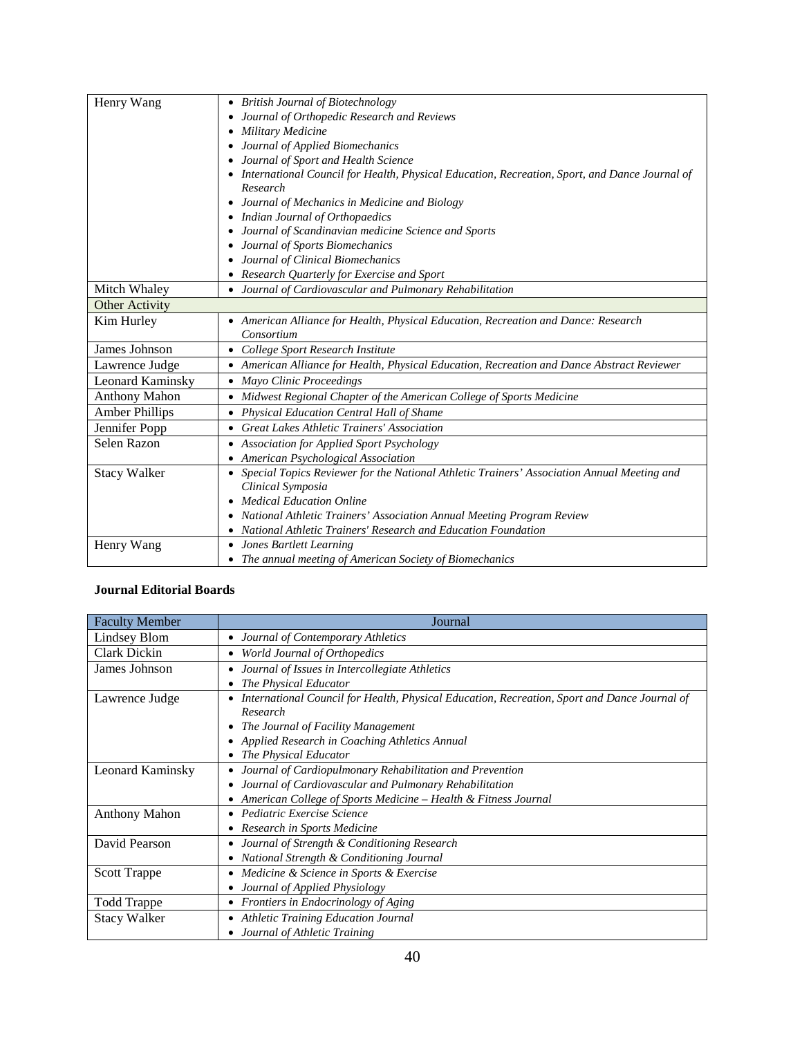| | |
|---|---|
| Henry Wang | • *British Journal of Biotechnology*<br>• *Journal of Orthopedic Research and Reviews*<br>• *Military Medicine*<br>• *Journal of Applied Biomechanics*<br>• *Journal of Sport and Health Science*<br>• *International Council for Health, Physical Education, Recreation, Sport, and Dance Journal of Research*<br>• *Journal of Mechanics in Medicine and Biology*<br>• *Indian Journal of Orthopaedics*<br>• *Journal of Scandinavian medicine Science and Sports*<br>• *Journal of Sports Biomechanics*<br>• *Journal of Clinical Biomechanics*<br>• *Research Quarterly for Exercise and Sport* |
| Mitch Whaley | • *Journal of Cardiovascular and Pulmonary Rehabilitation* |
| Other Activity | |
| Kim Hurley | • *American Alliance for Health, Physical Education, Recreation and Dance: Research Consortium* |
| James Johnson | • *College Sport Research Institute* |
| Lawrence Judge | • *American Alliance for Health, Physical Education, Recreation and Dance Abstract Reviewer* |
| Leonard Kaminsky | • *Mayo Clinic Proceedings* |
| Anthony Mahon | • *Midwest Regional Chapter of the American College of Sports Medicine* |
| Amber Phillips | • *Physical Education Central Hall of Shame* |
| Jennifer Popp | • *Great Lakes Athletic Trainers' Association* |
| Selen Razon | • *Association for Applied Sport Psychology*<br>• *American Psychological Association* |
| Stacy Walker | • *Special Topics Reviewer for the National Athletic Trainers' Association Annual Meeting and Clinical Symposia*<br>• *Medical Education Online*<br>• *National Athletic Trainers' Association Annual Meeting Program Review*<br>• *National Athletic Trainers' Research and Education Foundation* |
| Henry Wang | • *Jones Bartlett Learning*<br>• *The annual meeting of American Society of Biomechanics* |

**Journal Editorial Boards**

| Faculty Member | Journal |
|---|---|
| Lindsey Blom | • *Journal of Contemporary Athletics* |
| Clark Dickin | • *World Journal of Orthopedics* |
| James Johnson | • *Journal of Issues in Intercollegiate Athletics*<br>• *The Physical Educator* |
| Lawrence Judge | • *International Council for Health, Physical Education, Recreation, Sport and Dance Journal of Research*<br>• *The Journal of Facility Management*<br>• *Applied Research in Coaching Athletics Annual*<br>• *The Physical Educator* |
| Leonard Kaminsky | • *Journal of Cardiopulmonary Rehabilitation and Prevention*<br>• *Journal of Cardiovascular and Pulmonary Rehabilitation*<br>• *American College of Sports Medicine – Health & Fitness Journal* |
| Anthony Mahon | • *Pediatric Exercise Science*<br>• *Research in Sports Medicine* |
| David Pearson | • *Journal of Strength & Conditioning Research*<br>• *National Strength & Conditioning Journal* |
| Scott Trappe | • *Medicine & Science in Sports & Exercise*<br>• *Journal of Applied Physiology* |
| Todd Trappe | • *Frontiers in Endocrinology of Aging* |
| Stacy Walker | • *Athletic Training Education Journal*<br>• *Journal of Athletic Training* |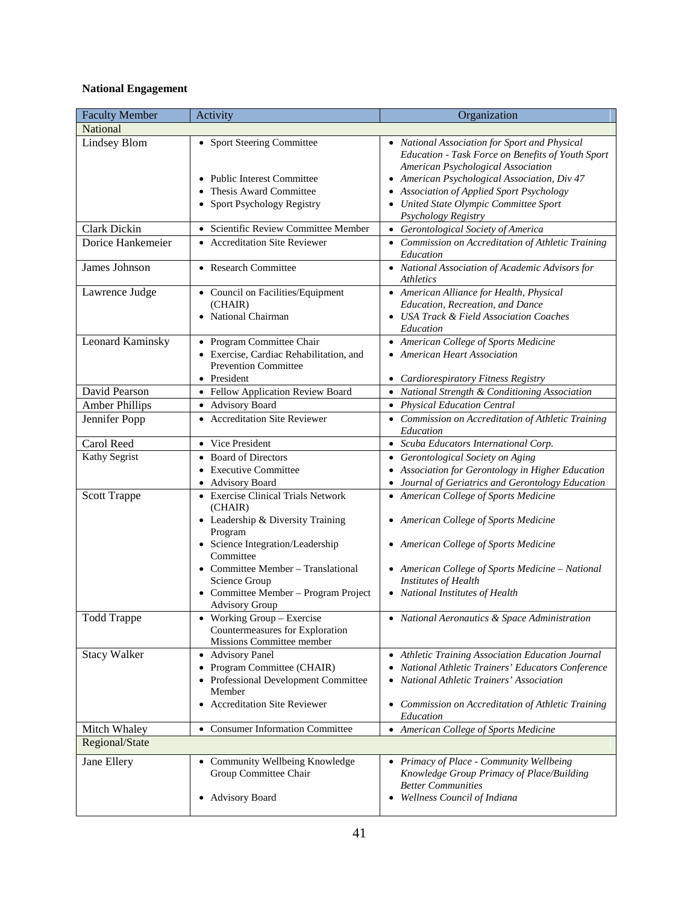**National Engagement**

| Faculty Member | Activity | Organization |
|---|---|---|
| National | | |
| Lindsey Blom | • Sport Steering Committee<br><br>• Public Interest Committee<br>• Thesis Award Committee<br>• Sport Psychology Registry | • *National Association for Sport and Physical Education - Task Force on Benefits of Youth Sport American Psychological Association*<br>• *American Psychological Association, Div 47*<br>• *Association of Applied Sport Psychology*<br>• *United State Olympic Committee Sport Psychology Registry* |
| Clark Dickin | • Scientific Review Committee Member | • *Gerontological Society of America* |
| Dorice Hankemeier | • Accreditation Site Reviewer | • *Commission on Accreditation of Athletic Training Education* |
| James Johnson | • Research Committee | • *National Association of Academic Advisors for Athletics* |
| Lawrence Judge | • Council on Facilities/Equipment (CHAIR)<br>• National Chairman | • *American Alliance for Health, Physical Education, Recreation, and Dance*<br>• *USA Track & Field Association Coaches Education* |
| Leonard Kaminsky | • Program Committee Chair<br>• Exercise, Cardiac Rehabilitation, and Prevention Committee<br>• President | • *American College of Sports Medicine*<br>• *American Heart Association*<br><br>• *Cardiorespiratory Fitness Registry* |
| David Pearson | • Fellow Application Review Board | • *National Strength & Conditioning Association* |
| Amber Phillips | • Advisory Board | • *Physical Education Central* |
| Jennifer Popp | • Accreditation Site Reviewer | • *Commission on Accreditation of Athletic Training Education* |
| Carol Reed | • Vice President | • *Scuba Educators International Corp.* |
| Kathy Segrist | • Board of Directors<br>• Executive Committee<br>• Advisory Board | • *Gerontological Society on Aging*<br>• *Association for Gerontology in Higher Education*<br>• *Journal of Geriatrics and Gerontology Education* |
| Scott Trappe | • Exercise Clinical Trials Network (CHAIR)<br>• Leadership & Diversity Training Program<br>• Science Integration/Leadership Committee<br>• Committee Member – Translational Science Group<br>• Committee Member – Program Project Advisory Group | • *American College of Sports Medicine*<br><br>• *American College of Sports Medicine*<br><br>• *American College of Sports Medicine*<br><br>• *American College of Sports Medicine – National Institutes of Health*<br>• *National Institutes of Health* |
| Todd Trappe | • Working Group – Exercise Countermeasures for Exploration Missions Committee member | • *National Aeronautics & Space Administration* |
| Stacy Walker | • Advisory Panel<br>• Program Committee (CHAIR)<br>• Professional Development Committee Member<br>• Accreditation Site Reviewer | • *Athletic Training Association Education Journal*<br>• *National Athletic Trainers' Educators Conference*<br>• *National Athletic Trainers' Association*<br><br>• *Commission on Accreditation of Athletic Training Education* |
| Mitch Whaley | • Consumer Information Committee | • *American College of Sports Medicine* |
| Regional/State | | |
| Jane Ellery | • Community Wellbeing Knowledge Group Committee Chair<br><br>• Advisory Board | • *Primacy of Place - Community Wellbeing Knowledge Group Primacy of Place/Building Better Communities*<br>• *Wellness Council of Indiana* |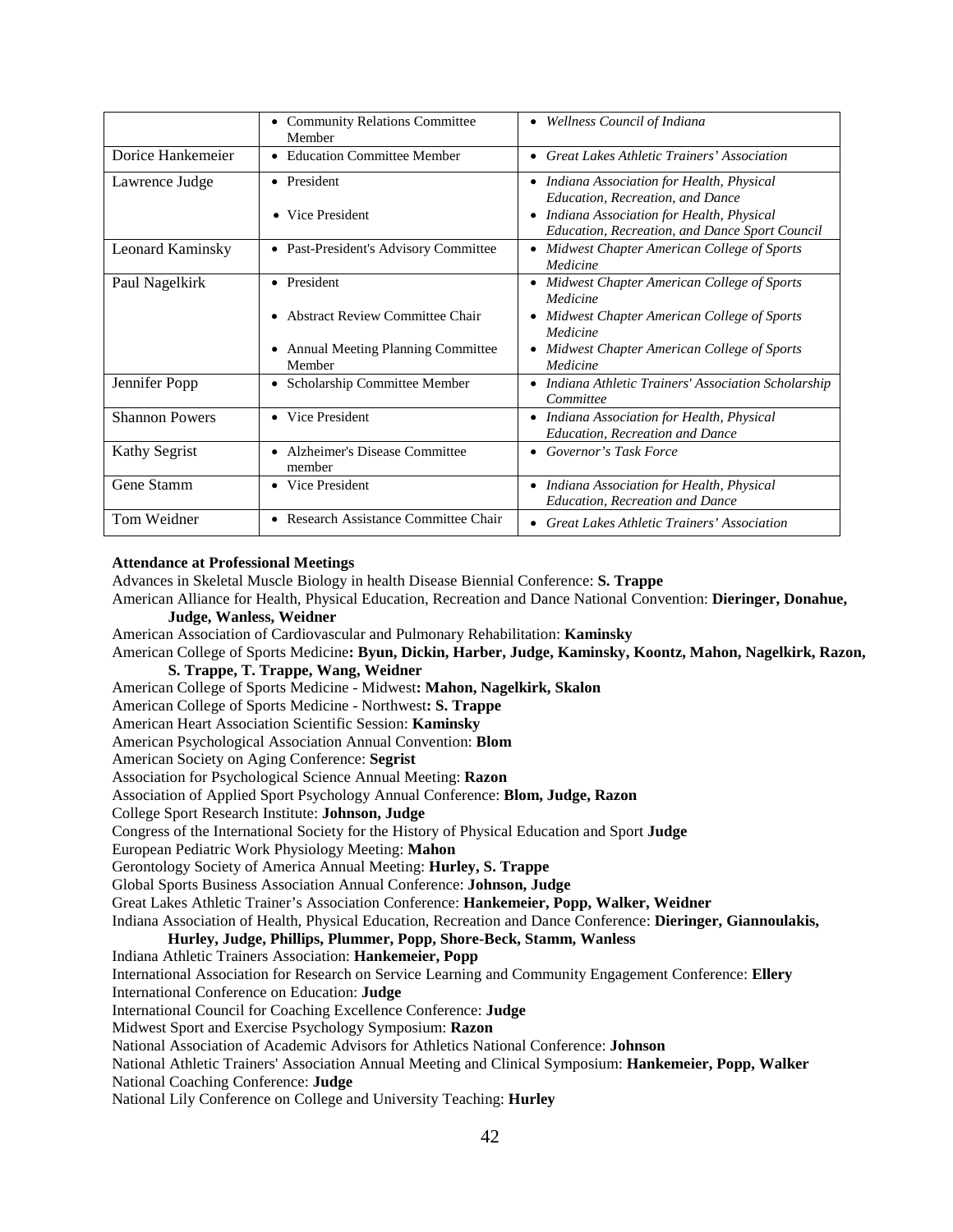| | | |
|---|---|---|
| | • Community Relations Committee Member | • *Wellness Council of Indiana* |
| Dorice Hankemeier | • Education Committee Member | • *Great Lakes Athletic Trainers' Association* |
| Lawrence Judge | • President<br>• Vice President | • *Indiana Association for Health, Physical Education, Recreation, and Dance*<br>• *Indiana Association for Health, Physical Education, Recreation, and Dance Sport Council* |
| Leonard Kaminsky | • Past-President's Advisory Committee | • *Midwest Chapter American College of Sports Medicine* |
| Paul Nagelkirk | • President<br>• Abstract Review Committee Chair<br>• Annual Meeting Planning Committee Member | • *Midwest Chapter American College of Sports Medicine*<br>• *Midwest Chapter American College of Sports Medicine*<br>• *Midwest Chapter American College of Sports Medicine* |
| Jennifer Popp | • Scholarship Committee Member | • *Indiana Athletic Trainers' Association Scholarship Committee* |
| Shannon Powers | • Vice President | • *Indiana Association for Health, Physical Education, Recreation and Dance* |
| Kathy Segrist | • Alzheimer's Disease Committee member | • *Governor's Task Force* |
| Gene Stamm | • Vice President | • *Indiana Association for Health, Physical Education, Recreation and Dance* |
| Tom Weidner | • Research Assistance Committee Chair | • *Great Lakes Athletic Trainers' Association* |

**Attendance at Professional Meetings**

Advances in Skeletal Muscle Biology in health Disease Biennial Conference: **S. Trappe**
American Alliance for Health, Physical Education, Recreation and Dance National Convention: **Dieringer, Donahue, Judge, Wanless, Weidner**
American Association of Cardiovascular and Pulmonary Rehabilitation: **Kaminsky**
American College of Sports Medicine**: Byun, Dickin, Harber, Judge, Kaminsky, Koontz, Mahon, Nagelkirk, Razon, S. Trappe, T. Trappe, Wang, Weidner**
American College of Sports Medicine - Midwest**: Mahon, Nagelkirk, Skalon**
American College of Sports Medicine - Northwest**: S. Trappe**
American Heart Association Scientific Session: **Kaminsky**
American Psychological Association Annual Convention: **Blom**
American Society on Aging Conference: **Segrist**
Association for Psychological Science Annual Meeting: **Razon**
Association of Applied Sport Psychology Annual Conference: **Blom, Judge, Razon**
College Sport Research Institute: **Johnson, Judge**
Congress of the International Society for the History of Physical Education and Sport **Judge**
European Pediatric Work Physiology Meeting: **Mahon**
Gerontology Society of America Annual Meeting: **Hurley, S. Trappe**
Global Sports Business Association Annual Conference: **Johnson, Judge**
Great Lakes Athletic Trainer's Association Conference: **Hankemeier, Popp, Walker, Weidner**
Indiana Association of Health, Physical Education, Recreation and Dance Conference: **Dieringer, Giannoulakis, Hurley, Judge, Phillips, Plummer, Popp, Shore-Beck, Stamm, Wanless**
Indiana Athletic Trainers Association: **Hankemeier, Popp**
International Association for Research on Service Learning and Community Engagement Conference: **Ellery**
International Conference on Education: **Judge**
International Council for Coaching Excellence Conference: **Judge**
Midwest Sport and Exercise Psychology Symposium: **Razon**
National Association of Academic Advisors for Athletics National Conference: **Johnson**
National Athletic Trainers' Association Annual Meeting and Clinical Symposium: **Hankemeier, Popp, Walker**
National Coaching Conference: **Judge**
National Lily Conference on College and University Teaching: **Hurley**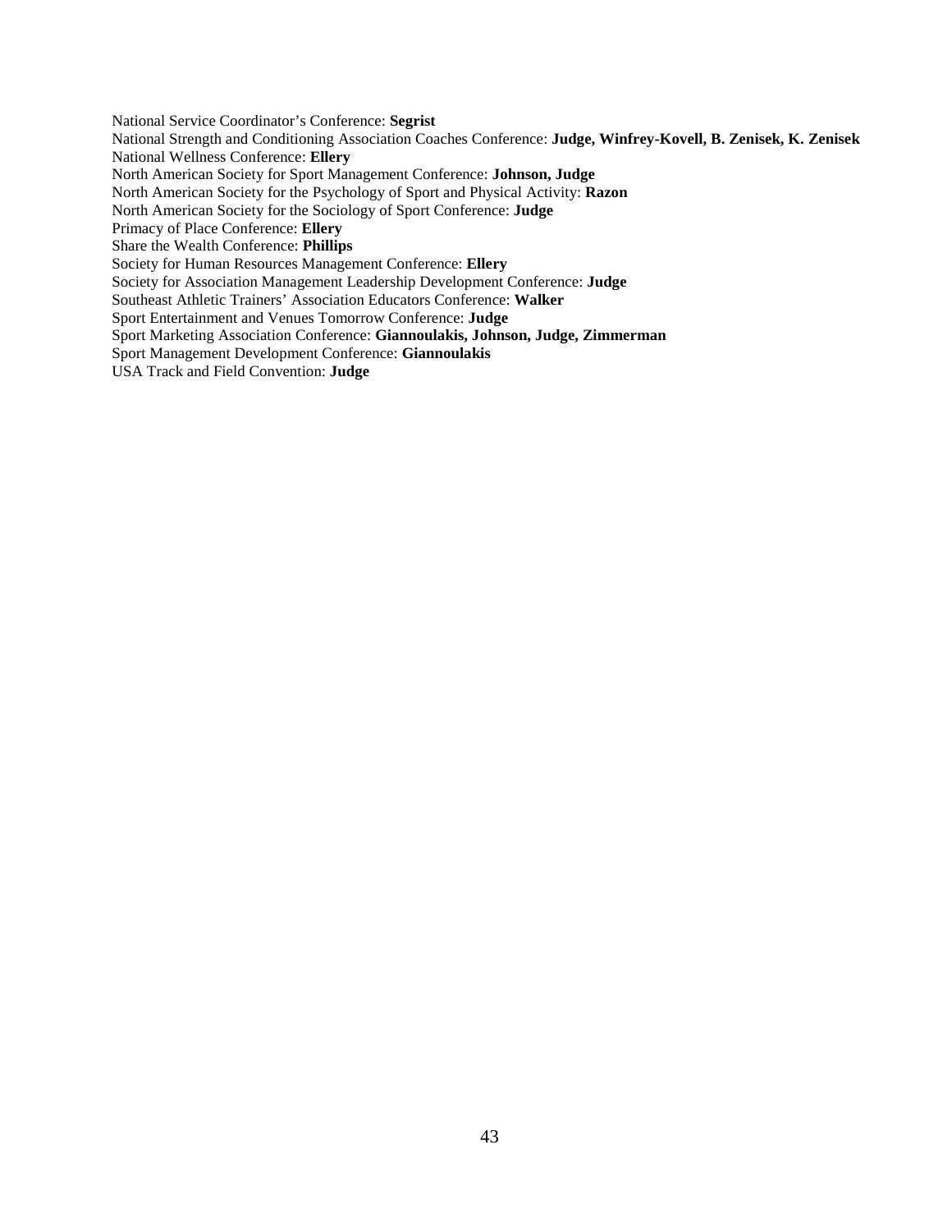National Service Coordinator's Conference: **Segrist**  
National Strength and Conditioning Association Coaches Conference: **Judge, Winfrey-Kovell, B. Zenisek, K. Zenisek**  
National Wellness Conference: **Ellery**  
North American Society for Sport Management Conference: **Johnson, Judge**  
North American Society for the Psychology of Sport and Physical Activity: **Razon**  
North American Society for the Sociology of Sport Conference: **Judge**  
Primacy of Place Conference: **Ellery**  
Share the Wealth Conference: **Phillips**  
Society for Human Resources Management Conference: **Ellery**  
Society for Association Management Leadership Development Conference: **Judge**  
Southeast Athletic Trainers' Association Educators Conference: **Walker**  
Sport Entertainment and Venues Tomorrow Conference: **Judge**  
Sport Marketing Association Conference: **Giannoulakis, Johnson, Judge, Zimmerman**  
Sport Management Development Conference: **Giannoulakis**  
USA Track and Field Convention: **Judge**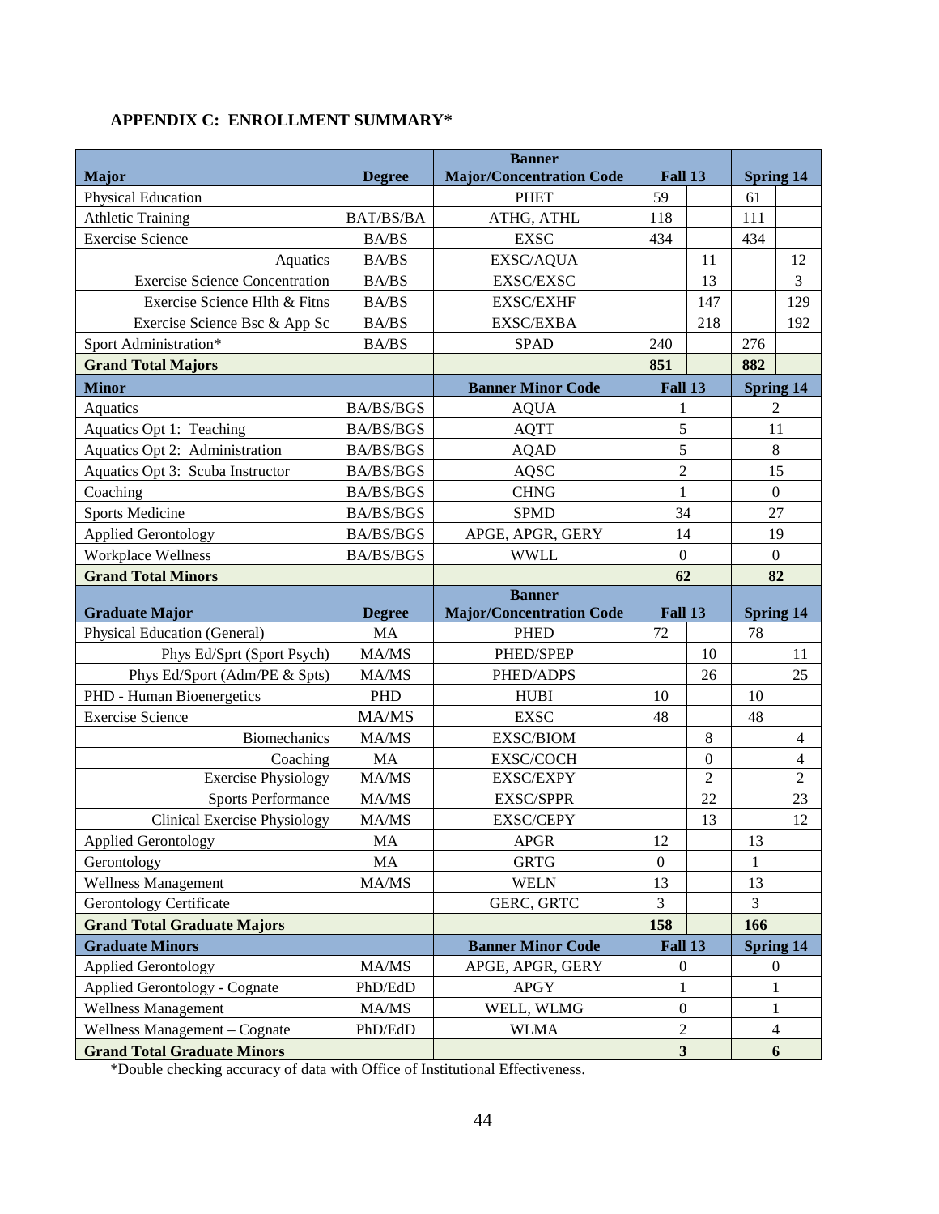## APPENDIX C: ENROLLMENT SUMMARY*

| Major | Degree | Banner Major/Concentration Code | Fall 13 | | Spring 14 | |
|---|---|---|---|---|---|---|
| Physical Education | | PHET | 59 | | 61 | |
| Athletic Training | BAT/BS/BA | ATHG, ATHL | 118 | | 111 | |
| Exercise Science | BA/BS | EXSC | 434 | | 434 | |
| Aquatics | BA/BS | EXSC/AQUA | | 11 | | 12 |
| Exercise Science Concentration | BA/BS | EXSC/EXSC | | 13 | | 3 |
| Exercise Science Hlth & Fitns | BA/BS | EXSC/EXHF | | 147 | | 129 |
| Exercise Science Bsc & App Sc | BA/BS | EXSC/EXBA | | 218 | | 192 |
| Sport Administration* | BA/BS | SPAD | 240 | | 276 | |
| **Grand Total Majors** | | | **851** | | **882** | |
| **Minor** | | **Banner Minor Code** | **Fall 13** | | **Spring 14** | |
| Aquatics | BA/BS/BGS | AQUA | 1 | | 2 | |
| Aquatics Opt 1: Teaching | BA/BS/BGS | AQTT | 5 | | 11 | |
| Aquatics Opt 2: Administration | BA/BS/BGS | AQAD | 5 | | 8 | |
| Aquatics Opt 3: Scuba Instructor | BA/BS/BGS | AQSC | 2 | | 15 | |
| Coaching | BA/BS/BGS | CHNG | 1 | | 0 | |
| Sports Medicine | BA/BS/BGS | SPMD | 34 | | 27 | |
| Applied Gerontology | BA/BS/BGS | APGE, APGR, GERY | 14 | | 19 | |
| Workplace Wellness | BA/BS/BGS | WWLL | 0 | | 0 | |
| **Grand Total Minors** | | | **62** | | **82** | |
| **Graduate Major** | **Degree** | **Banner Major/Concentration Code** | **Fall 13** | | **Spring 14** | |
| Physical Education (General) | MA | PHED | 72 | | 78 | |
| Phys Ed/Sprt (Sport Psych) | MA/MS | PHED/SPEP | | 10 | | 11 |
| Phys Ed/Sport (Adm/PE & Spts) | MA/MS | PHED/ADPS | | 26 | | 25 |
| PHD - Human Bioenergetics | PHD | HUBI | 10 | | 10 | |
| Exercise Science | MA/MS | EXSC | 48 | | 48 | |
| Biomechanics | MA/MS | EXSC/BIOM | | 8 | | 4 |
| Coaching | MA | EXSC/COCH | | 0 | | 4 |
| Exercise Physiology | MA/MS | EXSC/EXPY | | 2 | | 2 |
| Sports Performance | MA/MS | EXSC/SPPR | | 22 | | 23 |
| Clinical Exercise Physiology | MA/MS | EXSC/CEPY | | 13 | | 12 |
| Applied Gerontology | MA | APGR | 12 | | 13 | |
| Gerontology | MA | GRTG | 0 | | 1 | |
| Wellness Management | MA/MS | WELN | 13 | | 13 | |
| Gerontology Certificate | | GERC, GRTC | 3 | | 3 | |
| **Grand Total Graduate Majors** | | | **158** | | **166** | |
| **Graduate Minors** | | **Banner Minor Code** | **Fall 13** | | **Spring 14** | |
| Applied Gerontology | MA/MS | APGE, APGR, GERY | 0 | | 0 | |
| Applied Gerontology - Cognate | PhD/EdD | APGY | 1 | | 1 | |
| Wellness Management | MA/MS | WELL, WLMG | 0 | | 1 | |
| Wellness Management – Cognate | PhD/EdD | WLMA | 2 | | 4 | |
| **Grand Total Graduate Minors** | | | **3** | | **6** | |

*Double checking accuracy of data with Office of Institutional Effectiveness.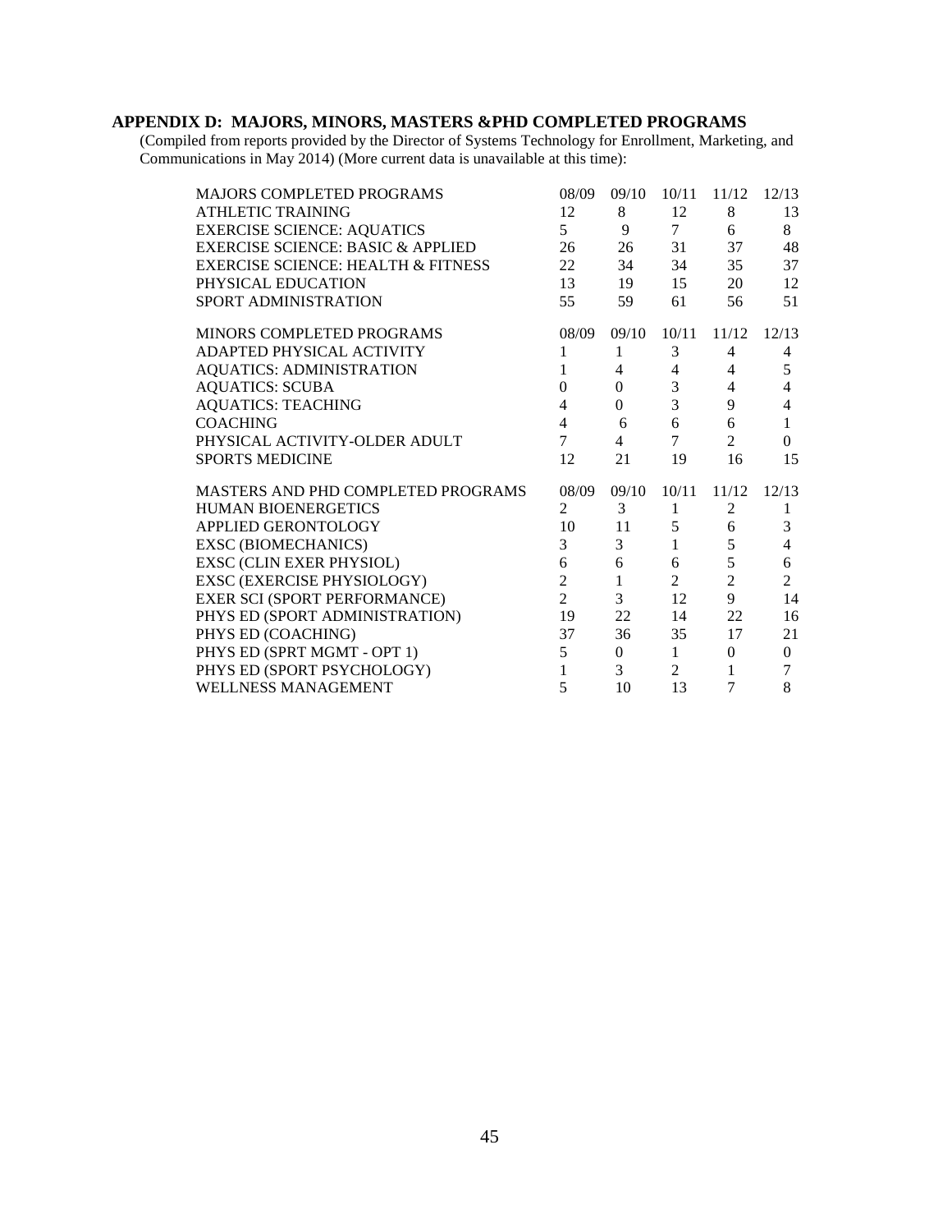**APPENDIX D: MAJORS, MINORS, MASTERS &PHD COMPLETED PROGRAMS**

(Compiled from reports provided by the Director of Systems Technology for Enrollment, Marketing, and Communications in May 2014) (More current data is unavailable at this time):

| MAJORS COMPLETED PROGRAMS | 08/09 | 09/10 | 10/11 | 11/12 | 12/13 |
|---|---|---|---|---|---|
| ATHLETIC TRAINING | 12 | 8 | 12 | 8 | 13 |
| EXERCISE SCIENCE: AQUATICS | 5 | 9 | 7 | 6 | 8 |
| EXERCISE SCIENCE: BASIC & APPLIED | 26 | 26 | 31 | 37 | 48 |
| EXERCISE SCIENCE: HEALTH & FITNESS | 22 | 34 | 34 | 35 | 37 |
| PHYSICAL EDUCATION | 13 | 19 | 15 | 20 | 12 |
| SPORT ADMINISTRATION | 55 | 59 | 61 | 56 | 51 |

| MINORS COMPLETED PROGRAMS | 08/09 | 09/10 | 10/11 | 11/12 | 12/13 |
|---|---|---|---|---|---|
| ADAPTED PHYSICAL ACTIVITY | 1 | 1 | 3 | 4 | 4 |
| AQUATICS: ADMINISTRATION | 1 | 4 | 4 | 4 | 5 |
| AQUATICS: SCUBA | 0 | 0 | 3 | 4 | 4 |
| AQUATICS: TEACHING | 4 | 0 | 3 | 9 | 4 |
| COACHING | 4 | 6 | 6 | 6 | 1 |
| PHYSICAL ACTIVITY-OLDER ADULT | 7 | 4 | 7 | 2 | 0 |
| SPORTS MEDICINE | 12 | 21 | 19 | 16 | 15 |

| MASTERS AND PHD COMPLETED PROGRAMS | 08/09 | 09/10 | 10/11 | 11/12 | 12/13 |
|---|---|---|---|---|---|
| HUMAN BIOENERGETICS | 2 | 3 | 1 | 2 | 1 |
| APPLIED GERONTOLOGY | 10 | 11 | 5 | 6 | 3 |
| EXSC (BIOMECHANICS) | 3 | 3 | 1 | 5 | 4 |
| EXSC (CLIN EXER PHYSIOL) | 6 | 6 | 6 | 5 | 6 |
| EXSC (EXERCISE PHYSIOLOGY) | 2 | 1 | 2 | 2 | 2 |
| EXER SCI (SPORT PERFORMANCE) | 2 | 3 | 12 | 9 | 14 |
| PHYS ED (SPORT ADMINISTRATION) | 19 | 22 | 14 | 22 | 16 |
| PHYS ED (COACHING) | 37 | 36 | 35 | 17 | 21 |
| PHYS ED (SPRT MGMT - OPT 1) | 5 | 0 | 1 | 0 | 0 |
| PHYS ED (SPORT PSYCHOLOGY) | 1 | 3 | 2 | 1 | 7 |
| WELLNESS MANAGEMENT | 5 | 10 | 13 | 7 | 8 |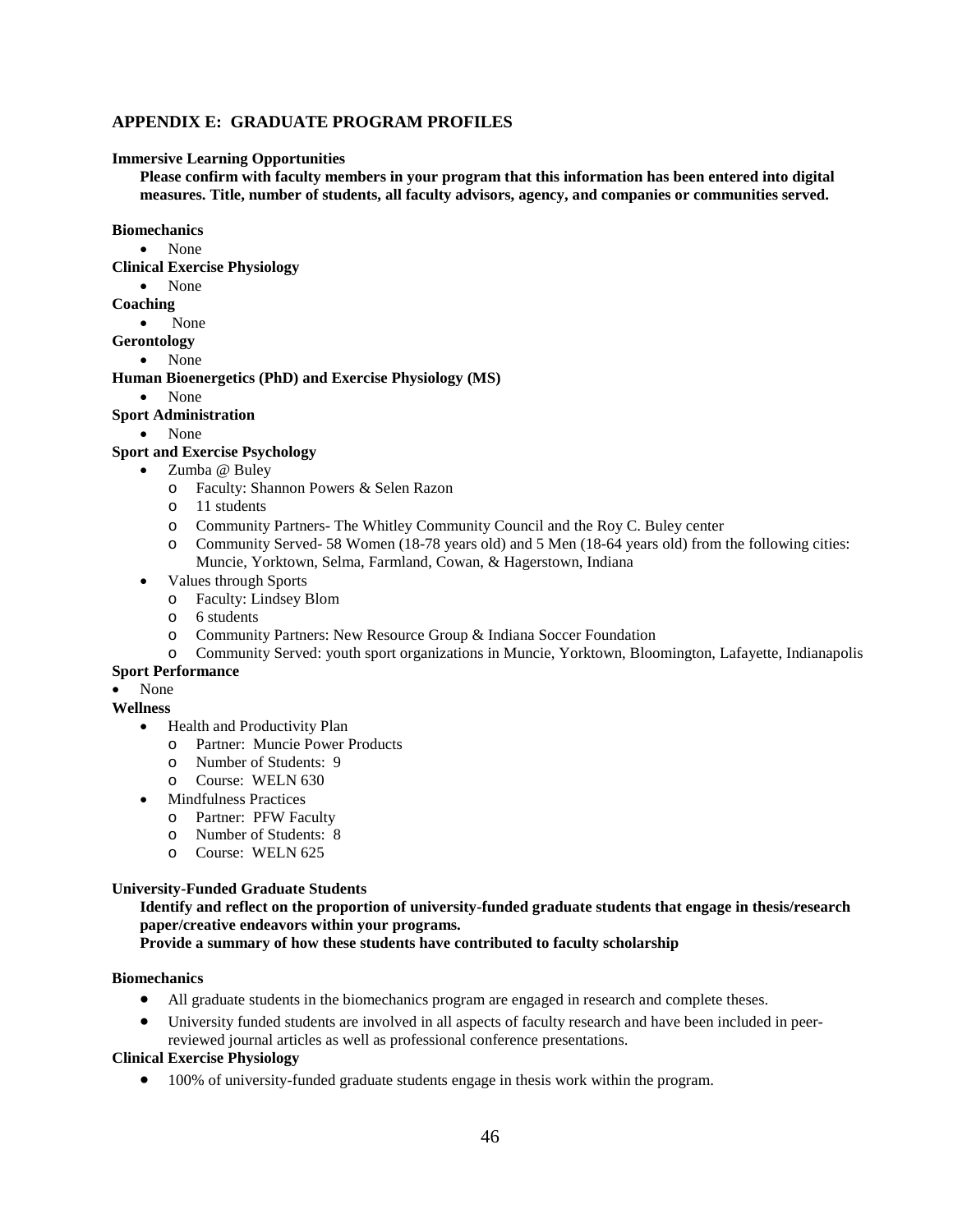## APPENDIX E: GRADUATE PROGRAM PROFILES

**Immersive Learning Opportunities**

**Please confirm with faculty members in your program that this information has been entered into digital measures. Title, number of students, all faculty advisors, agency, and companies or communities served.**

**Biomechanics**

- None

**Clinical Exercise Physiology**

- None

**Coaching**

- None

**Gerontology**

- None

**Human Bioenergetics (PhD) and Exercise Physiology (MS)**

- None

**Sport Administration**

- None

**Sport and Exercise Psychology**

- Zumba @ Buley
  - Faculty: Shannon Powers & Selen Razon
  - 11 students
  - Community Partners- The Whitley Community Council and the Roy C. Buley center
  - Community Served- 58 Women (18-78 years old) and 5 Men (18-64 years old) from the following cities: Muncie, Yorktown, Selma, Farmland, Cowan, & Hagerstown, Indiana
- Values through Sports
  - Faculty: Lindsey Blom
  - 6 students
  - Community Partners: New Resource Group & Indiana Soccer Foundation
  - Community Served: youth sport organizations in Muncie, Yorktown, Bloomington, Lafayette, Indianapolis

**Sport Performance**

- None

**Wellness**

- Health and Productivity Plan
  - Partner: Muncie Power Products
  - Number of Students: 9
  - Course: WELN 630
- Mindfulness Practices
  - Partner: PFW Faculty
  - Number of Students: 8
  - Course: WELN 625

**University-Funded Graduate Students**

**Identify and reflect on the proportion of university-funded graduate students that engage in thesis/research paper/creative endeavors within your programs.**

**Provide a summary of how these students have contributed to faculty scholarship**

**Biomechanics**

- All graduate students in the biomechanics program are engaged in research and complete theses.
- University funded students are involved in all aspects of faculty research and have been included in peer-reviewed journal articles as well as professional conference presentations.

**Clinical Exercise Physiology**

- 100% of university-funded graduate students engage in thesis work within the program.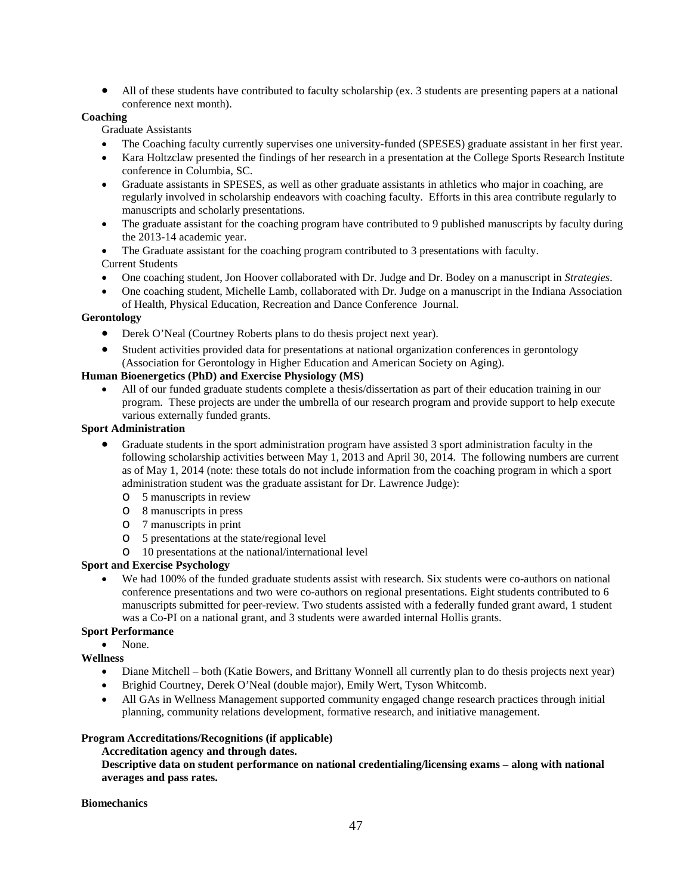- All of these students have contributed to faculty scholarship (ex. 3 students are presenting papers at a national conference next month).

**Coaching**

Graduate Assistants

- The Coaching faculty currently supervises one university-funded (SPESES) graduate assistant in her first year.
- Kara Holtzclaw presented the findings of her research in a presentation at the College Sports Research Institute conference in Columbia, SC.
- Graduate assistants in SPESES, as well as other graduate assistants in athletics who major in coaching, are regularly involved in scholarship endeavors with coaching faculty. Efforts in this area contribute regularly to manuscripts and scholarly presentations.
- The graduate assistant for the coaching program have contributed to 9 published manuscripts by faculty during the 2013-14 academic year.
- The Graduate assistant for the coaching program contributed to 3 presentations with faculty.

Current Students

- One coaching student, Jon Hoover collaborated with Dr. Judge and Dr. Bodey on a manuscript in *Strategies*.
- One coaching student, Michelle Lamb, collaborated with Dr. Judge on a manuscript in the Indiana Association of Health, Physical Education, Recreation and Dance Conference Journal.

**Gerontology**

- Derek O'Neal (Courtney Roberts plans to do thesis project next year).
- Student activities provided data for presentations at national organization conferences in gerontology (Association for Gerontology in Higher Education and American Society on Aging).

**Human Bioenergetics (PhD) and Exercise Physiology (MS)**

- All of our funded graduate students complete a thesis/dissertation as part of their education training in our program. These projects are under the umbrella of our research program and provide support to help execute various externally funded grants.

**Sport Administration**

- Graduate students in the sport administration program have assisted 3 sport administration faculty in the following scholarship activities between May 1, 2013 and April 30, 2014. The following numbers are current as of May 1, 2014 (note: these totals do not include information from the coaching program in which a sport administration student was the graduate assistant for Dr. Lawrence Judge):
  - 5 manuscripts in review
  - 8 manuscripts in press
  - 7 manuscripts in print
  - 5 presentations at the state/regional level
  - 10 presentations at the national/international level

**Sport and Exercise Psychology**

- We had 100% of the funded graduate students assist with research. Six students were co-authors on national conference presentations and two were co-authors on regional presentations. Eight students contributed to 6 manuscripts submitted for peer-review. Two students assisted with a federally funded grant award, 1 student was a Co-PI on a national grant, and 3 students were awarded internal Hollis grants.

**Sport Performance**

- None.

**Wellness**

- Diane Mitchell – both (Katie Bowers, and Brittany Wonnell all currently plan to do thesis projects next year)
- Brighid Courtney, Derek O'Neal (double major), Emily Wert, Tyson Whitcomb.
- All GAs in Wellness Management supported community engaged change research practices through initial planning, community relations development, formative research, and initiative management.

**Program Accreditations/Recognitions (if applicable)**

**Accreditation agency and through dates.**

**Descriptive data on student performance on national credentialing/licensing exams – along with national averages and pass rates.**

**Biomechanics**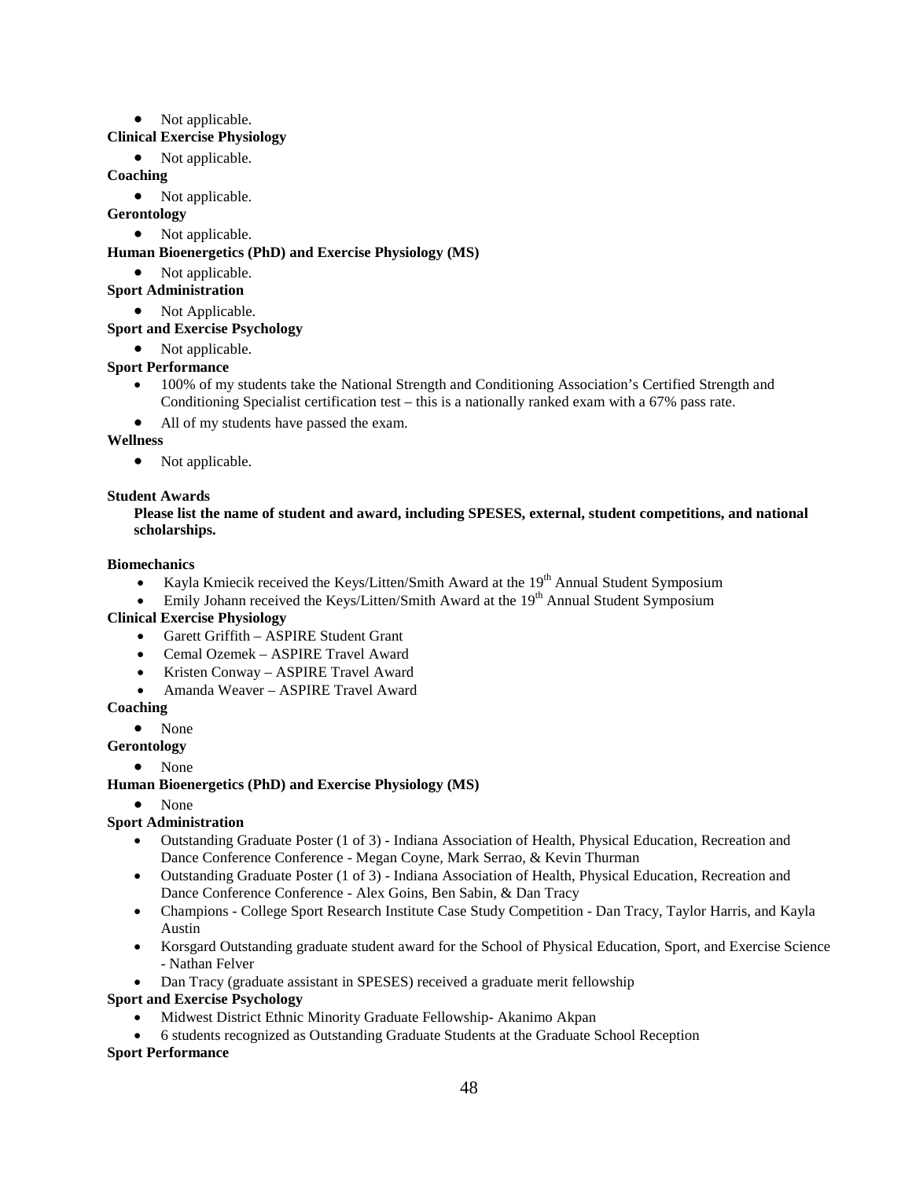- Not applicable.

**Clinical Exercise Physiology**

- Not applicable.

**Coaching**

- Not applicable.

**Gerontology**

- Not applicable.

**Human Bioenergetics (PhD) and Exercise Physiology (MS)**

- Not applicable.

**Sport Administration**

- Not Applicable.

**Sport and Exercise Psychology**

- Not applicable.

**Sport Performance**

- 100% of my students take the National Strength and Conditioning Association's Certified Strength and Conditioning Specialist certification test – this is a nationally ranked exam with a 67% pass rate.
- All of my students have passed the exam.

**Wellness**

- Not applicable.

**Student Awards**

**Please list the name of student and award, including SPESES, external, student competitions, and national scholarships.**

**Biomechanics**

- Kayla Kmiecik received the Keys/Litten/Smith Award at the 19th Annual Student Symposium
- Emily Johann received the Keys/Litten/Smith Award at the 19th Annual Student Symposium

**Clinical Exercise Physiology**

- Garett Griffith – ASPIRE Student Grant
- Cemal Ozemek – ASPIRE Travel Award
- Kristen Conway – ASPIRE Travel Award
- Amanda Weaver – ASPIRE Travel Award

**Coaching**

- None

**Gerontology**

- None

**Human Bioenergetics (PhD) and Exercise Physiology (MS)**

- None

**Sport Administration**

- Outstanding Graduate Poster (1 of 3) - Indiana Association of Health, Physical Education, Recreation and Dance Conference Conference - Megan Coyne, Mark Serrao, & Kevin Thurman
- Outstanding Graduate Poster (1 of 3) - Indiana Association of Health, Physical Education, Recreation and Dance Conference Conference - Alex Goins, Ben Sabin, & Dan Tracy
- Champions - College Sport Research Institute Case Study Competition - Dan Tracy, Taylor Harris, and Kayla Austin
- Korsgard Outstanding graduate student award for the School of Physical Education, Sport, and Exercise Science - Nathan Felver
- Dan Tracy (graduate assistant in SPESES) received a graduate merit fellowship

**Sport and Exercise Psychology**

- Midwest District Ethnic Minority Graduate Fellowship- Akanimo Akpan
- 6 students recognized as Outstanding Graduate Students at the Graduate School Reception

**Sport Performance**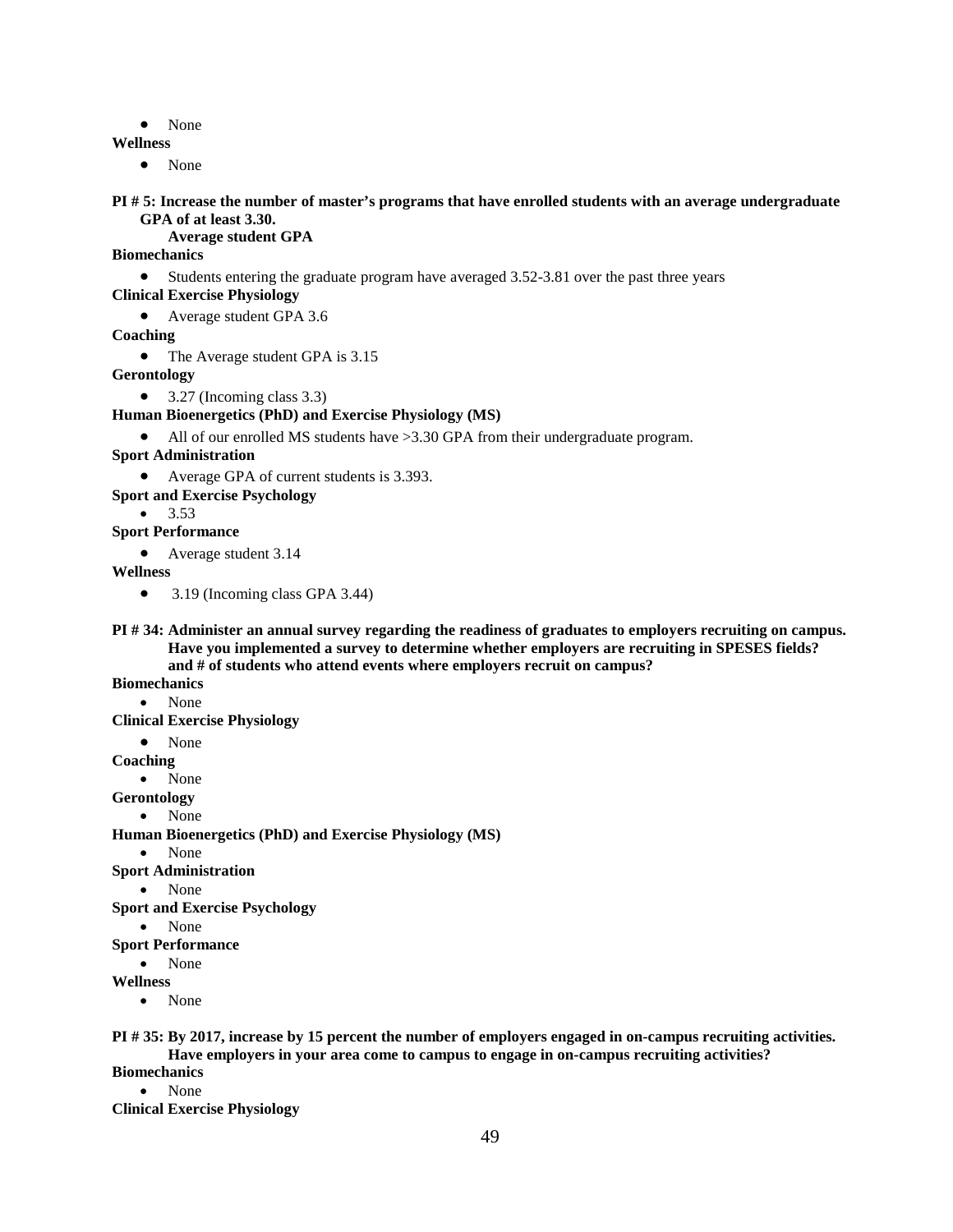- None

**Wellness**

- None

**PI # 5: Increase the number of master's programs that have enrolled students with an average undergraduate GPA of at least 3.30.**

**Average student GPA**

**Biomechanics**

- Students entering the graduate program have averaged 3.52-3.81 over the past three years

**Clinical Exercise Physiology**

- Average student GPA 3.6

**Coaching**

- The Average student GPA is 3.15

**Gerontology**

- 3.27 (Incoming class 3.3)

**Human Bioenergetics (PhD) and Exercise Physiology (MS)**

- All of our enrolled MS students have >3.30 GPA from their undergraduate program.

**Sport Administration**

- Average GPA of current students is 3.393.

**Sport and Exercise Psychology**

- 3.53

**Sport Performance**

- Average student 3.14

**Wellness**

- 3.19 (Incoming class GPA 3.44)

**PI # 34: Administer an annual survey regarding the readiness of graduates to employers recruiting on campus. Have you implemented a survey to determine whether employers are recruiting in SPESES fields? and # of students who attend events where employers recruit on campus?**

**Biomechanics**

- None

**Clinical Exercise Physiology**

- None

**Coaching**

- None

**Gerontology**

- None

**Human Bioenergetics (PhD) and Exercise Physiology (MS)**

- None

**Sport Administration**

- None

**Sport and Exercise Psychology**

- None

**Sport Performance**

- None

**Wellness**

- None

**PI # 35: By 2017, increase by 15 percent the number of employers engaged in on-campus recruiting activities. Have employers in your area come to campus to engage in on-campus recruiting activities?**

**Biomechanics**

- None

**Clinical Exercise Physiology**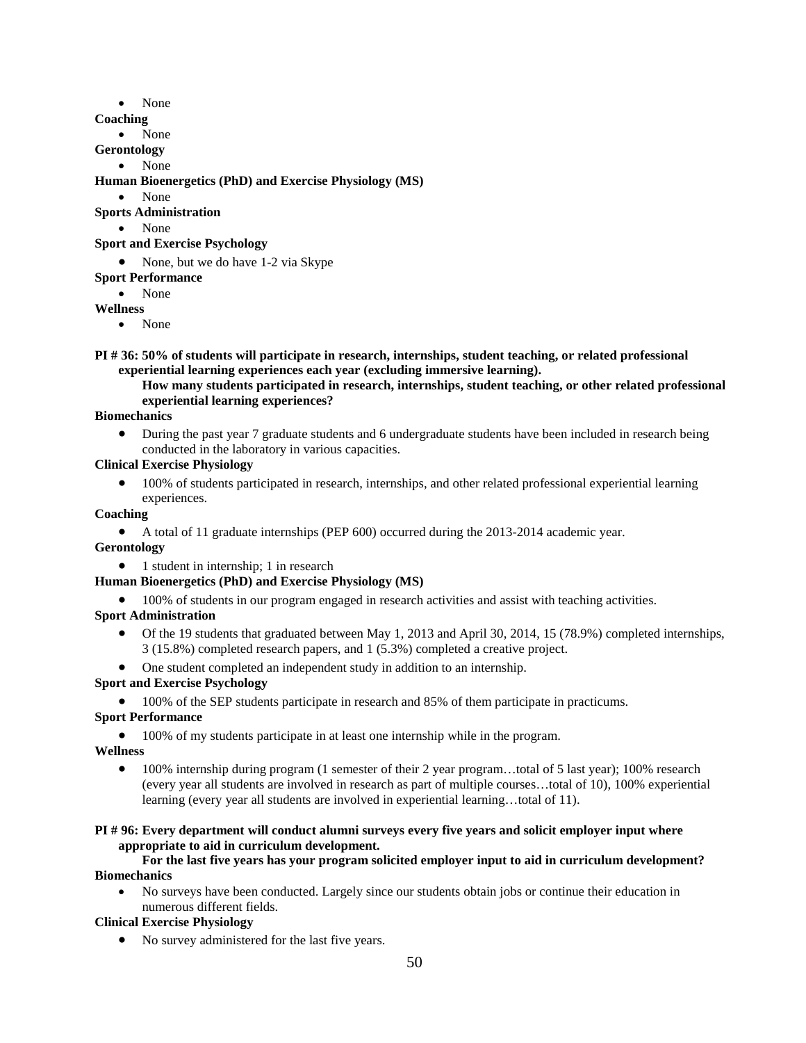- None

**Coaching**

- None

**Gerontology**

- None

**Human Bioenergetics (PhD) and Exercise Physiology (MS)**

- None

**Sports Administration**

- None

**Sport and Exercise Psychology**

- None, but we do have 1-2 via Skype

**Sport Performance**

- None

**Wellness**

- None

**PI # 36: 50% of students will participate in research, internships, student teaching, or related professional experiential learning experiences each year (excluding immersive learning).**

**How many students participated in research, internships, student teaching, or other related professional experiential learning experiences?**

**Biomechanics**

- During the past year 7 graduate students and 6 undergraduate students have been included in research being conducted in the laboratory in various capacities.

**Clinical Exercise Physiology**

- 100% of students participated in research, internships, and other related professional experiential learning experiences.

**Coaching**

- A total of 11 graduate internships (PEP 600) occurred during the 2013-2014 academic year.

**Gerontology**

- 1 student in internship; 1 in research

**Human Bioenergetics (PhD) and Exercise Physiology (MS)**

- 100% of students in our program engaged in research activities and assist with teaching activities.

**Sport Administration**

- Of the 19 students that graduated between May 1, 2013 and April 30, 2014, 15 (78.9%) completed internships, 3 (15.8%) completed research papers, and 1 (5.3%) completed a creative project.
- One student completed an independent study in addition to an internship.

**Sport and Exercise Psychology**

- 100% of the SEP students participate in research and 85% of them participate in practicums.

**Sport Performance**

- 100% of my students participate in at least one internship while in the program.

**Wellness**

- 100% internship during program (1 semester of their 2 year program…total of 5 last year); 100% research (every year all students are involved in research as part of multiple courses…total of 10), 100% experiential learning (every year all students are involved in experiential learning…total of 11).

**PI # 96: Every department will conduct alumni surveys every five years and solicit employer input where appropriate to aid in curriculum development.**

**For the last five years has your program solicited employer input to aid in curriculum development?**

**Biomechanics**

- No surveys have been conducted. Largely since our students obtain jobs or continue their education in numerous different fields.

**Clinical Exercise Physiology**

- No survey administered for the last five years.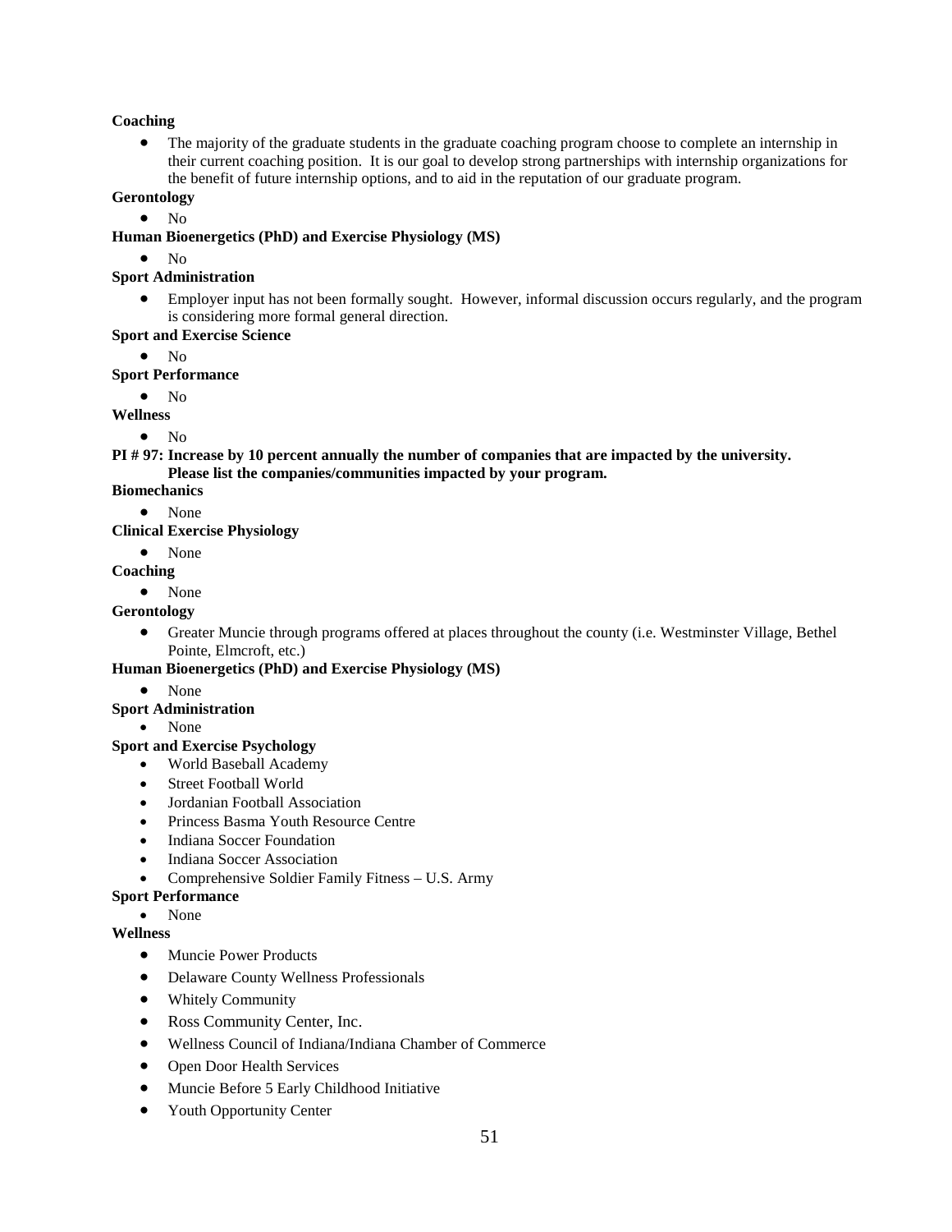**Coaching**

- The majority of the graduate students in the graduate coaching program choose to complete an internship in their current coaching position. It is our goal to develop strong partnerships with internship organizations for the benefit of future internship options, and to aid in the reputation of our graduate program.

**Gerontology**

- No

**Human Bioenergetics (PhD) and Exercise Physiology (MS)**

- No

**Sport Administration**

- Employer input has not been formally sought. However, informal discussion occurs regularly, and the program is considering more formal general direction.

**Sport and Exercise Science**

- No

**Sport Performance**

- No

**Wellness**

- No

**PI # 97: Increase by 10 percent annually the number of companies that are impacted by the university. Please list the companies/communities impacted by your program.**

**Biomechanics**

- None

**Clinical Exercise Physiology**

- None

**Coaching**

- None

**Gerontology**

- Greater Muncie through programs offered at places throughout the county (i.e. Westminster Village, Bethel Pointe, Elmcroft, etc.)

**Human Bioenergetics (PhD) and Exercise Physiology (MS)**

- None

**Sport Administration**

- None

**Sport and Exercise Psychology**

- World Baseball Academy
- Street Football World
- Jordanian Football Association
- Princess Basma Youth Resource Centre
- Indiana Soccer Foundation
- Indiana Soccer Association
- Comprehensive Soldier Family Fitness – U.S. Army

**Sport Performance**

- None

**Wellness**

- Muncie Power Products
- Delaware County Wellness Professionals
- Whitely Community
- Ross Community Center, Inc.
- Wellness Council of Indiana/Indiana Chamber of Commerce
- Open Door Health Services
- Muncie Before 5 Early Childhood Initiative
- Youth Opportunity Center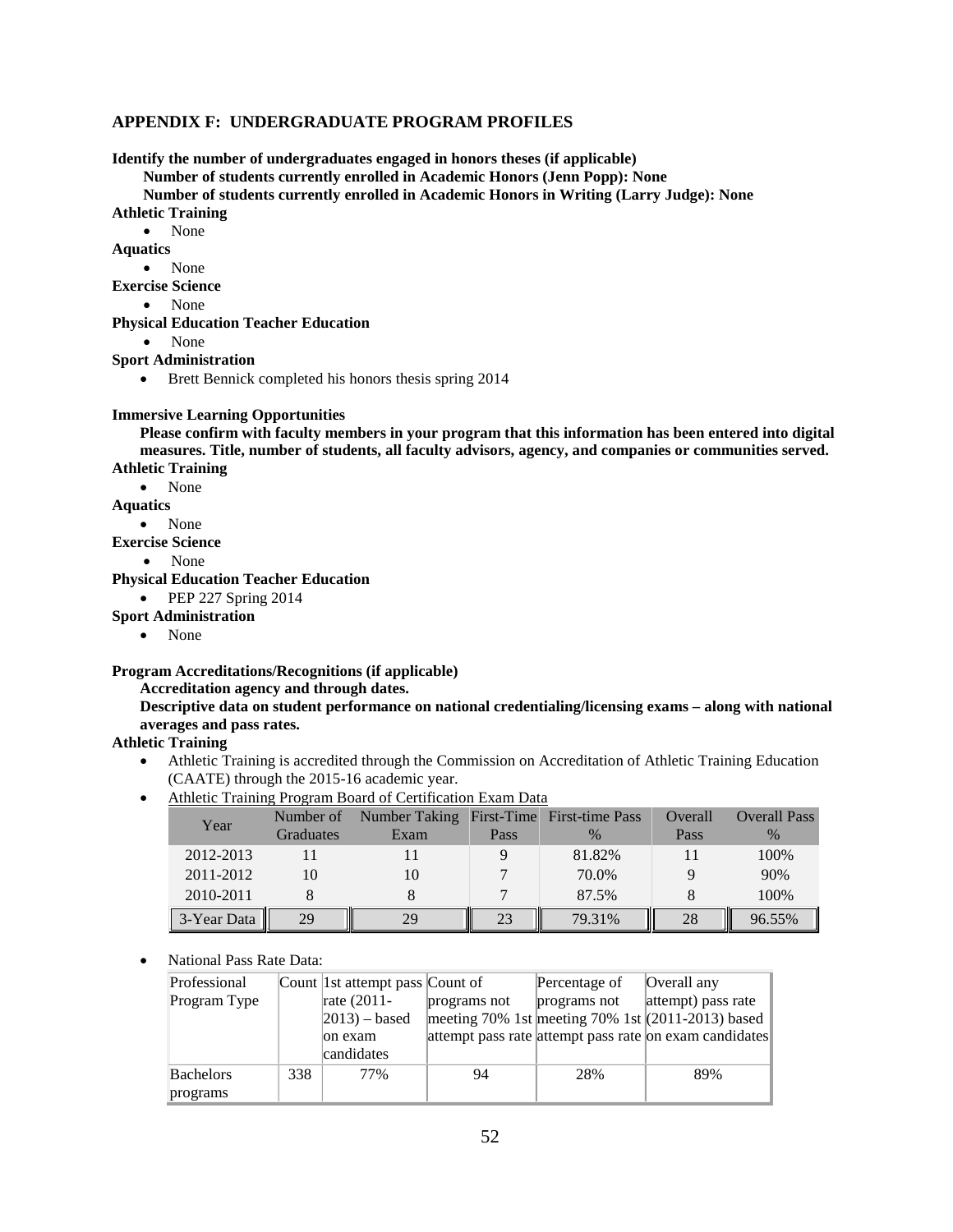## APPENDIX F: UNDERGRADUATE PROGRAM PROFILES

**Identify the number of undergraduates engaged in honors theses (if applicable)**

**Number of students currently enrolled in Academic Honors (Jenn Popp): None**

**Number of students currently enrolled in Academic Honors in Writing (Larry Judge): None**

**Athletic Training**

- None

**Aquatics**

- None

**Exercise Science**

- None

**Physical Education Teacher Education**

- None

**Sport Administration**

- Brett Bennick completed his honors thesis spring 2014

**Immersive Learning Opportunities**

**Please confirm with faculty members in your program that this information has been entered into digital measures. Title, number of students, all faculty advisors, agency, and companies or communities served.**

**Athletic Training**

- None

**Aquatics**

- None

**Exercise Science**

- None

**Physical Education Teacher Education**

- PEP 227 Spring 2014

**Sport Administration**

- None

**Program Accreditations/Recognitions (if applicable)**

**Accreditation agency and through dates.**

**Descriptive data on student performance on national credentialing/licensing exams – along with national averages and pass rates.**

**Athletic Training**

- Athletic Training is accredited through the Commission on Accreditation of Athletic Training Education (CAATE) through the 2015-16 academic year.
- Athletic Training Program Board of Certification Exam Data

| Year | Number of Graduates | Number Taking Exam | First-Time Pass | First-time Pass % | Overall Pass | Overall Pass % |
|---|---|---|---|---|---|---|
| 2012-2013 | 11 | 11 | 9 | 81.82% | 11 | 100% |
| 2011-2012 | 10 | 10 | 7 | 70.0% | 9 | 90% |
| 2010-2011 | 8 | 8 | 7 | 87.5% | 8 | 100% |
| 3-Year Data | 29 | 29 | 23 | 79.31% | 28 | 96.55% |

- National Pass Rate Data:

| Professional Program Type | Count | 1st attempt pass rate (2011-2013) – based on exam candidates | Count of programs not meeting 70% 1st attempt pass rate | Percentage of programs not meeting 70% 1st attempt pass rate | Overall any attempt) pass rate (2011-2013) based on exam candidates |
|---|---|---|---|---|---|
| Bachelors programs | 338 | 77% | 94 | 28% | 89% |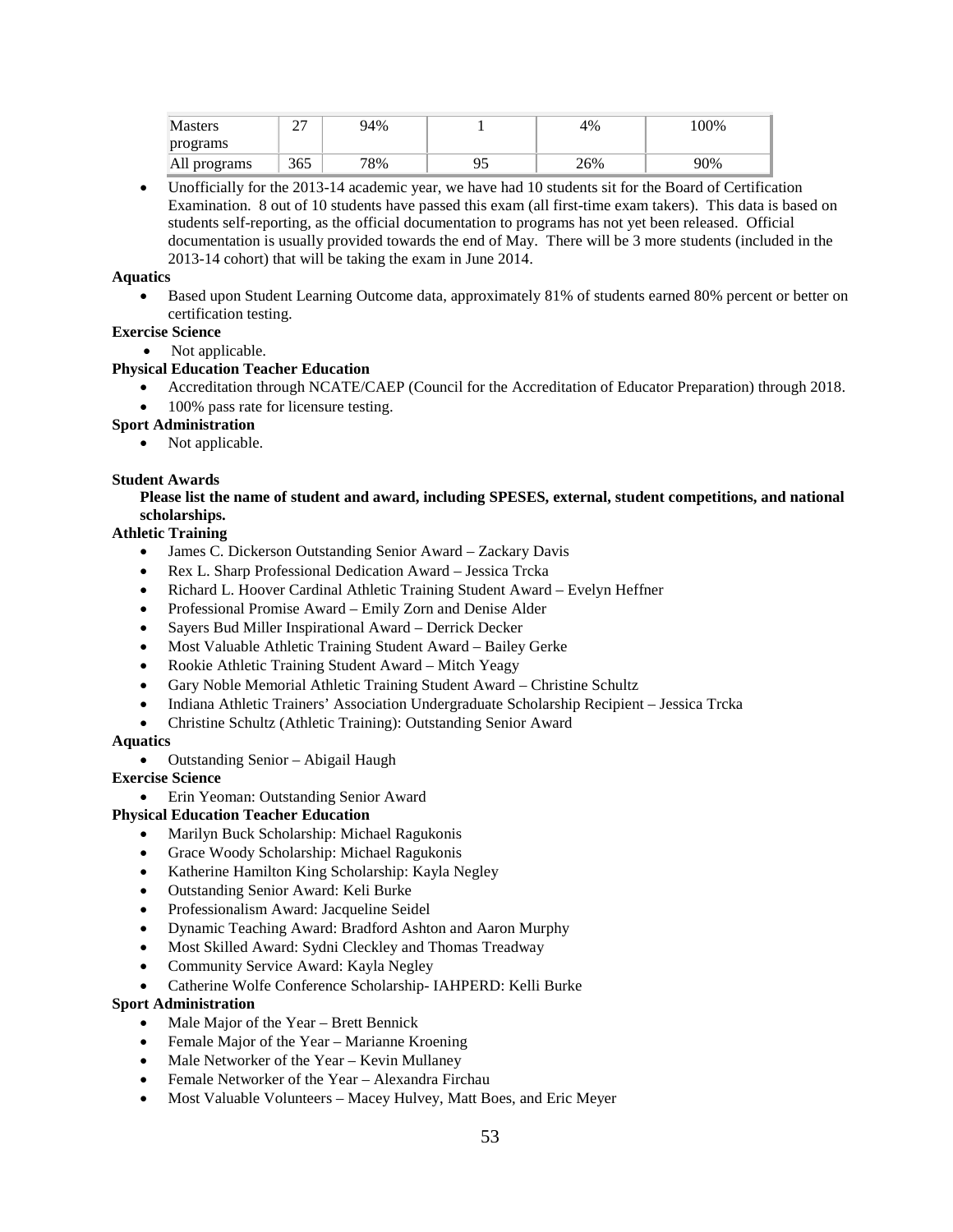| Masters programs | 27 | 94% | 1 | 4% | 100% |
|---|---|---|---|---|---|
| All programs | 365 | 78% | 95 | 26% | 90% |

- Unofficially for the 2013-14 academic year, we have had 10 students sit for the Board of Certification Examination. 8 out of 10 students have passed this exam (all first-time exam takers). This data is based on students self-reporting, as the official documentation to programs has not yet been released. Official documentation is usually provided towards the end of May. There will be 3 more students (included in the 2013-14 cohort) that will be taking the exam in June 2014.

**Aquatics**

- Based upon Student Learning Outcome data, approximately 81% of students earned 80% percent or better on certification testing.

**Exercise Science**

- Not applicable.

**Physical Education Teacher Education**

- Accreditation through NCATE/CAEP (Council for the Accreditation of Educator Preparation) through 2018.
- 100% pass rate for licensure testing.

**Sport Administration**

- Not applicable.

**Student Awards**

**Please list the name of student and award, including SPESES, external, student competitions, and national scholarships.**

**Athletic Training**

- James C. Dickerson Outstanding Senior Award – Zackary Davis
- Rex L. Sharp Professional Dedication Award – Jessica Trcka
- Richard L. Hoover Cardinal Athletic Training Student Award – Evelyn Heffner
- Professional Promise Award – Emily Zorn and Denise Alder
- Sayers Bud Miller Inspirational Award – Derrick Decker
- Most Valuable Athletic Training Student Award – Bailey Gerke
- Rookie Athletic Training Student Award – Mitch Yeagy
- Gary Noble Memorial Athletic Training Student Award – Christine Schultz
- Indiana Athletic Trainers' Association Undergraduate Scholarship Recipient – Jessica Trcka
- Christine Schultz (Athletic Training): Outstanding Senior Award

**Aquatics**

- Outstanding Senior – Abigail Haugh

**Exercise Science**

- Erin Yeoman: Outstanding Senior Award

**Physical Education Teacher Education**

- Marilyn Buck Scholarship: Michael Ragukonis
- Grace Woody Scholarship: Michael Ragukonis
- Katherine Hamilton King Scholarship: Kayla Negley
- Outstanding Senior Award: Keli Burke
- Professionalism Award: Jacqueline Seidel
- Dynamic Teaching Award: Bradford Ashton and Aaron Murphy
- Most Skilled Award: Sydni Cleckley and Thomas Treadway
- Community Service Award: Kayla Negley
- Catherine Wolfe Conference Scholarship- IAHPERD: Kelli Burke

**Sport Administration**

- Male Major of the Year – Brett Bennick
- Female Major of the Year – Marianne Kroening
- Male Networker of the Year – Kevin Mullaney
- Female Networker of the Year – Alexandra Firchau
- Most Valuable Volunteers – Macey Hulvey, Matt Boes, and Eric Meyer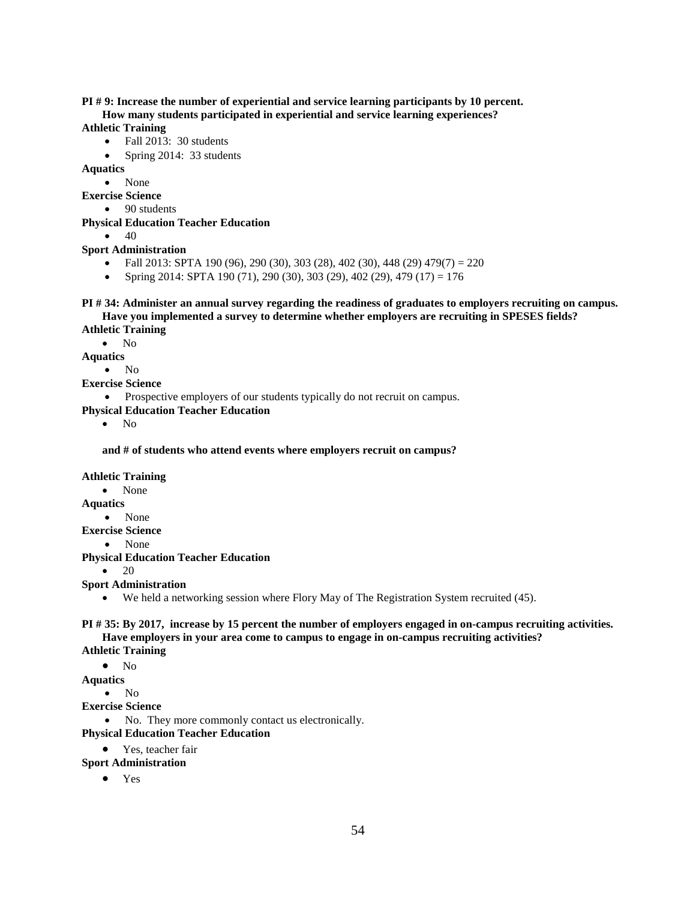**PI # 9: Increase the number of experiential and service learning participants by 10 percent.**
**How many students participated in experiential and service learning experiences?**

**Athletic Training**

- Fall 2013: 30 students
- Spring 2014: 33 students

**Aquatics**

- None

**Exercise Science**

- 90 students

**Physical Education Teacher Education**

- 40

**Sport Administration**

- Fall 2013: SPTA 190 (96), 290 (30), 303 (28), 402 (30), 448 (29) 479(7) = 220
- Spring 2014: SPTA 190 (71), 290 (30), 303 (29), 402 (29), 479 (17) = 176

**PI # 34: Administer an annual survey regarding the readiness of graduates to employers recruiting on campus.**
**Have you implemented a survey to determine whether employers are recruiting in SPESES fields?**

**Athletic Training**

- No

**Aquatics**

- No

**Exercise Science**

- Prospective employers of our students typically do not recruit on campus.

**Physical Education Teacher Education**

- No

**and # of students who attend events where employers recruit on campus?**

**Athletic Training**

- None

**Aquatics**

- None

**Exercise Science**

- None

**Physical Education Teacher Education**

- 20

**Sport Administration**

- We held a networking session where Flory May of The Registration System recruited (45).

**PI # 35: By 2017, increase by 15 percent the number of employers engaged in on-campus recruiting activities.**
**Have employers in your area come to campus to engage in on-campus recruiting activities?**

**Athletic Training**

- No

**Aquatics**

- No

**Exercise Science**

- No. They more commonly contact us electronically.

**Physical Education Teacher Education**

- Yes, teacher fair

**Sport Administration**

- Yes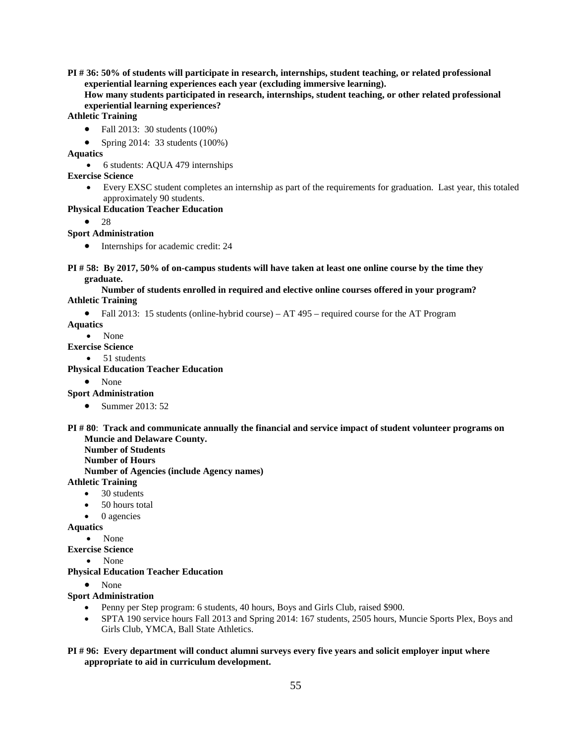**PI # 36: 50% of students will participate in research, internships, student teaching, or related professional experiential learning experiences each year (excluding immersive learning).**
**How many students participated in research, internships, student teaching, or other related professional experiential learning experiences?**

**Athletic Training**

- Fall 2013: 30 students (100%)
- Spring 2014: 33 students (100%)

**Aquatics**

- 6 students: AQUA 479 internships

**Exercise Science**

- Every EXSC student completes an internship as part of the requirements for graduation. Last year, this totaled approximately 90 students.

**Physical Education Teacher Education**

- 28

**Sport Administration**

- Internships for academic credit: 24

**PI # 58: By 2017, 50% of on-campus students will have taken at least one online course by the time they graduate.**
**Number of students enrolled in required and elective online courses offered in your program?**

**Athletic Training**

- Fall 2013: 15 students (online-hybrid course) – AT 495 – required course for the AT Program

**Aquatics**

- None

**Exercise Science**

- 51 students

**Physical Education Teacher Education**

- None

**Sport Administration**

- Summer 2013: 52

**PI # 80**: **Track and communicate annually the financial and service impact of student volunteer programs on Muncie and Delaware County.**
**Number of Students**
**Number of Hours**
**Number of Agencies (include Agency names)**

**Athletic Training**

- 30 students
- 50 hours total
- 0 agencies

**Aquatics**

- None

**Exercise Science**

- None

**Physical Education Teacher Education**

- None

**Sport Administration**

- Penny per Step program: 6 students, 40 hours, Boys and Girls Club, raised $900.
- SPTA 190 service hours Fall 2013 and Spring 2014: 167 students, 2505 hours, Muncie Sports Plex, Boys and Girls Club, YMCA, Ball State Athletics.

**PI # 96: Every department will conduct alumni surveys every five years and solicit employer input where appropriate to aid in curriculum development.**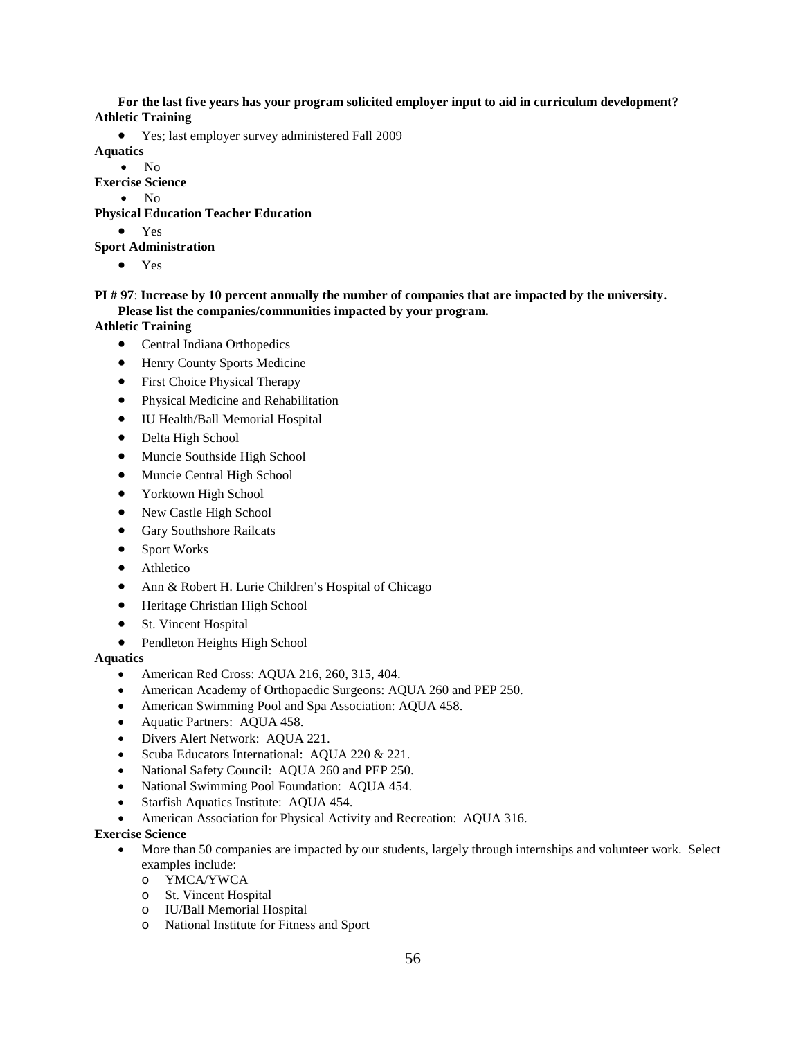**For the last five years has your program solicited employer input to aid in curriculum development?**

**Athletic Training**

- Yes; last employer survey administered Fall 2009

**Aquatics**

- No

**Exercise Science**

- No

**Physical Education Teacher Education**

- Yes

**Sport Administration**

- Yes

**PI # 97**: **Increase by 10 percent annually the number of companies that are impacted by the university. Please list the companies/communities impacted by your program.**

**Athletic Training**

- Central Indiana Orthopedics
- Henry County Sports Medicine
- First Choice Physical Therapy
- Physical Medicine and Rehabilitation
- IU Health/Ball Memorial Hospital
- Delta High School
- Muncie Southside High School
- Muncie Central High School
- Yorktown High School
- New Castle High School
- Gary Southshore Railcats
- Sport Works
- Athletico
- Ann & Robert H. Lurie Children's Hospital of Chicago
- Heritage Christian High School
- St. Vincent Hospital
- Pendleton Heights High School

**Aquatics**

- American Red Cross: AQUA 216, 260, 315, 404.
- American Academy of Orthopaedic Surgeons: AQUA 260 and PEP 250.
- American Swimming Pool and Spa Association: AQUA 458.
- Aquatic Partners: AQUA 458.
- Divers Alert Network: AQUA 221.
- Scuba Educators International: AQUA 220 & 221.
- National Safety Council: AQUA 260 and PEP 250.
- National Swimming Pool Foundation: AQUA 454.
- Starfish Aquatics Institute: AQUA 454.
- American Association for Physical Activity and Recreation: AQUA 316.

**Exercise Science**

- More than 50 companies are impacted by our students, largely through internships and volunteer work. Select examples include:
  - YMCA/YWCA
  - St. Vincent Hospital
  - IU/Ball Memorial Hospital
  - National Institute for Fitness and Sport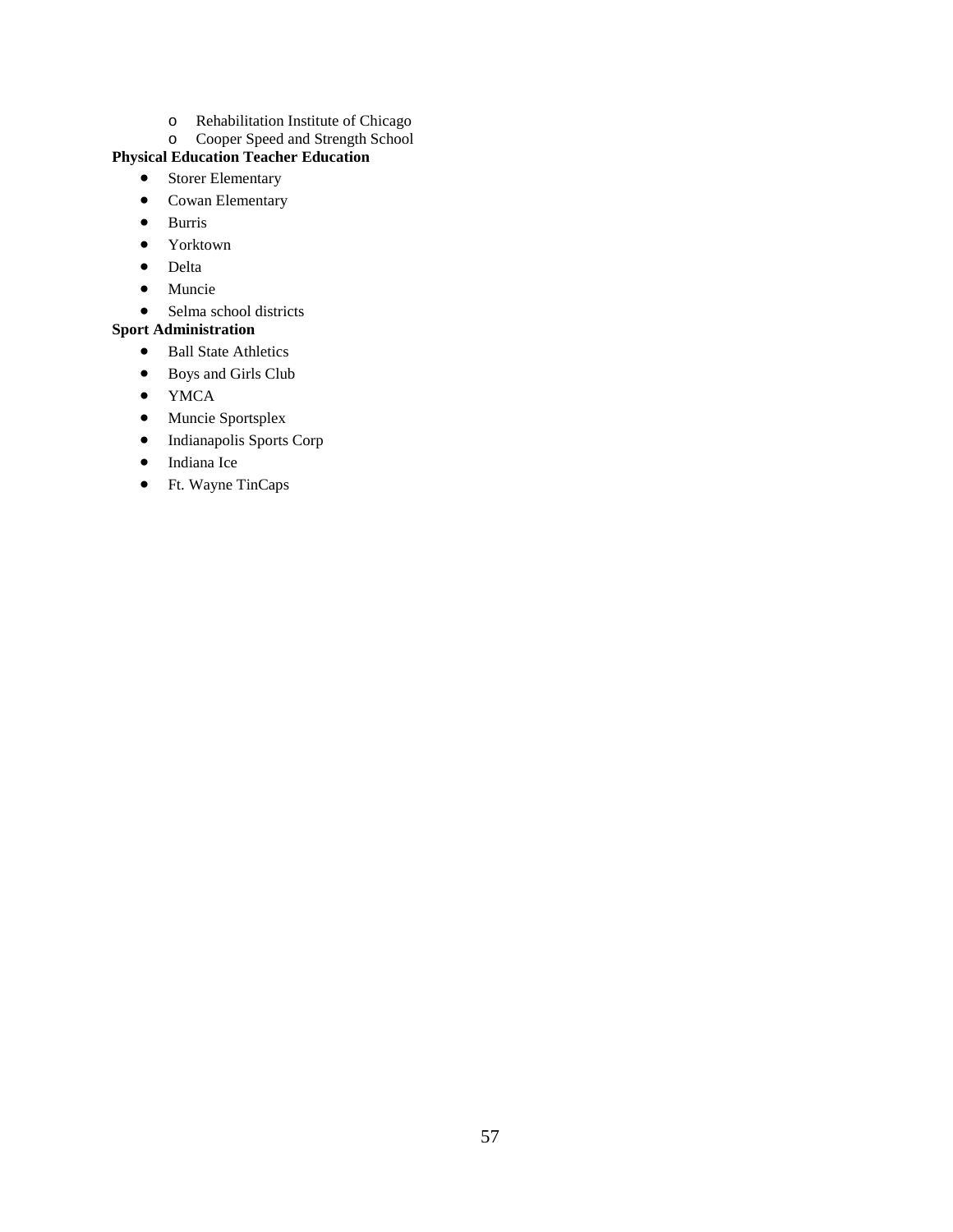- Rehabilitation Institute of Chicago
  - Cooper Speed and Strength School

**Physical Education Teacher Education**

- Storer Elementary
- Cowan Elementary
- Burris
- Yorktown
- Delta
- Muncie
- Selma school districts

**Sport Administration**

- Ball State Athletics
- Boys and Girls Club
- YMCA
- Muncie Sportsplex
- Indianapolis Sports Corp
- Indiana Ice
- Ft. Wayne TinCaps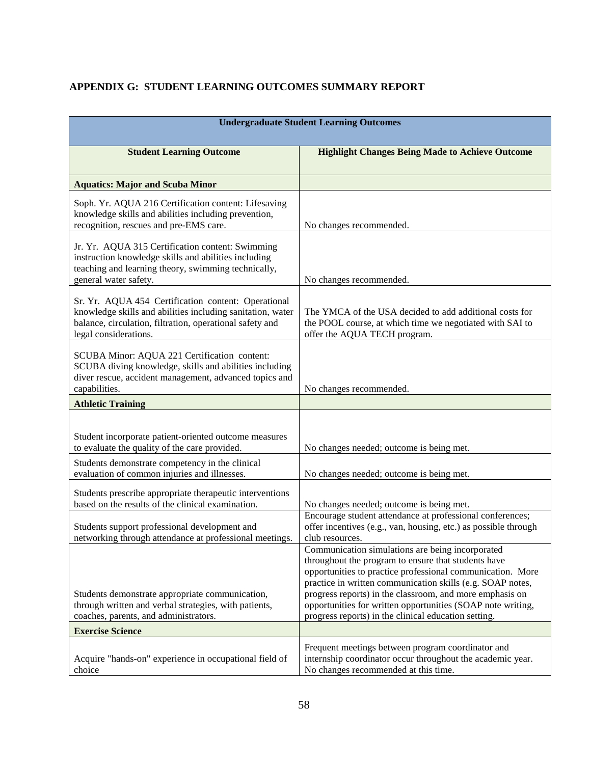## APPENDIX G: STUDENT LEARNING OUTCOMES SUMMARY REPORT

| Undergraduate Student Learning Outcomes | |
|---|---|
| **Student Learning Outcome** | **Highlight Changes Being Made to Achieve Outcome** |
| **Aquatics: Major and Scuba Minor** | |
| Soph. Yr. AQUA 216 Certification content: Lifesaving knowledge skills and abilities including prevention, recognition, rescues and pre-EMS care. | No changes recommended. |
| Jr. Yr. AQUA 315 Certification content: Swimming instruction knowledge skills and abilities including teaching and learning theory, swimming technically, general water safety. | No changes recommended. |
| Sr. Yr. AQUA 454 Certification content: Operational knowledge skills and abilities including sanitation, water balance, circulation, filtration, operational safety and legal considerations. | The YMCA of the USA decided to add additional costs for the POOL course, at which time we negotiated with SAI to offer the AQUA TECH program. |
| SCUBA Minor: AQUA 221 Certification content: SCUBA diving knowledge, skills and abilities including diver rescue, accident management, advanced topics and capabilities. | No changes recommended. |
| **Athletic Training** | |
| Student incorporate patient-oriented outcome measures to evaluate the quality of the care provided. | No changes needed; outcome is being met. |
| Students demonstrate competency in the clinical evaluation of common injuries and illnesses. | No changes needed; outcome is being met. |
| Students prescribe appropriate therapeutic interventions based on the results of the clinical examination. | No changes needed; outcome is being met. |
| Students support professional development and networking through attendance at professional meetings. | Encourage student attendance at professional conferences; offer incentives (e.g., van, housing, etc.) as possible through club resources. |
| Students demonstrate appropriate communication, through written and verbal strategies, with patients, coaches, parents, and administrators. | Communication simulations are being incorporated throughout the program to ensure that students have opportunities to practice professional communication. More practice in written communication skills (e.g. SOAP notes, progress reports) in the classroom, and more emphasis on opportunities for written opportunities (SOAP note writing, progress reports) in the clinical education setting. |
| **Exercise Science** | |
| Acquire "hands-on" experience in occupational field of choice | Frequent meetings between program coordinator and internship coordinator occur throughout the academic year. No changes recommended at this time. |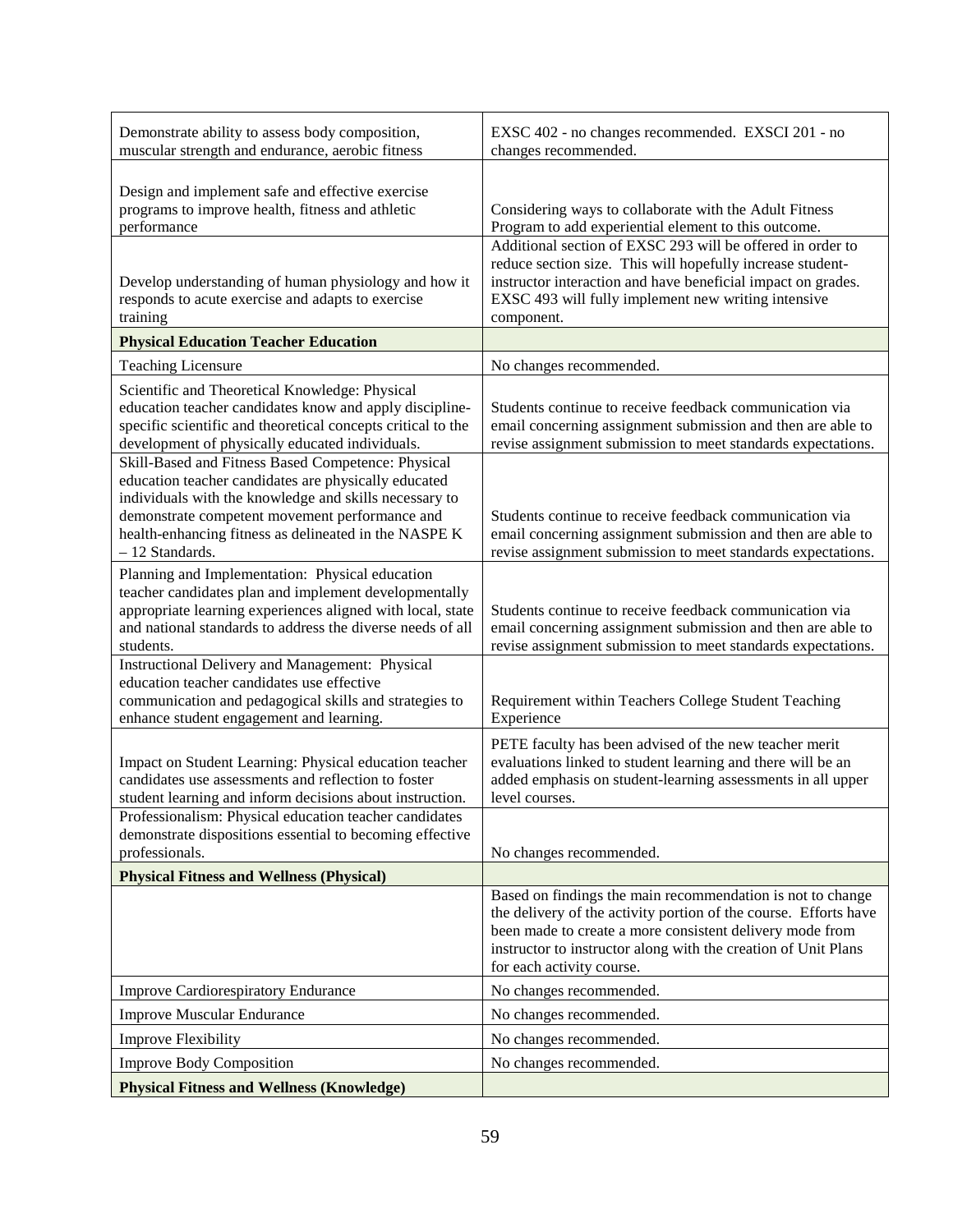| | |
|---|---|
| Demonstrate ability to assess body composition, muscular strength and endurance, aerobic fitness | EXSC 402 - no changes recommended. EXSCI 201 - no changes recommended. |
| Design and implement safe and effective exercise programs to improve health, fitness and athletic performance | Considering ways to collaborate with the Adult Fitness Program to add experiential element to this outcome. |
| Develop understanding of human physiology and how it responds to acute exercise and adapts to exercise training | Additional section of EXSC 293 will be offered in order to reduce section size. This will hopefully increase student-instructor interaction and have beneficial impact on grades. EXSC 493 will fully implement new writing intensive component. |
| **Physical Education Teacher Education** | |
| Teaching Licensure | No changes recommended. |
| Scientific and Theoretical Knowledge: Physical education teacher candidates know and apply discipline-specific scientific and theoretical concepts critical to the development of physically educated individuals. | Students continue to receive feedback communication via email concerning assignment submission and then are able to revise assignment submission to meet standards expectations. |
| Skill-Based and Fitness Based Competence: Physical education teacher candidates are physically educated individuals with the knowledge and skills necessary to demonstrate competent movement performance and health-enhancing fitness as delineated in the NASPE K – 12 Standards. | Students continue to receive feedback communication via email concerning assignment submission and then are able to revise assignment submission to meet standards expectations. |
| Planning and Implementation: Physical education teacher candidates plan and implement developmentally appropriate learning experiences aligned with local, state and national standards to address the diverse needs of all students. | Students continue to receive feedback communication via email concerning assignment submission and then are able to revise assignment submission to meet standards expectations. |
| Instructional Delivery and Management: Physical education teacher candidates use effective communication and pedagogical skills and strategies to enhance student engagement and learning. | Requirement within Teachers College Student Teaching Experience |
| Impact on Student Learning: Physical education teacher candidates use assessments and reflection to foster student learning and inform decisions about instruction. | PETE faculty has been advised of the new teacher merit evaluations linked to student learning and there will be an added emphasis on student-learning assessments in all upper level courses. |
| Professionalism: Physical education teacher candidates demonstrate dispositions essential to becoming effective professionals. | No changes recommended. |
| **Physical Fitness and Wellness (Physical)** | |
| | Based on findings the main recommendation is not to change the delivery of the activity portion of the course. Efforts have been made to create a more consistent delivery mode from instructor to instructor along with the creation of Unit Plans for each activity course. |
| Improve Cardiorespiratory Endurance | No changes recommended. |
| Improve Muscular Endurance | No changes recommended. |
| Improve Flexibility | No changes recommended. |
| Improve Body Composition | No changes recommended. |
| **Physical Fitness and Wellness (Knowledge)** | |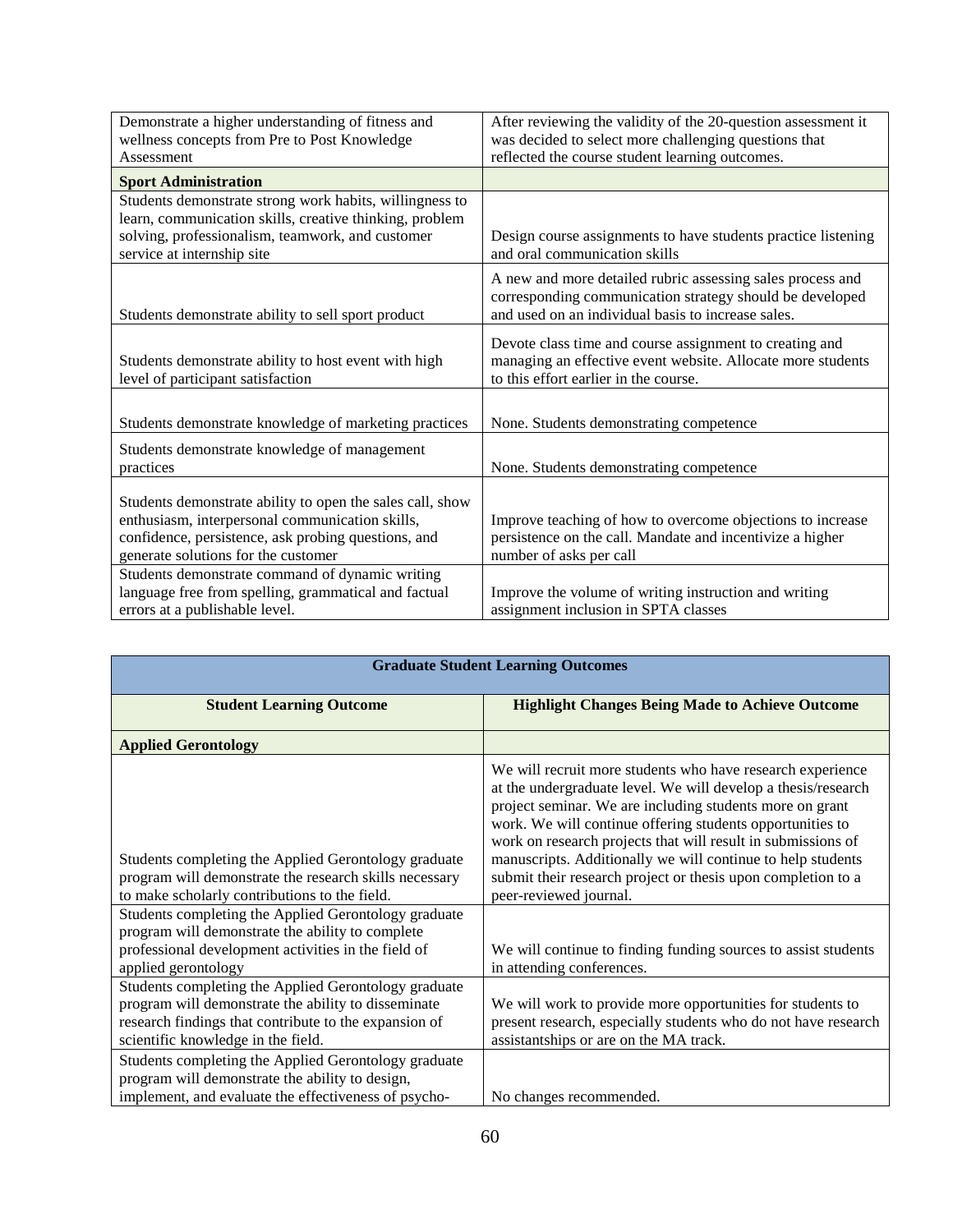| | |
|---|---|
| Demonstrate a higher understanding of fitness and wellness concepts from Pre to Post Knowledge Assessment | After reviewing the validity of the 20-question assessment it was decided to select more challenging questions that reflected the course student learning outcomes. |
| **Sport Administration** | |
| Students demonstrate strong work habits, willingness to learn, communication skills, creative thinking, problem solving, professionalism, teamwork, and customer service at internship site | Design course assignments to have students practice listening and oral communication skills |
| Students demonstrate ability to sell sport product | A new and more detailed rubric assessing sales process and corresponding communication strategy should be developed and used on an individual basis to increase sales. |
| Students demonstrate ability to host event with high level of participant satisfaction | Devote class time and course assignment to creating and managing an effective event website. Allocate more students to this effort earlier in the course. |
| Students demonstrate knowledge of marketing practices | None. Students demonstrating competence |
| Students demonstrate knowledge of management practices | None. Students demonstrating competence |
| Students demonstrate ability to open the sales call, show enthusiasm, interpersonal communication skills, confidence, persistence, ask probing questions, and generate solutions for the customer | Improve teaching of how to overcome objections to increase persistence on the call. Mandate and incentivize a higher number of asks per call |
| Students demonstrate command of dynamic writing language free from spelling, grammatical and factual errors at a publishable level. | Improve the volume of writing instruction and writing assignment inclusion in SPTA classes |

| Graduate Student Learning Outcomes | |
|---|---|
| **Student Learning Outcome** | **Highlight Changes Being Made to Achieve Outcome** |
| **Applied Gerontology** | |
| Students completing the Applied Gerontology graduate program will demonstrate the research skills necessary to make scholarly contributions to the field. | We will recruit more students who have research experience at the undergraduate level. We will develop a thesis/research project seminar. We are including students more on grant work. We will continue offering students opportunities to work on research projects that will result in submissions of manuscripts. Additionally we will continue to help students submit their research project or thesis upon completion to a peer-reviewed journal. |
| Students completing the Applied Gerontology graduate program will demonstrate the ability to complete professional development activities in the field of applied gerontology | We will continue to finding funding sources to assist students in attending conferences. |
| Students completing the Applied Gerontology graduate program will demonstrate the ability to disseminate research findings that contribute to the expansion of scientific knowledge in the field. | We will work to provide more opportunities for students to present research, especially students who do not have research assistantships or are on the MA track. |
| Students completing the Applied Gerontology graduate program will demonstrate the ability to design, implement, and evaluate the effectiveness of psycho- | No changes recommended. |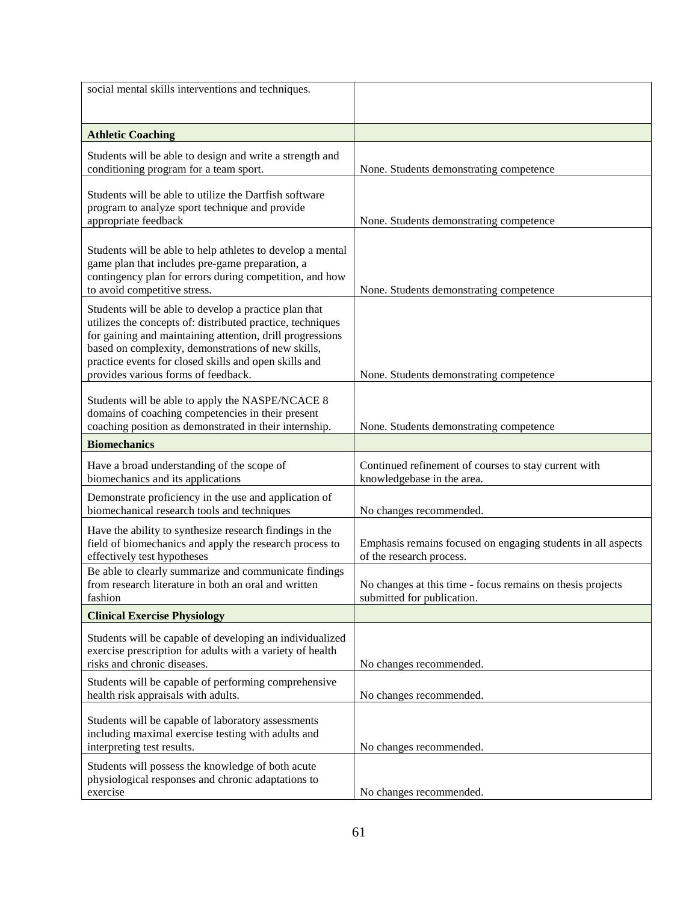| social mental skills interventions and techniques. | |
|---|---|
| **Athletic Coaching** | |
| Students will be able to design and write a strength and conditioning program for a team sport. | None. Students demonstrating competence |
| Students will be able to utilize the Dartfish software program to analyze sport technique and provide appropriate feedback | None. Students demonstrating competence |
| Students will be able to help athletes to develop a mental game plan that includes pre-game preparation, a contingency plan for errors during competition, and how to avoid competitive stress. | None. Students demonstrating competence |
| Students will be able to develop a practice plan that utilizes the concepts of: distributed practice, techniques for gaining and maintaining attention, drill progressions based on complexity, demonstrations of new skills, practice events for closed skills and open skills and provides various forms of feedback. | None. Students demonstrating competence |
| Students will be able to apply the NASPE/NCACE 8 domains of coaching competencies in their present coaching position as demonstrated in their internship. | None. Students demonstrating competence |
| **Biomechanics** | |
| Have a broad understanding of the scope of biomechanics and its applications | Continued refinement of courses to stay current with knowledgebase in the area. |
| Demonstrate proficiency in the use and application of biomechanical research tools and techniques | No changes recommended. |
| Have the ability to synthesize research findings in the field of biomechanics and apply the research process to effectively test hypotheses | Emphasis remains focused on engaging students in all aspects of the research process. |
| Be able to clearly summarize and communicate findings from research literature in both an oral and written fashion | No changes at this time - focus remains on thesis projects submitted for publication. |
| **Clinical Exercise Physiology** | |
| Students will be capable of developing an individualized exercise prescription for adults with a variety of health risks and chronic diseases. | No changes recommended. |
| Students will be capable of performing comprehensive health risk appraisals with adults. | No changes recommended. |
| Students will be capable of laboratory assessments including maximal exercise testing with adults and interpreting test results. | No changes recommended. |
| Students will possess the knowledge of both acute physiological responses and chronic adaptations to exercise | No changes recommended. |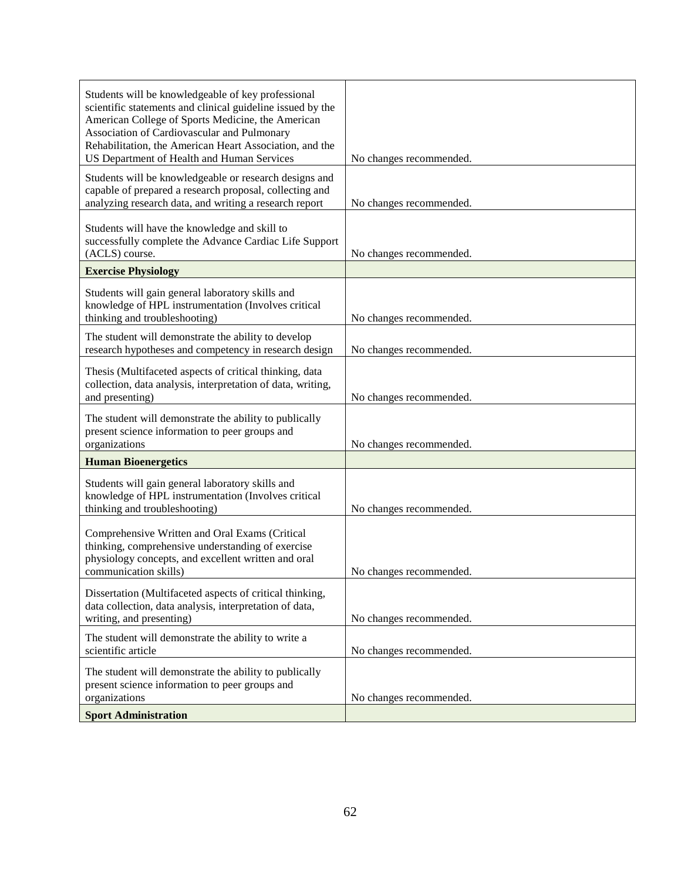| | |
|---|---|
| Students will be knowledgeable of key professional scientific statements and clinical guideline issued by the American College of Sports Medicine, the American Association of Cardiovascular and Pulmonary Rehabilitation, the American Heart Association, and the US Department of Health and Human Services | No changes recommended. |
| Students will be knowledgeable or research designs and capable of prepared a research proposal, collecting and analyzing research data, and writing a research report | No changes recommended. |
| Students will have the knowledge and skill to successfully complete the Advance Cardiac Life Support (ACLS) course. | No changes recommended. |
| **Exercise Physiology** | |
| Students will gain general laboratory skills and knowledge of HPL instrumentation (Involves critical thinking and troubleshooting) | No changes recommended. |
| The student will demonstrate the ability to develop research hypotheses and competency in research design | No changes recommended. |
| Thesis (Multifaceted aspects of critical thinking, data collection, data analysis, interpretation of data, writing, and presenting) | No changes recommended. |
| The student will demonstrate the ability to publically present science information to peer groups and organizations | No changes recommended. |
| **Human Bioenergetics** | |
| Students will gain general laboratory skills and knowledge of HPL instrumentation (Involves critical thinking and troubleshooting) | No changes recommended. |
| Comprehensive Written and Oral Exams (Critical thinking, comprehensive understanding of exercise physiology concepts, and excellent written and oral communication skills) | No changes recommended. |
| Dissertation (Multifaceted aspects of critical thinking, data collection, data analysis, interpretation of data, writing, and presenting) | No changes recommended. |
| The student will demonstrate the ability to write a scientific article | No changes recommended. |
| The student will demonstrate the ability to publically present science information to peer groups and organizations | No changes recommended. |
| **Sport Administration** | |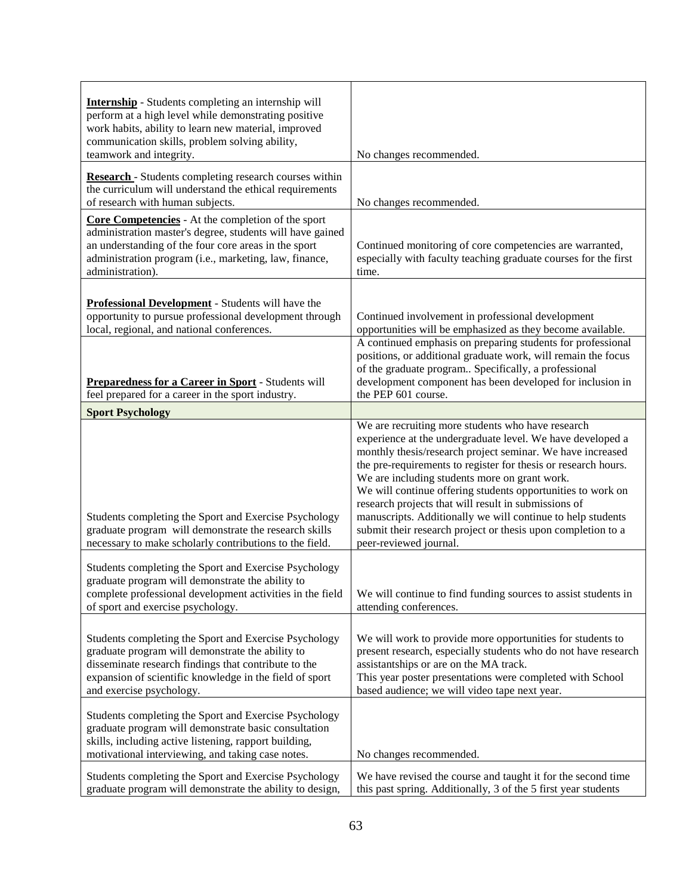| | |
|---|---|
| **Internship** - Students completing an internship will perform at a high level while demonstrating positive work habits, ability to learn new material, improved communication skills, problem solving ability, teamwork and integrity. | No changes recommended. |
| **Research** - Students completing research courses within the curriculum will understand the ethical requirements of research with human subjects. | No changes recommended. |
| **Core Competencies** - At the completion of the sport administration master's degree, students will have gained an understanding of the four core areas in the sport administration program (i.e., marketing, law, finance, administration). | Continued monitoring of core competencies are warranted, especially with faculty teaching graduate courses for the first time. |
| **Professional Development** - Students will have the opportunity to pursue professional development through local, regional, and national conferences. | Continued involvement in professional development opportunities will be emphasized as they become available. |
| **Preparedness for a Career in Sport** - Students will feel prepared for a career in the sport industry. | A continued emphasis on preparing students for professional positions, or additional graduate work, will remain the focus of the graduate program.. Specifically, a professional development component has been developed for inclusion in the PEP 601 course. |
| **Sport Psychology** | |
| Students completing the Sport and Exercise Psychology graduate program will demonstrate the research skills necessary to make scholarly contributions to the field. | We are recruiting more students who have research experience at the undergraduate level. We have developed a monthly thesis/research project seminar. We have increased the pre-requirements to register for thesis or research hours. We are including students more on grant work. We will continue offering students opportunities to work on research projects that will result in submissions of manuscripts. Additionally we will continue to help students submit their research project or thesis upon completion to a peer-reviewed journal. |
| Students completing the Sport and Exercise Psychology graduate program will demonstrate the ability to complete professional development activities in the field of sport and exercise psychology. | We will continue to find funding sources to assist students in attending conferences. |
| Students completing the Sport and Exercise Psychology graduate program will demonstrate the ability to disseminate research findings that contribute to the expansion of scientific knowledge in the field of sport and exercise psychology. | We will work to provide more opportunities for students to present research, especially students who do not have research assistantships or are on the MA track. This year poster presentations were completed with School based audience; we will video tape next year. |
| Students completing the Sport and Exercise Psychology graduate program will demonstrate basic consultation skills, including active listening, rapport building, motivational interviewing, and taking case notes. | No changes recommended. |
| Students completing the Sport and Exercise Psychology graduate program will demonstrate the ability to design, | We have revised the course and taught it for the second time this past spring. Additionally, 3 of the 5 first year students |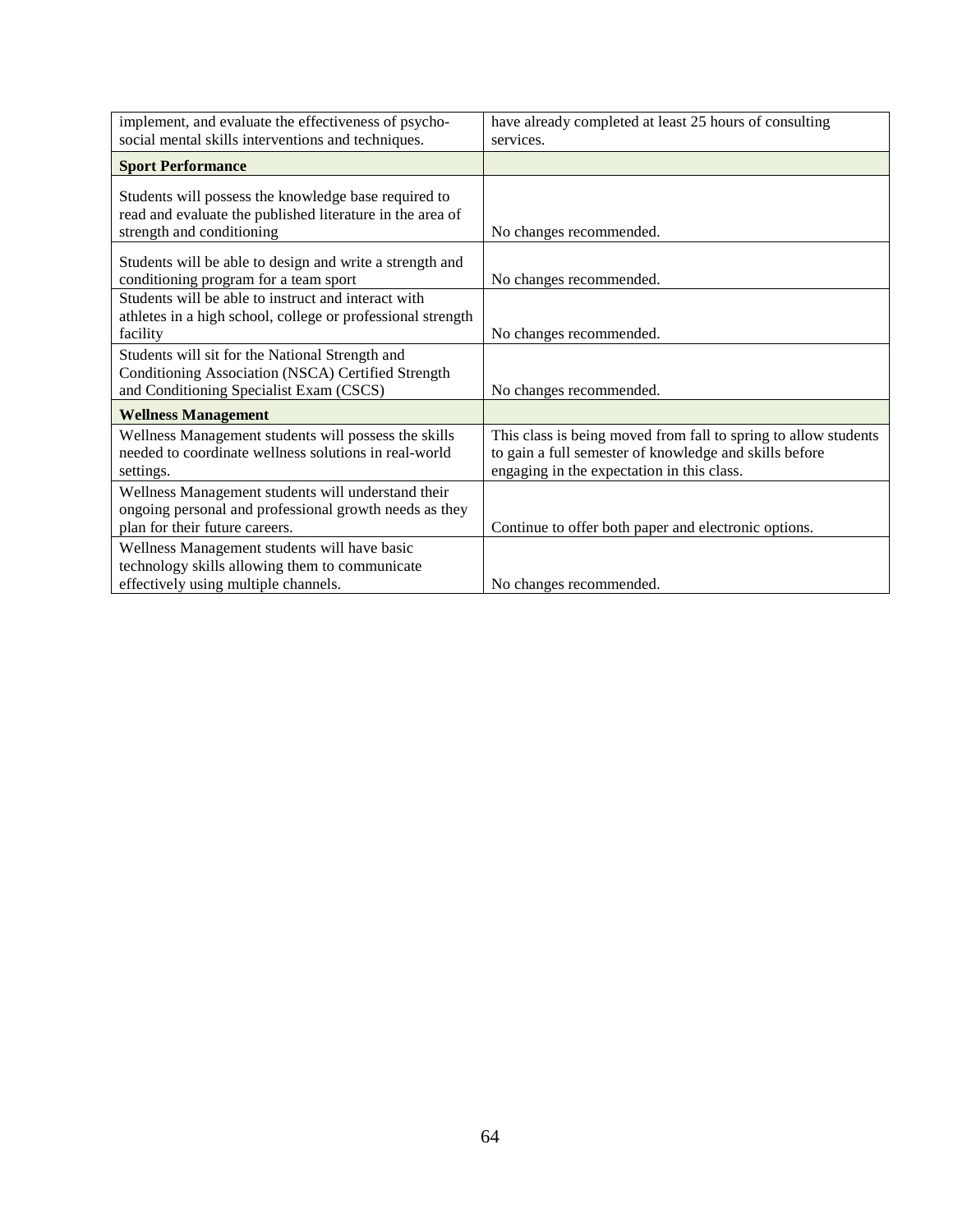| | |
|---|---|
| implement, and evaluate the effectiveness of psycho-social mental skills interventions and techniques. | have already completed at least 25 hours of consulting services. |
| **Sport Performance** | |
| Students will possess the knowledge base required to read and evaluate the published literature in the area of strength and conditioning | No changes recommended. |
| Students will be able to design and write a strength and conditioning program for a team sport | No changes recommended. |
| Students will be able to instruct and interact with athletes in a high school, college or professional strength facility | No changes recommended. |
| Students will sit for the National Strength and Conditioning Association (NSCA) Certified Strength and Conditioning Specialist Exam (CSCS) | No changes recommended. |
| **Wellness Management** | |
| Wellness Management students will possess the skills needed to coordinate wellness solutions in real-world settings. | This class is being moved from fall to spring to allow students to gain a full semester of knowledge and skills before engaging in the expectation in this class. |
| Wellness Management students will understand their ongoing personal and professional growth needs as they plan for their future careers. | Continue to offer both paper and electronic options. |
| Wellness Management students will have basic technology skills allowing them to communicate effectively using multiple channels. | No changes recommended. |